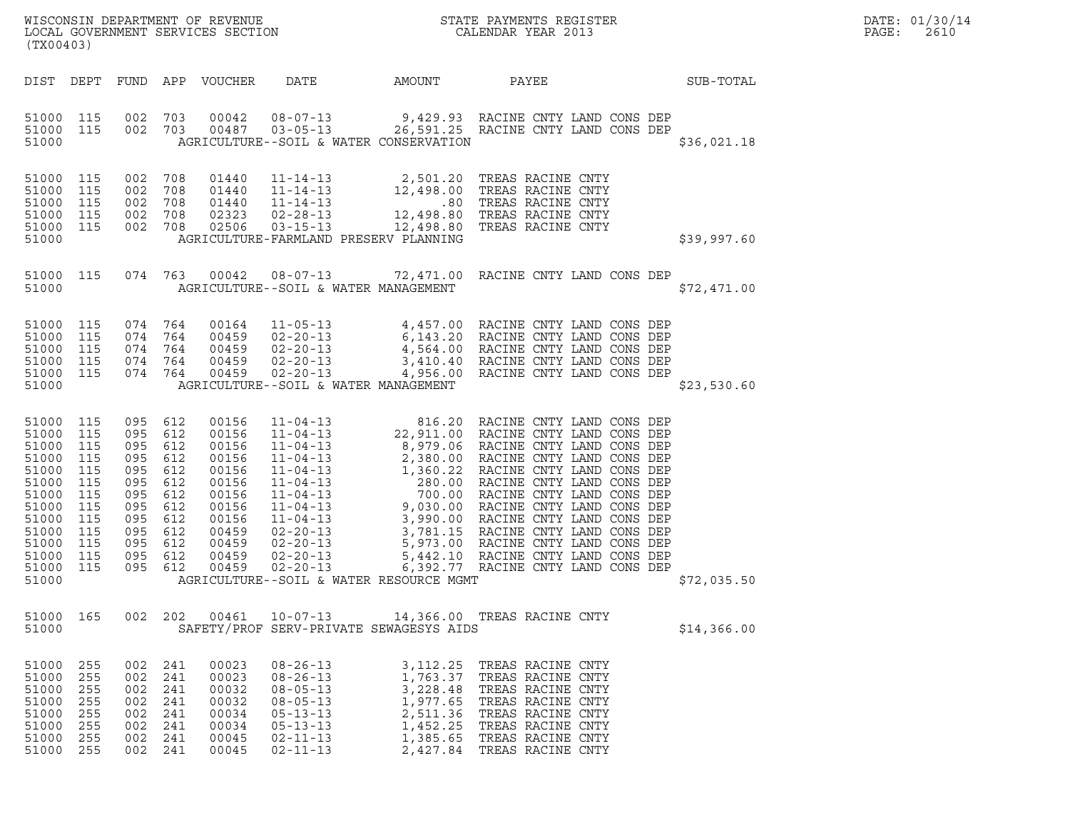WISCONSIN DEPARTMENT OF REVENUE
LOCAL GOVERNMENT SERVICES SECTION
(TX00403)

STATE PAYMENTS REGISTER
CALENDAR YEAR 2013

DATE: 01/30/14
PAGE: 2610

| DIST | DEPT | FUND | APP | VOUCHER | DATE | AMOUNT | PAYEE | SUB-TOTAL |
|---|---|---|---|---|---|---|---|---|
| 51000 | 115 | 002 | 703 | 00042 | 08-07-13 | 9,429.93 | RACINE CNTY LAND CONS DEP | |
| 51000 | 115 | 002 | 703 | 00487 | 03-05-13 | 26,591.25 | RACINE CNTY LAND CONS DEP | |
| 51000 | | | | | AGRICULTURE--SOIL & WATER CONSERVATION | | | $36,021.18 |
| 51000 | 115 | 002 | 708 | 01440 | 11-14-13 | 2,501.20 | TREAS RACINE CNTY | |
| 51000 | 115 | 002 | 708 | 01440 | 11-14-13 | 12,498.00 | TREAS RACINE CNTY | |
| 51000 | 115 | 002 | 708 | 01440 | 11-14-13 | .80 | TREAS RACINE CNTY | |
| 51000 | 115 | 002 | 708 | 02323 | 02-28-13 | 12,498.80 | TREAS RACINE CNTY | |
| 51000 | 115 | 002 | 708 | 02506 | 03-15-13 | 12,498.80 | TREAS RACINE CNTY | |
| 51000 | | | | | AGRICULTURE-FARMLAND PRESERV PLANNING | | | $39,997.60 |
| 51000 | 115 | 074 | 763 | 00042 | 08-07-13 | 72,471.00 | RACINE CNTY LAND CONS DEP | |
| 51000 | | | | | AGRICULTURE--SOIL & WATER MANAGEMENT | | | $72,471.00 |
| 51000 | 115 | 074 | 764 | 00164 | 11-05-13 | 4,457.00 | RACINE CNTY LAND CONS DEP | |
| 51000 | 115 | 074 | 764 | 00459 | 02-20-13 | 6,143.20 | RACINE CNTY LAND CONS DEP | |
| 51000 | 115 | 074 | 764 | 00459 | 02-20-13 | 4,564.00 | RACINE CNTY LAND CONS DEP | |
| 51000 | 115 | 074 | 764 | 00459 | 02-20-13 | 3,410.40 | RACINE CNTY LAND CONS DEP | |
| 51000 | 115 | 074 | 764 | 00459 | 02-20-13 | 4,956.00 | RACINE CNTY LAND CONS DEP | |
| 51000 | | | | | AGRICULTURE--SOIL & WATER MANAGEMENT | | | $23,530.60 |
| 51000 | 115 | 095 | 612 | 00156 | 11-04-13 | 816.20 | RACINE CNTY LAND CONS DEP | |
| 51000 | 115 | 095 | 612 | 00156 | 11-04-13 | 22,911.00 | RACINE CNTY LAND CONS DEP | |
| 51000 | 115 | 095 | 612 | 00156 | 11-04-13 | 8,979.06 | RACINE CNTY LAND CONS DEP | |
| 51000 | 115 | 095 | 612 | 00156 | 11-04-13 | 2,380.00 | RACINE CNTY LAND CONS DEP | |
| 51000 | 115 | 095 | 612 | 00156 | 11-04-13 | 1,360.22 | RACINE CNTY LAND CONS DEP | |
| 51000 | 115 | 095 | 612 | 00156 | 11-04-13 | 280.00 | RACINE CNTY LAND CONS DEP | |
| 51000 | 115 | 095 | 612 | 00156 | 11-04-13 | 700.00 | RACINE CNTY LAND CONS DEP | |
| 51000 | 115 | 095 | 612 | 00156 | 11-04-13 | 9,030.00 | RACINE CNTY LAND CONS DEP | |
| 51000 | 115 | 095 | 612 | 00156 | 11-04-13 | 3,990.00 | RACINE CNTY LAND CONS DEP | |
| 51000 | 115 | 095 | 612 | 00459 | 02-20-13 | 3,781.15 | RACINE CNTY LAND CONS DEP | |
| 51000 | 115 | 095 | 612 | 00459 | 02-20-13 | 5,973.00 | RACINE CNTY LAND CONS DEP | |
| 51000 | 115 | 095 | 612 | 00459 | 02-20-13 | 5,442.10 | RACINE CNTY LAND CONS DEP | |
| 51000 | 115 | 095 | 612 | 00459 | 02-20-13 | 6,392.77 | RACINE CNTY LAND CONS DEP | |
| 51000 | | | | | AGRICULTURE--SOIL & WATER RESOURCE MGMT | | | $72,035.50 |
| 51000 | 165 | 002 | 202 | 00461 | 10-07-13 | 14,366.00 | TREAS RACINE CNTY | |
| 51000 | | | | | SAFETY/PROF SERV-PRIVATE SEWAGESYS AIDS | | | $14,366.00 |
| 51000 | 255 | 002 | 241 | 00023 | 08-26-13 | 3,112.25 | TREAS RACINE CNTY | |
| 51000 | 255 | 002 | 241 | 00023 | 08-26-13 | 1,763.37 | TREAS RACINE CNTY | |
| 51000 | 255 | 002 | 241 | 00032 | 08-05-13 | 3,228.48 | TREAS RACINE CNTY | |
| 51000 | 255 | 002 | 241 | 00032 | 08-05-13 | 1,977.65 | TREAS RACINE CNTY | |
| 51000 | 255 | 002 | 241 | 00034 | 05-13-13 | 2,511.36 | TREAS RACINE CNTY | |
| 51000 | 255 | 002 | 241 | 00034 | 05-13-13 | 1,452.25 | TREAS RACINE CNTY | |
| 51000 | 255 | 002 | 241 | 00045 | 02-11-13 | 1,385.65 | TREAS RACINE CNTY | |
| 51000 | 255 | 002 | 241 | 00045 | 02-11-13 | 2,427.84 | TREAS RACINE CNTY | |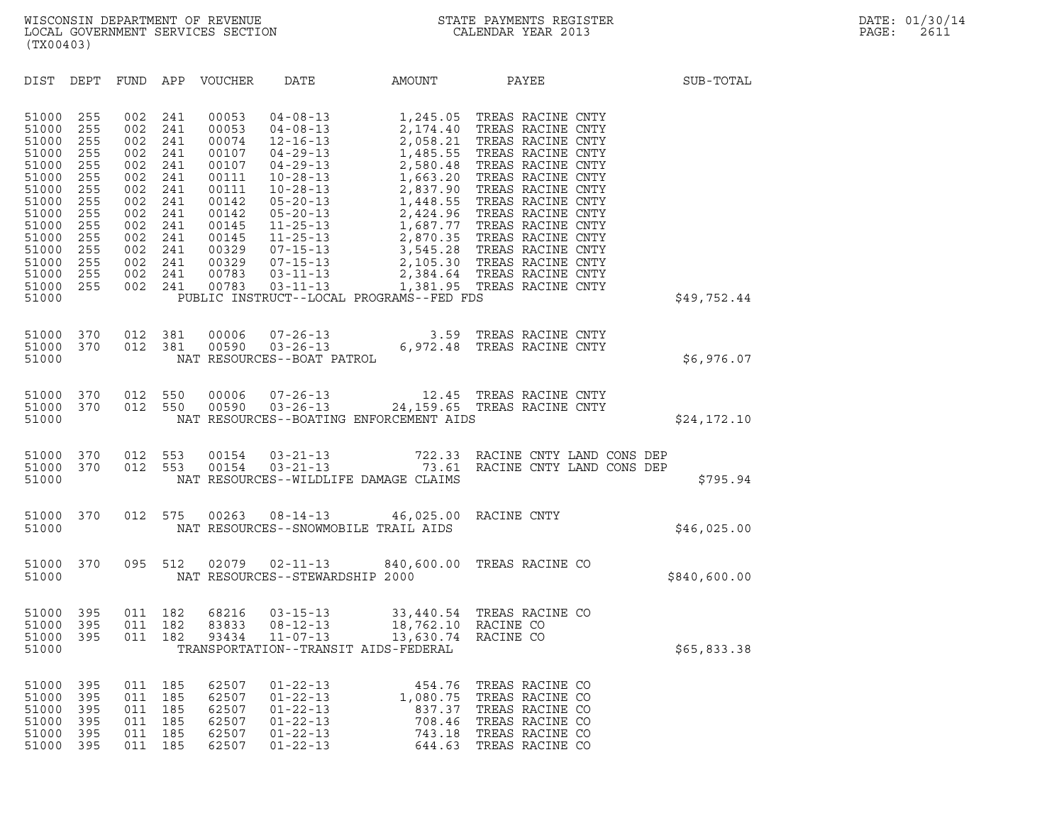WISCONSIN DEPARTMENT OF REVENUE
LOCAL GOVERNMENT SERVICES SECTION
(TX00403)

STATE PAYMENTS REGISTER
CALENDAR YEAR 2013

DATE: 01/30/14
PAGE: 2611

| DIST | DEPT | FUND | APP | VOUCHER | DATE | AMOUNT | PAYEE | SUB-TOTAL |
|---|---|---|---|---|---|---|---|---|
| 51000 | 255 | 002 | 241 | 00053 | 04-08-13 | 1,245.05 | TREAS RACINE CNTY | |
| 51000 | 255 | 002 | 241 | 00053 | 04-08-13 | 2,174.40 | TREAS RACINE CNTY | |
| 51000 | 255 | 002 | 241 | 00074 | 12-16-13 | 2,058.21 | TREAS RACINE CNTY | |
| 51000 | 255 | 002 | 241 | 00107 | 04-29-13 | 1,485.55 | TREAS RACINE CNTY | |
| 51000 | 255 | 002 | 241 | 00107 | 04-29-13 | 2,580.48 | TREAS RACINE CNTY | |
| 51000 | 255 | 002 | 241 | 00111 | 10-28-13 | 1,663.20 | TREAS RACINE CNTY | |
| 51000 | 255 | 002 | 241 | 00111 | 10-28-13 | 2,837.90 | TREAS RACINE CNTY | |
| 51000 | 255 | 002 | 241 | 00142 | 05-20-13 | 1,448.55 | TREAS RACINE CNTY | |
| 51000 | 255 | 002 | 241 | 00142 | 05-20-13 | 2,424.96 | TREAS RACINE CNTY | |
| 51000 | 255 | 002 | 241 | 00145 | 11-25-13 | 1,687.77 | TREAS RACINE CNTY | |
| 51000 | 255 | 002 | 241 | 00145 | 11-25-13 | 2,870.35 | TREAS RACINE CNTY | |
| 51000 | 255 | 002 | 241 | 00329 | 07-15-13 | 3,545.28 | TREAS RACINE CNTY | |
| 51000 | 255 | 002 | 241 | 00329 | 07-15-13 | 2,105.30 | TREAS RACINE CNTY | |
| 51000 | 255 | 002 | 241 | 00783 | 03-11-13 | 2,384.64 | TREAS RACINE CNTY | |
| 51000 | 255 | 002 | 241 | 00783 | 03-11-13 | 1,381.95 | TREAS RACINE CNTY | |
| 51000 | | | | PUBLIC INSTRUCT--LOCAL PROGRAMS--FED FDS | | | | $49,752.44 |
| 51000 | 370 | 012 | 381 | 00006 | 07-26-13 | 3.59 | TREAS RACINE CNTY | |
| 51000 | 370 | 012 | 381 | 00590 | 03-26-13 | 6,972.48 | TREAS RACINE CNTY | |
| 51000 | | | | NAT RESOURCES--BOAT PATROL | | | | $6,976.07 |
| 51000 | 370 | 012 | 550 | 00006 | 07-26-13 | 12.45 | TREAS RACINE CNTY | |
| 51000 | 370 | 012 | 550 | 00590 | 03-26-13 | 24,159.65 | TREAS RACINE CNTY | |
| 51000 | | | | NAT RESOURCES--BOATING ENFORCEMENT AIDS | | | | $24,172.10 |
| 51000 | 370 | 012 | 553 | 00154 | 03-21-13 | 722.33 | RACINE CNTY LAND CONS DEP | |
| 51000 | 370 | 012 | 553 | 00154 | 03-21-13 | 73.61 | RACINE CNTY LAND CONS DEP | |
| 51000 | | | | NAT RESOURCES--WILDLIFE DAMAGE CLAIMS | | | | $795.94 |
| 51000 | 370 | 012 | 575 | 00263 | 08-14-13 | 46,025.00 | RACINE CNTY | |
| 51000 | | | | NAT RESOURCES--SNOWMOBILE TRAIL AIDS | | | | $46,025.00 |
| 51000 | 370 | 095 | 512 | 02079 | 02-11-13 | 840,600.00 | TREAS RACINE CO | |
| 51000 | | | | NAT RESOURCES--STEWARDSHIP 2000 | | | | $840,600.00 |
| 51000 | 395 | 011 | 182 | 68216 | 03-15-13 | 33,440.54 | TREAS RACINE CO | |
| 51000 | 395 | 011 | 182 | 83833 | 08-12-13 | 18,762.10 | RACINE CO | |
| 51000 | 395 | 011 | 182 | 93434 | 11-07-13 | 13,630.74 | RACINE CO | |
| 51000 | | | | TRANSPORTATION--TRANSIT AIDS-FEDERAL | | | | $65,833.38 |
| 51000 | 395 | 011 | 185 | 62507 | 01-22-13 | 454.76 | TREAS RACINE CO | |
| 51000 | 395 | 011 | 185 | 62507 | 01-22-13 | 1,080.75 | TREAS RACINE CO | |
| 51000 | 395 | 011 | 185 | 62507 | 01-22-13 | 837.37 | TREAS RACINE CO | |
| 51000 | 395 | 011 | 185 | 62507 | 01-22-13 | 708.46 | TREAS RACINE CO | |
| 51000 | 395 | 011 | 185 | 62507 | 01-22-13 | 743.18 | TREAS RACINE CO | |
| 51000 | 395 | 011 | 185 | 62507 | 01-22-13 | 644.63 | TREAS RACINE CO | |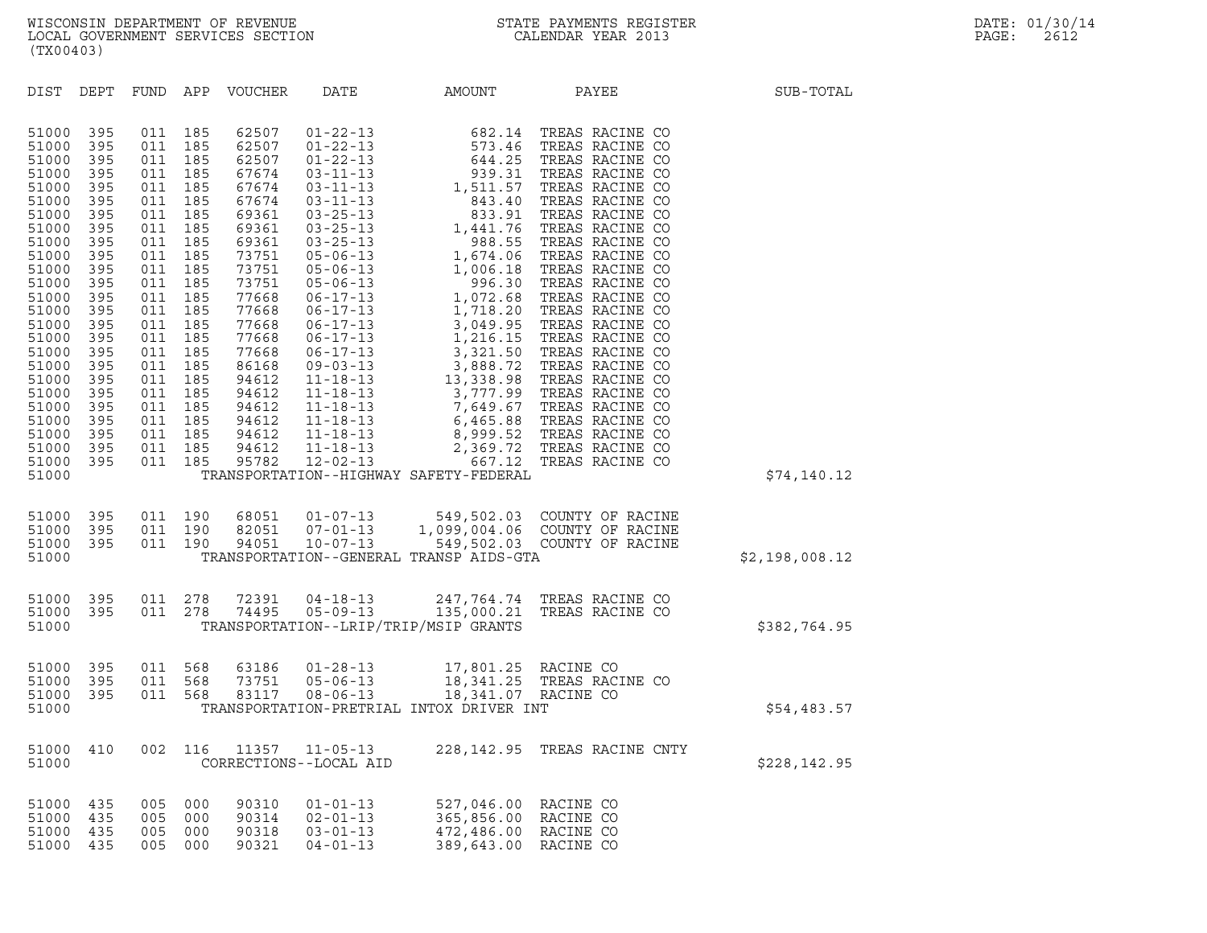| DIST | DEPT | FUND | APP | VOUCHER | DATE | AMOUNT | PAYEE | SUB-TOTAL |
|---|---|---|---|---|---|---|---|---|
| 51000 | 395 | 011 | 185 | 62507 | 01-22-13 | 682.14 | TREAS RACINE CO | |
| 51000 | 395 | 011 | 185 | 62507 | 01-22-13 | 573.46 | TREAS RACINE CO | |
| 51000 | 395 | 011 | 185 | 62507 | 01-22-13 | 644.25 | TREAS RACINE CO | |
| 51000 | 395 | 011 | 185 | 67674 | 03-11-13 | 939.31 | TREAS RACINE CO | |
| 51000 | 395 | 011 | 185 | 67674 | 03-11-13 | 1,511.57 | TREAS RACINE CO | |
| 51000 | 395 | 011 | 185 | 67674 | 03-11-13 | 843.40 | TREAS RACINE CO | |
| 51000 | 395 | 011 | 185 | 69361 | 03-25-13 | 833.91 | TREAS RACINE CO | |
| 51000 | 395 | 011 | 185 | 69361 | 03-25-13 | 1,441.76 | TREAS RACINE CO | |
| 51000 | 395 | 011 | 185 | 69361 | 03-25-13 | 988.55 | TREAS RACINE CO | |
| 51000 | 395 | 011 | 185 | 73751 | 05-06-13 | 1,674.06 | TREAS RACINE CO | |
| 51000 | 395 | 011 | 185 | 73751 | 05-06-13 | 1,006.18 | TREAS RACINE CO | |
| 51000 | 395 | 011 | 185 | 73751 | 05-06-13 | 996.30 | TREAS RACINE CO | |
| 51000 | 395 | 011 | 185 | 77668 | 06-17-13 | 1,072.68 | TREAS RACINE CO | |
| 51000 | 395 | 011 | 185 | 77668 | 06-17-13 | 1,718.20 | TREAS RACINE CO | |
| 51000 | 395 | 011 | 185 | 77668 | 06-17-13 | 3,049.95 | TREAS RACINE CO | |
| 51000 | 395 | 011 | 185 | 77668 | 06-17-13 | 1,216.15 | TREAS RACINE CO | |
| 51000 | 395 | 011 | 185 | 77668 | 06-17-13 | 3,321.50 | TREAS RACINE CO | |
| 51000 | 395 | 011 | 185 | 86168 | 09-03-13 | 3,888.72 | TREAS RACINE CO | |
| 51000 | 395 | 011 | 185 | 94612 | 11-18-13 | 13,338.98 | TREAS RACINE CO | |
| 51000 | 395 | 011 | 185 | 94612 | 11-18-13 | 3,777.99 | TREAS RACINE CO | |
| 51000 | 395 | 011 | 185 | 94612 | 11-18-13 | 7,649.67 | TREAS RACINE CO | |
| 51000 | 395 | 011 | 185 | 94612 | 11-18-13 | 6,465.88 | TREAS RACINE CO | |
| 51000 | 395 | 011 | 185 | 94612 | 11-18-13 | 8,999.52 | TREAS RACINE CO | |
| 51000 | 395 | 011 | 185 | 94612 | 11-18-13 | 2,369.72 | TREAS RACINE CO | |
| 51000 | 395 | 011 | 185 | 95782 | 12-02-13 | 667.12 | TREAS RACINE CO | |
| 51000 | | | | TRANSPORTATION--HIGHWAY SAFETY-FEDERAL | | | | $74,140.12 |
| 51000 | 395 | 011 | 190 | 68051 | 01-07-13 | 549,502.03 | COUNTY OF RACINE | |
| 51000 | 395 | 011 | 190 | 82051 | 07-01-13 | 1,099,004.06 | COUNTY OF RACINE | |
| 51000 | 395 | 011 | 190 | 94051 | 10-07-13 | 549,502.03 | COUNTY OF RACINE | |
| 51000 | | | | TRANSPORTATION--GENERAL TRANSP AIDS-GTA | | | | $2,198,008.12 |
| 51000 | 395 | 011 | 278 | 72391 | 04-18-13 | 247,764.74 | TREAS RACINE CO | |
| 51000 | 395 | 011 | 278 | 74495 | 05-09-13 | 135,000.21 | TREAS RACINE CO | |
| 51000 | | | | TRANSPORTATION--LRIP/TRIP/MSIP GRANTS | | | | $382,764.95 |
| 51000 | 395 | 011 | 568 | 63186 | 01-28-13 | 17,801.25 | RACINE CO | |
| 51000 | 395 | 011 | 568 | 73751 | 05-06-13 | 18,341.25 | TREAS RACINE CO | |
| 51000 | 395 | 011 | 568 | 83117 | 08-06-13 | 18,341.07 | RACINE CO | |
| 51000 | | | | TRANSPORTATION-PRETRIAL INTOX DRIVER INT | | | | $54,483.57 |
| 51000 | 410 | 002 | 116 | 11357 | 11-05-13 | 228,142.95 | TREAS RACINE CNTY | |
| 51000 | | | | CORRECTIONS--LOCAL AID | | | | $228,142.95 |
| 51000 | 435 | 005 | 000 | 90310 | 01-01-13 | 527,046.00 | RACINE CO | |
| 51000 | 435 | 005 | 000 | 90314 | 02-01-13 | 365,856.00 | RACINE CO | |
| 51000 | 435 | 005 | 000 | 90318 | 03-01-13 | 472,486.00 | RACINE CO | |
| 51000 | 435 | 005 | 000 | 90321 | 04-01-13 | 389,643.00 | RACINE CO | |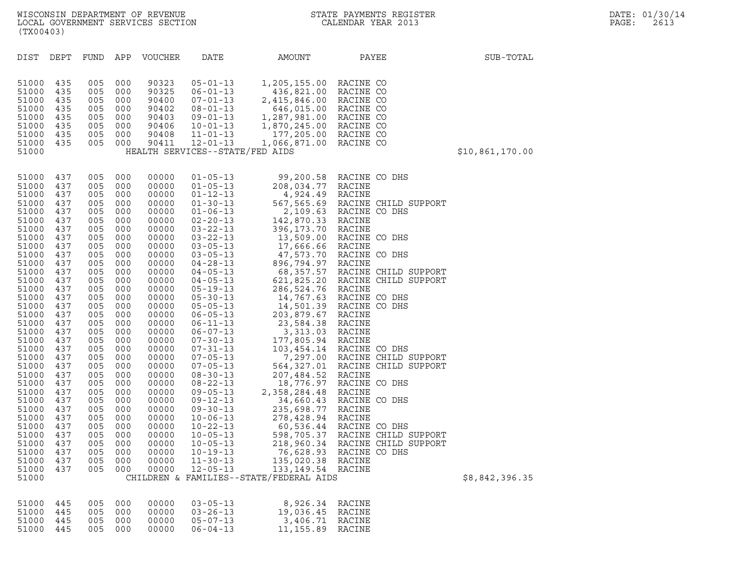WISCONSIN DEPARTMENT OF REVENUE
LOCAL GOVERNMENT SERVICES SECTION
(TX00403)

STATE PAYMENTS REGISTER
CALENDAR YEAR 2013

DATE: 01/30/14
PAGE: 2613

| DIST | DEPT | FUND | APP | VOUCHER | DATE | AMOUNT | PAYEE | SUB-TOTAL |
|---|---|---|---|---|---|---|---|---|
| 51000 | 435 | 005 | 000 | 90323 | 05-01-13 | 1,205,155.00 | RACINE CO | |
| 51000 | 435 | 005 | 000 | 90325 | 06-01-13 | 436,821.00 | RACINE CO | |
| 51000 | 435 | 005 | 000 | 90400 | 07-01-13 | 2,415,846.00 | RACINE CO | |
| 51000 | 435 | 005 | 000 | 90402 | 08-01-13 | 646,015.00 | RACINE CO | |
| 51000 | 435 | 005 | 000 | 90403 | 09-01-13 | 1,287,981.00 | RACINE CO | |
| 51000 | 435 | 005 | 000 | 90406 | 10-01-13 | 1,870,245.00 | RACINE CO | |
| 51000 | 435 | 005 | 000 | 90408 | 11-01-13 | 177,205.00 | RACINE CO | |
| 51000 | 435 | 005 | 000 | 90411 | 12-01-13 | 1,066,871.00 | RACINE CO | |
| 51000 | | | | HEALTH SERVICES--STATE/FED AIDS | | | | $10,861,170.00 |
| 51000 | 437 | 005 | 000 | 00000 | 01-05-13 | 99,200.58 | RACINE CO DHS | |
| 51000 | 437 | 005 | 000 | 00000 | 01-05-13 | 208,034.77 | RACINE | |
| 51000 | 437 | 005 | 000 | 00000 | 01-12-13 | 4,924.49 | RACINE | |
| 51000 | 437 | 005 | 000 | 00000 | 01-30-13 | 567,565.69 | RACINE CHILD SUPPORT | |
| 51000 | 437 | 005 | 000 | 00000 | 01-06-13 | 2,109.63 | RACINE CO DHS | |
| 51000 | 437 | 005 | 000 | 00000 | 02-20-13 | 142,870.33 | RACINE | |
| 51000 | 437 | 005 | 000 | 00000 | 03-22-13 | 396,173.70 | RACINE | |
| 51000 | 437 | 005 | 000 | 00000 | 03-22-13 | 13,509.00 | RACINE CO DHS | |
| 51000 | 437 | 005 | 000 | 00000 | 03-05-13 | 17,666.66 | RACINE | |
| 51000 | 437 | 005 | 000 | 00000 | 03-05-13 | 47,573.70 | RACINE CO DHS | |
| 51000 | 437 | 005 | 000 | 00000 | 04-28-13 | 896,794.97 | RACINE | |
| 51000 | 437 | 005 | 000 | 00000 | 04-05-13 | 68,357.57 | RACINE CHILD SUPPORT | |
| 51000 | 437 | 005 | 000 | 00000 | 04-05-13 | 621,825.20 | RACINE CHILD SUPPORT | |
| 51000 | 437 | 005 | 000 | 00000 | 05-19-13 | 286,524.76 | RACINE | |
| 51000 | 437 | 005 | 000 | 00000 | 05-30-13 | 14,767.63 | RACINE CO DHS | |
| 51000 | 437 | 005 | 000 | 00000 | 05-05-13 | 14,501.39 | RACINE CO DHS | |
| 51000 | 437 | 005 | 000 | 00000 | 06-05-13 | 203,879.67 | RACINE | |
| 51000 | 437 | 005 | 000 | 00000 | 06-11-13 | 23,584.38 | RACINE | |
| 51000 | 437 | 005 | 000 | 00000 | 06-07-13 | 3,313.03 | RACINE | |
| 51000 | 437 | 005 | 000 | 00000 | 07-30-13 | 177,805.94 | RACINE | |
| 51000 | 437 | 005 | 000 | 00000 | 07-31-13 | 103,454.14 | RACINE CO DHS | |
| 51000 | 437 | 005 | 000 | 00000 | 07-05-13 | 7,297.00 | RACINE CHILD SUPPORT | |
| 51000 | 437 | 005 | 000 | 00000 | 07-05-13 | 564,327.01 | RACINE CHILD SUPPORT | |
| 51000 | 437 | 005 | 000 | 00000 | 08-30-13 | 207,484.52 | RACINE | |
| 51000 | 437 | 005 | 000 | 00000 | 08-22-13 | 18,776.97 | RACINE CO DHS | |
| 51000 | 437 | 005 | 000 | 00000 | 09-05-13 | 2,358,284.48 | RACINE | |
| 51000 | 437 | 005 | 000 | 00000 | 09-12-13 | 34,660.43 | RACINE CO DHS | |
| 51000 | 437 | 005 | 000 | 00000 | 09-30-13 | 235,698.77 | RACINE | |
| 51000 | 437 | 005 | 000 | 00000 | 10-06-13 | 278,428.94 | RACINE | |
| 51000 | 437 | 005 | 000 | 00000 | 10-22-13 | 60,536.44 | RACINE CO DHS | |
| 51000 | 437 | 005 | 000 | 00000 | 10-05-13 | 598,705.37 | RACINE CHILD SUPPORT | |
| 51000 | 437 | 005 | 000 | 00000 | 10-05-13 | 218,960.34 | RACINE CHILD SUPPORT | |
| 51000 | 437 | 005 | 000 | 00000 | 10-19-13 | 76,628.93 | RACINE CO DHS | |
| 51000 | 437 | 005 | 000 | 00000 | 11-30-13 | 135,020.38 | RACINE | |
| 51000 | 437 | 005 | 000 | 00000 | 12-05-13 | 133,149.54 | RACINE | |
| 51000 | | | | CHILDREN & FAMILIES--STATE/FEDERAL AIDS | | | | $8,842,396.35 |
| 51000 | 445 | 005 | 000 | 00000 | 03-05-13 | 8,926.34 | RACINE | |
| 51000 | 445 | 005 | 000 | 00000 | 03-26-13 | 19,036.45 | RACINE | |
| 51000 | 445 | 005 | 000 | 00000 | 05-07-13 | 3,406.71 | RACINE | |
| 51000 | 445 | 005 | 000 | 00000 | 06-04-13 | 11,155.89 | RACINE | |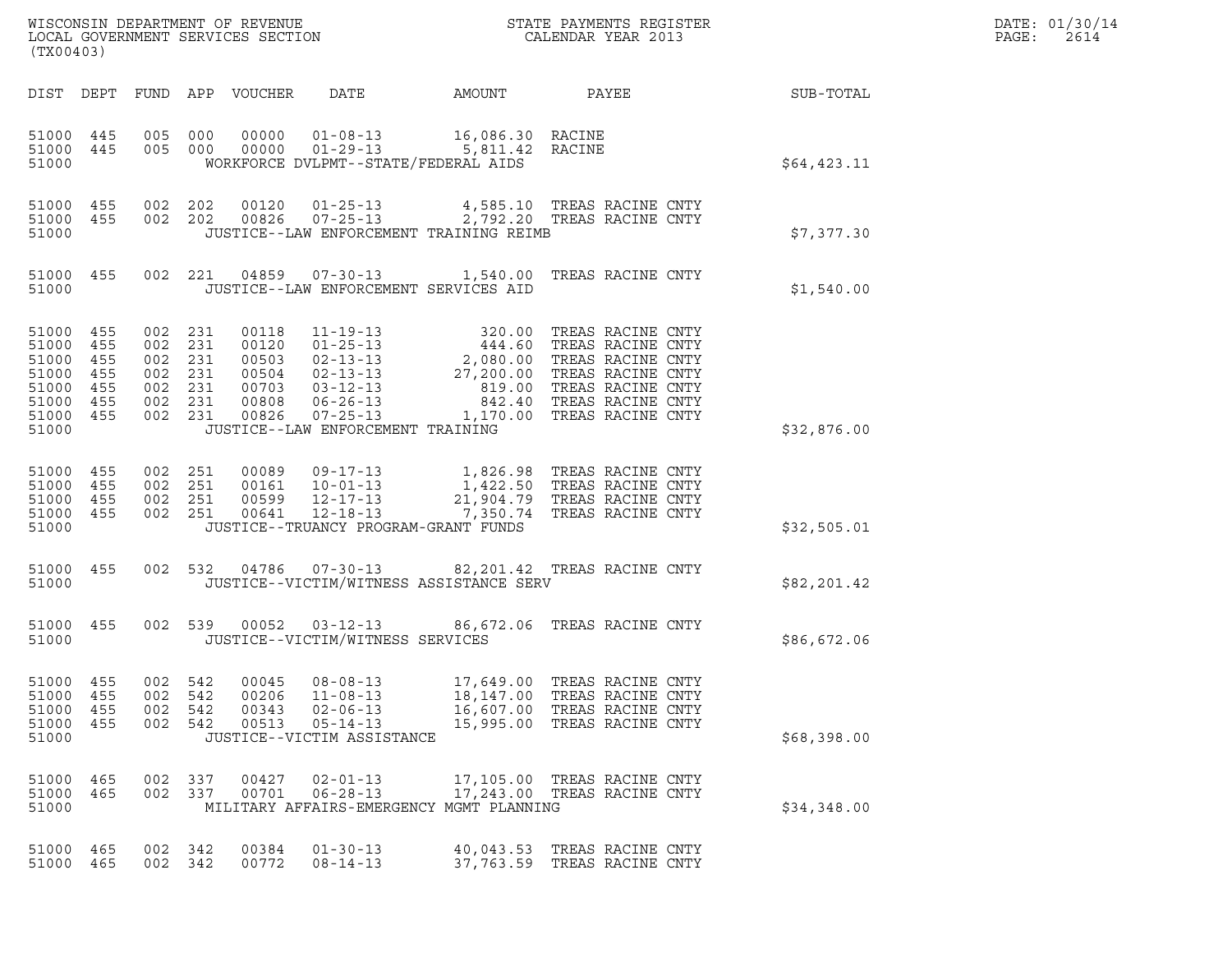WISCONSIN DEPARTMENT OF REVENUE
LOCAL GOVERNMENT SERVICES SECTION
(TX00403)

STATE PAYMENTS REGISTER
CALENDAR YEAR 2013

DATE: 01/30/14
PAGE: 2614

| DIST | DEPT | FUND | APP | VOUCHER | DATE | AMOUNT | PAYEE | SUB-TOTAL |
|---|---|---|---|---|---|---|---|---|
| 51000 | 445 | 005 | 000 | 00000 | 01-08-13 | 16,086.30 | RACINE | |
| 51000 | 445 | 005 | 000 | 00000 | 01-29-13 | 5,811.42 | RACINE | |
| 51000 | | | | | WORKFORCE DVLPMT--STATE/FEDERAL AIDS | | | $64,423.11 |
| 51000 | 455 | 002 | 202 | 00120 | 01-25-13 | 4,585.10 | TREAS RACINE CNTY | |
| 51000 | 455 | 002 | 202 | 00826 | 07-25-13 | 2,792.20 | TREAS RACINE CNTY | |
| 51000 | | | | | JUSTICE--LAW ENFORCEMENT TRAINING REIMB | | | $7,377.30 |
| 51000 | 455 | 002 | 221 | 04859 | 07-30-13 | 1,540.00 | TREAS RACINE CNTY | |
| 51000 | | | | | JUSTICE--LAW ENFORCEMENT SERVICES AID | | | $1,540.00 |
| 51000 | 455 | 002 | 231 | 00118 | 11-19-13 | 320.00 | TREAS RACINE CNTY | |
| 51000 | 455 | 002 | 231 | 00120 | 01-25-13 | 444.60 | TREAS RACINE CNTY | |
| 51000 | 455 | 002 | 231 | 00503 | 02-13-13 | 2,080.00 | TREAS RACINE CNTY | |
| 51000 | 455 | 002 | 231 | 00504 | 02-13-13 | 27,200.00 | TREAS RACINE CNTY | |
| 51000 | 455 | 002 | 231 | 00703 | 03-12-13 | 819.00 | TREAS RACINE CNTY | |
| 51000 | 455 | 002 | 231 | 00808 | 06-26-13 | 842.40 | TREAS RACINE CNTY | |
| 51000 | 455 | 002 | 231 | 00826 | 07-25-13 | 1,170.00 | TREAS RACINE CNTY | |
| 51000 | | | | | JUSTICE--LAW ENFORCEMENT TRAINING | | | $32,876.00 |
| 51000 | 455 | 002 | 251 | 00089 | 09-17-13 | 1,826.98 | TREAS RACINE CNTY | |
| 51000 | 455 | 002 | 251 | 00161 | 10-01-13 | 1,422.50 | TREAS RACINE CNTY | |
| 51000 | 455 | 002 | 251 | 00599 | 12-17-13 | 21,904.79 | TREAS RACINE CNTY | |
| 51000 | 455 | 002 | 251 | 00641 | 12-18-13 | 7,350.74 | TREAS RACINE CNTY | |
| 51000 | | | | | JUSTICE--TRUANCY PROGRAM-GRANT FUNDS | | | $32,505.01 |
| 51000 | 455 | 002 | 532 | 04786 | 07-30-13 | 82,201.42 | TREAS RACINE CNTY | |
| 51000 | | | | | JUSTICE--VICTIM/WITNESS ASSISTANCE SERV | | | $82,201.42 |
| 51000 | 455 | 002 | 539 | 00052 | 03-12-13 | 86,672.06 | TREAS RACINE CNTY | |
| 51000 | | | | | JUSTICE--VICTIM/WITNESS SERVICES | | | $86,672.06 |
| 51000 | 455 | 002 | 542 | 00045 | 08-08-13 | 17,649.00 | TREAS RACINE CNTY | |
| 51000 | 455 | 002 | 542 | 00206 | 11-08-13 | 18,147.00 | TREAS RACINE CNTY | |
| 51000 | 455 | 002 | 542 | 00343 | 02-06-13 | 16,607.00 | TREAS RACINE CNTY | |
| 51000 | 455 | 002 | 542 | 00513 | 05-14-13 | 15,995.00 | TREAS RACINE CNTY | |
| 51000 | | | | | JUSTICE--VICTIM ASSISTANCE | | | $68,398.00 |
| 51000 | 465 | 002 | 337 | 00427 | 02-01-13 | 17,105.00 | TREAS RACINE CNTY | |
| 51000 | 465 | 002 | 337 | 00701 | 06-28-13 | 17,243.00 | TREAS RACINE CNTY | |
| 51000 | | | | | MILITARY AFFAIRS-EMERGENCY MGMT PLANNING | | | $34,348.00 |
| 51000 | 465 | 002 | 342 | 00384 | 01-30-13 | 40,043.53 | TREAS RACINE CNTY | |
| 51000 | 465 | 002 | 342 | 00772 | 08-14-13 | 37,763.59 | TREAS RACINE CNTY | |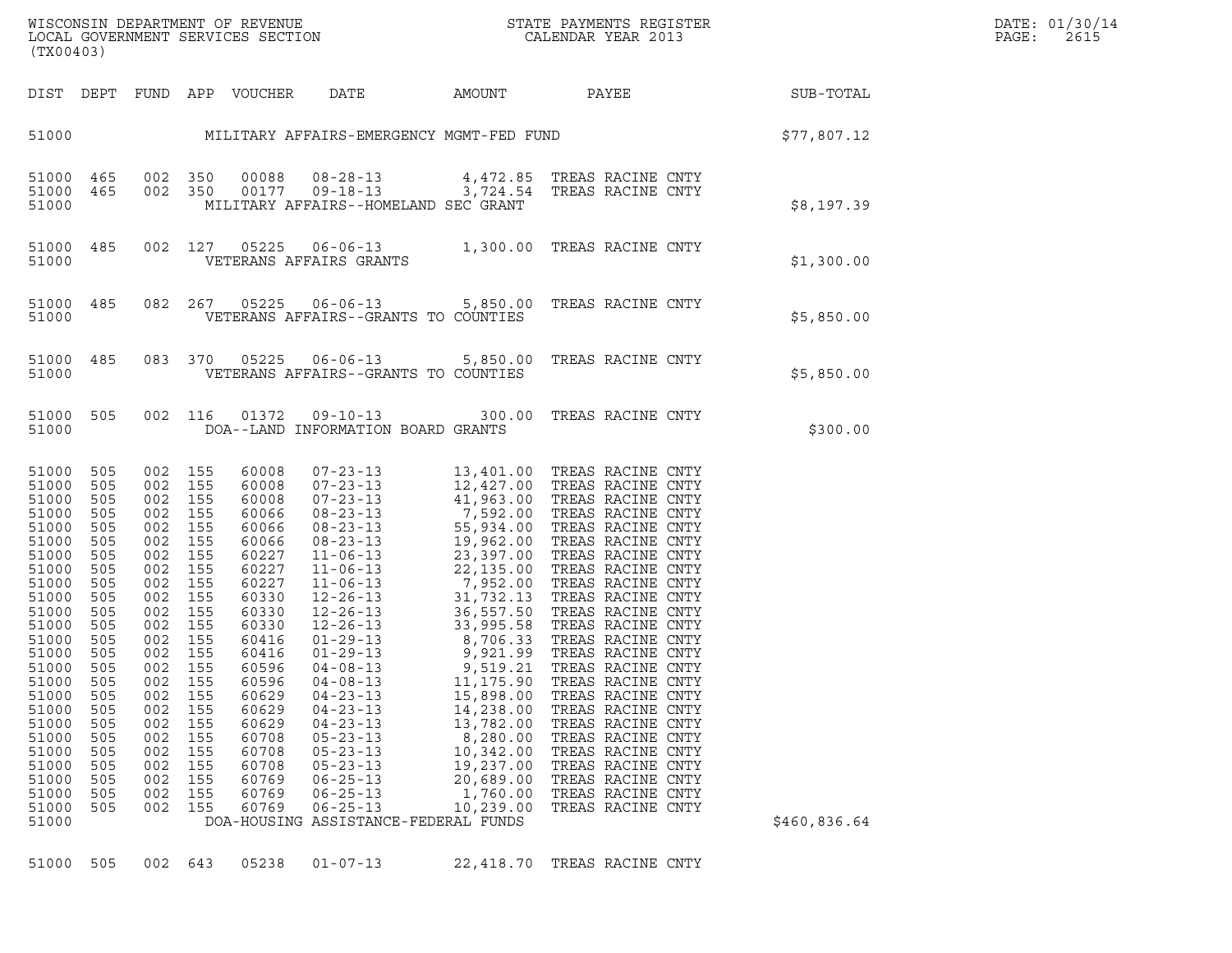WISCONSIN DEPARTMENT OF REVENUE
LOCAL GOVERNMENT SERVICES SECTION
(TX00403)

STATE PAYMENTS REGISTER
CALENDAR YEAR 2013

DATE: 01/30/14

| DIST | DEPT | FUND | APP | VOUCHER | DATE | AMOUNT | PAYEE | SUB-TOTAL |
|---|---|---|---|---|---|---|---|---|
| 51000 | | | | | MILITARY AFFAIRS-EMERGENCY MGMT-FED FUND | | | $77,807.12 |
| 51000 | 465 | 002 | 350 | 00088 | 08-28-13 | 4,472.85 | TREAS RACINE CNTY | |
| 51000 | 465 | 002 | 350 | 00177 | 09-18-13 | 3,724.54 | TREAS RACINE CNTY | |
| 51000 | | | | | MILITARY AFFAIRS--HOMELAND SEC GRANT | | | $8,197.39 |
| 51000 | 485 | 002 | 127 | 05225 | 06-06-13 | 1,300.00 | TREAS RACINE CNTY | |
| 51000 | | | | | VETERANS AFFAIRS GRANTS | | | $1,300.00 |
| 51000 | 485 | 082 | 267 | 05225 | 06-06-13 | 5,850.00 | TREAS RACINE CNTY | |
| 51000 | | | | | VETERANS AFFAIRS--GRANTS TO COUNTIES | | | $5,850.00 |
| 51000 | 485 | 083 | 370 | 05225 | 06-06-13 | 5,850.00 | TREAS RACINE CNTY | |
| 51000 | | | | | VETERANS AFFAIRS--GRANTS TO COUNTIES | | | $5,850.00 |
| 51000 | 505 | 002 | 116 | 01372 | 09-10-13 | 300.00 | TREAS RACINE CNTY | |
| 51000 | | | | | DOA--LAND INFORMATION BOARD GRANTS | | | $300.00 |
| 51000 | 505 | 002 | 155 | 60008 | 07-23-13 | 13,401.00 | TREAS RACINE CNTY | |
| 51000 | 505 | 002 | 155 | 60008 | 07-23-13 | 12,427.00 | TREAS RACINE CNTY | |
| 51000 | 505 | 002 | 155 | 60008 | 07-23-13 | 41,963.00 | TREAS RACINE CNTY | |
| 51000 | 505 | 002 | 155 | 60066 | 08-23-13 | 7,592.00 | TREAS RACINE CNTY | |
| 51000 | 505 | 002 | 155 | 60066 | 08-23-13 | 55,934.00 | TREAS RACINE CNTY | |
| 51000 | 505 | 002 | 155 | 60066 | 08-23-13 | 19,962.00 | TREAS RACINE CNTY | |
| 51000 | 505 | 002 | 155 | 60227 | 11-06-13 | 23,397.00 | TREAS RACINE CNTY | |
| 51000 | 505 | 002 | 155 | 60227 | 11-06-13 | 22,135.00 | TREAS RACINE CNTY | |
| 51000 | 505 | 002 | 155 | 60227 | 11-06-13 | 7,952.00 | TREAS RACINE CNTY | |
| 51000 | 505 | 002 | 155 | 60330 | 12-26-13 | 31,732.13 | TREAS RACINE CNTY | |
| 51000 | 505 | 002 | 155 | 60330 | 12-26-13 | 36,557.50 | TREAS RACINE CNTY | |
| 51000 | 505 | 002 | 155 | 60330 | 12-26-13 | 33,995.58 | TREAS RACINE CNTY | |
| 51000 | 505 | 002 | 155 | 60416 | 01-29-13 | 8,706.33 | TREAS RACINE CNTY | |
| 51000 | 505 | 002 | 155 | 60416 | 01-29-13 | 9,921.99 | TREAS RACINE CNTY | |
| 51000 | 505 | 002 | 155 | 60596 | 04-08-13 | 9,519.21 | TREAS RACINE CNTY | |
| 51000 | 505 | 002 | 155 | 60596 | 04-08-13 | 11,175.90 | TREAS RACINE CNTY | |
| 51000 | 505 | 002 | 155 | 60629 | 04-23-13 | 15,898.00 | TREAS RACINE CNTY | |
| 51000 | 505 | 002 | 155 | 60629 | 04-23-13 | 14,238.00 | TREAS RACINE CNTY | |
| 51000 | 505 | 002 | 155 | 60629 | 04-23-13 | 13,782.00 | TREAS RACINE CNTY | |
| 51000 | 505 | 002 | 155 | 60708 | 05-23-13 | 8,280.00 | TREAS RACINE CNTY | |
| 51000 | 505 | 002 | 155 | 60708 | 05-23-13 | 10,342.00 | TREAS RACINE CNTY | |
| 51000 | 505 | 002 | 155 | 60708 | 05-23-13 | 19,237.00 | TREAS RACINE CNTY | |
| 51000 | 505 | 002 | 155 | 60769 | 06-25-13 | 20,689.00 | TREAS RACINE CNTY | |
| 51000 | 505 | 002 | 155 | 60769 | 06-25-13 | 1,760.00 | TREAS RACINE CNTY | |
| 51000 | 505 | 002 | 155 | 60769 | 06-25-13 | 10,239.00 | TREAS RACINE CNTY | |
| 51000 | | | | | DOA-HOUSING ASSISTANCE-FEDERAL FUNDS | | | $460,836.64 |
| 51000 | 505 | 002 | 643 | 05238 | 01-07-13 | 22,418.70 | TREAS RACINE CNTY | |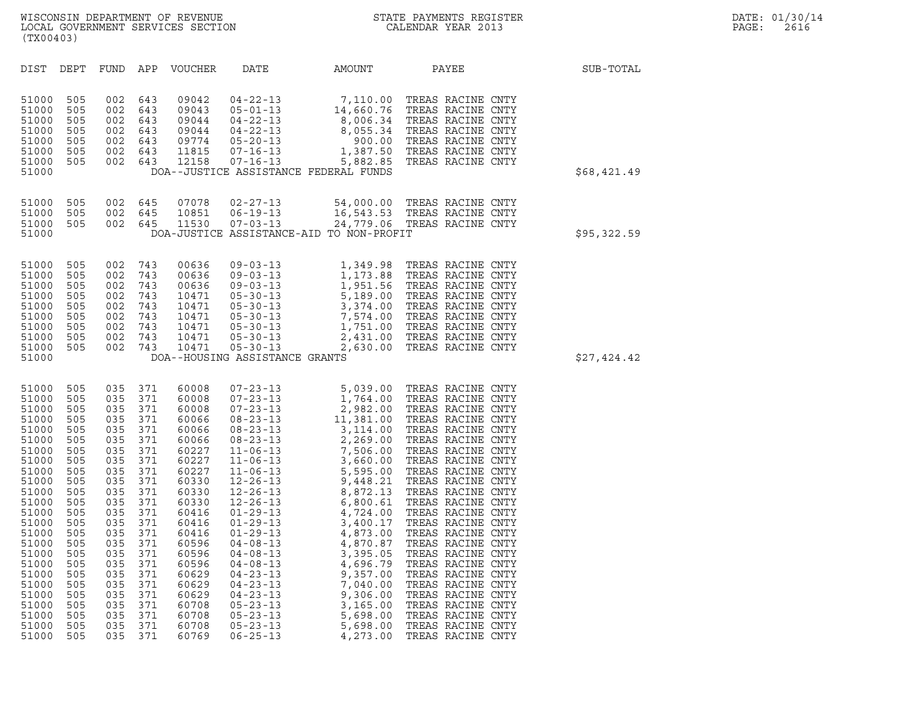WISCONSIN DEPARTMENT OF REVENUE
LOCAL GOVERNMENT SERVICES SECTION
(TX00403)

STATE PAYMENTS REGISTER
CALENDAR YEAR 2013

DATE: 01/30/14
PAGE: 2616

| DIST | DEPT | FUND | APP | VOUCHER | DATE | AMOUNT | PAYEE | SUB-TOTAL |
|---|---|---|---|---|---|---|---|---|
| 51000 | 505 | 002 | 643 | 09042 | 04-22-13 | 7,110.00 | TREAS RACINE CNTY | |
| 51000 | 505 | 002 | 643 | 09043 | 05-01-13 | 14,660.76 | TREAS RACINE CNTY | |
| 51000 | 505 | 002 | 643 | 09044 | 04-22-13 | 8,006.34 | TREAS RACINE CNTY | |
| 51000 | 505 | 002 | 643 | 09044 | 04-22-13 | 8,055.34 | TREAS RACINE CNTY | |
| 51000 | 505 | 002 | 643 | 09774 | 05-20-13 | 900.00 | TREAS RACINE CNTY | |
| 51000 | 505 | 002 | 643 | 11815 | 07-16-13 | 1,387.50 | TREAS RACINE CNTY | |
| 51000 | 505 | 002 | 643 | 12158 | 07-16-13 | 5,882.85 | TREAS RACINE CNTY | |
| 51000 | | | | | DOA--JUSTICE ASSISTANCE FEDERAL FUNDS | | | $68,421.49 |
| 51000 | 505 | 002 | 645 | 07078 | 02-27-13 | 54,000.00 | TREAS RACINE CNTY | |
| 51000 | 505 | 002 | 645 | 10851 | 06-19-13 | 16,543.53 | TREAS RACINE CNTY | |
| 51000 | 505 | 002 | 645 | 11530 | 07-03-13 | 24,779.06 | TREAS RACINE CNTY | |
| 51000 | | | | | DOA-JUSTICE ASSISTANCE-AID TO NON-PROFIT | | | $95,322.59 |
| 51000 | 505 | 002 | 743 | 00636 | 09-03-13 | 1,349.98 | TREAS RACINE CNTY | |
| 51000 | 505 | 002 | 743 | 00636 | 09-03-13 | 1,173.88 | TREAS RACINE CNTY | |
| 51000 | 505 | 002 | 743 | 00636 | 09-03-13 | 1,951.56 | TREAS RACINE CNTY | |
| 51000 | 505 | 002 | 743 | 10471 | 05-30-13 | 5,189.00 | TREAS RACINE CNTY | |
| 51000 | 505 | 002 | 743 | 10471 | 05-30-13 | 3,374.00 | TREAS RACINE CNTY | |
| 51000 | 505 | 002 | 743 | 10471 | 05-30-13 | 7,574.00 | TREAS RACINE CNTY | |
| 51000 | 505 | 002 | 743 | 10471 | 05-30-13 | 1,751.00 | TREAS RACINE CNTY | |
| 51000 | 505 | 002 | 743 | 10471 | 05-30-13 | 2,431.00 | TREAS RACINE CNTY | |
| 51000 | 505 | 002 | 743 | 10471 | 05-30-13 | 2,630.00 | TREAS RACINE CNTY | |
| 51000 | | | | | DOA--HOUSING ASSISTANCE GRANTS | | | $27,424.42 |
| 51000 | 505 | 035 | 371 | 60008 | 07-23-13 | 5,039.00 | TREAS RACINE CNTY | |
| 51000 | 505 | 035 | 371 | 60008 | 07-23-13 | 1,764.00 | TREAS RACINE CNTY | |
| 51000 | 505 | 035 | 371 | 60008 | 07-23-13 | 2,982.00 | TREAS RACINE CNTY | |
| 51000 | 505 | 035 | 371 | 60066 | 08-23-13 | 11,381.00 | TREAS RACINE CNTY | |
| 51000 | 505 | 035 | 371 | 60066 | 08-23-13 | 3,114.00 | TREAS RACINE CNTY | |
| 51000 | 505 | 035 | 371 | 60066 | 08-23-13 | 2,269.00 | TREAS RACINE CNTY | |
| 51000 | 505 | 035 | 371 | 60227 | 11-06-13 | 7,506.00 | TREAS RACINE CNTY | |
| 51000 | 505 | 035 | 371 | 60227 | 11-06-13 | 3,660.00 | TREAS RACINE CNTY | |
| 51000 | 505 | 035 | 371 | 60227 | 11-06-13 | 5,595.00 | TREAS RACINE CNTY | |
| 51000 | 505 | 035 | 371 | 60330 | 12-26-13 | 9,448.21 | TREAS RACINE CNTY | |
| 51000 | 505 | 035 | 371 | 60330 | 12-26-13 | 8,872.13 | TREAS RACINE CNTY | |
| 51000 | 505 | 035 | 371 | 60330 | 12-26-13 | 6,800.61 | TREAS RACINE CNTY | |
| 51000 | 505 | 035 | 371 | 60416 | 01-29-13 | 4,724.00 | TREAS RACINE CNTY | |
| 51000 | 505 | 035 | 371 | 60416 | 01-29-13 | 3,400.17 | TREAS RACINE CNTY | |
| 51000 | 505 | 035 | 371 | 60416 | 01-29-13 | 4,873.00 | TREAS RACINE CNTY | |
| 51000 | 505 | 035 | 371 | 60596 | 04-08-13 | 4,870.87 | TREAS RACINE CNTY | |
| 51000 | 505 | 035 | 371 | 60596 | 04-08-13 | 3,395.05 | TREAS RACINE CNTY | |
| 51000 | 505 | 035 | 371 | 60596 | 04-08-13 | 4,696.79 | TREAS RACINE CNTY | |
| 51000 | 505 | 035 | 371 | 60629 | 04-23-13 | 9,357.00 | TREAS RACINE CNTY | |
| 51000 | 505 | 035 | 371 | 60629 | 04-23-13 | 7,040.00 | TREAS RACINE CNTY | |
| 51000 | 505 | 035 | 371 | 60629 | 04-23-13 | 9,306.00 | TREAS RACINE CNTY | |
| 51000 | 505 | 035 | 371 | 60708 | 05-23-13 | 3,165.00 | TREAS RACINE CNTY | |
| 51000 | 505 | 035 | 371 | 60708 | 05-23-13 | 5,698.00 | TREAS RACINE CNTY | |
| 51000 | 505 | 035 | 371 | 60708 | 05-23-13 | 5,698.00 | TREAS RACINE CNTY | |
| 51000 | 505 | 035 | 371 | 60769 | 06-25-13 | 4,273.00 | TREAS RACINE CNTY | |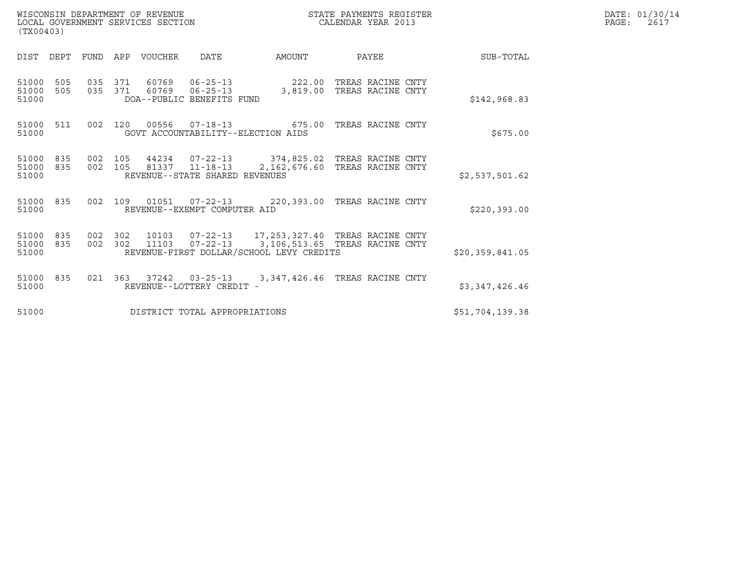WISCONSIN DEPARTMENT OF REVENUE
LOCAL GOVERNMENT SERVICES SECTION
(TX00403)

STATE PAYMENTS REGISTER
CALENDAR YEAR 2013

DATE: 01/30/14
PAGE: 2617

| DIST | DEPT | FUND | APP | VOUCHER | DATE | AMOUNT | PAYEE | SUB-TOTAL |
|---|---|---|---|---|---|---|---|---|
| 51000 | 505 | 035 | 371 | 60769 | 06-25-13 | 222.00 | TREAS RACINE CNTY | |
| 51000 | 505 | 035 | 371 | 60769 | 06-25-13 | 3,819.00 | TREAS RACINE CNTY | |
| 51000 | | | | DOA--PUBLIC BENEFITS FUND | | | | $142,968.83 |
| 51000 | 511 | 002 | 120 | 00556 | 07-18-13 | 675.00 | TREAS RACINE CNTY | |
| 51000 | | | | GOVT ACCOUNTABILITY--ELECTION AIDS | | | | $675.00 |
| 51000 | 835 | 002 | 105 | 44234 | 07-22-13 | 374,825.02 | TREAS RACINE CNTY | |
| 51000 | 835 | 002 | 105 | 81337 | 11-18-13 | 2,162,676.60 | TREAS RACINE CNTY | |
| 51000 | | | | REVENUE--STATE SHARED REVENUES | | | | $2,537,501.62 |
| 51000 | 835 | 002 | 109 | 01051 | 07-22-13 | 220,393.00 | TREAS RACINE CNTY | |
| 51000 | | | | REVENUE--EXEMPT COMPUTER AID | | | | $220,393.00 |
| 51000 | 835 | 002 | 302 | 10103 | 07-22-13 | 17,253,327.40 | TREAS RACINE CNTY | |
| 51000 | 835 | 002 | 302 | 11103 | 07-22-13 | 3,106,513.65 | TREAS RACINE CNTY | |
| 51000 | | | | REVENUE-FIRST DOLLAR/SCHOOL LEVY CREDITS | | | | $20,359,841.05 |
| 51000 | 835 | 021 | 363 | 37242 | 03-25-13 | 3,347,426.46 | TREAS RACINE CNTY | |
| 51000 | | | | REVENUE--LOTTERY CREDIT - | | | | $3,347,426.46 |
| 51000 | | | | DISTRICT TOTAL APPROPRIATIONS | | | | $51,704,139.38 |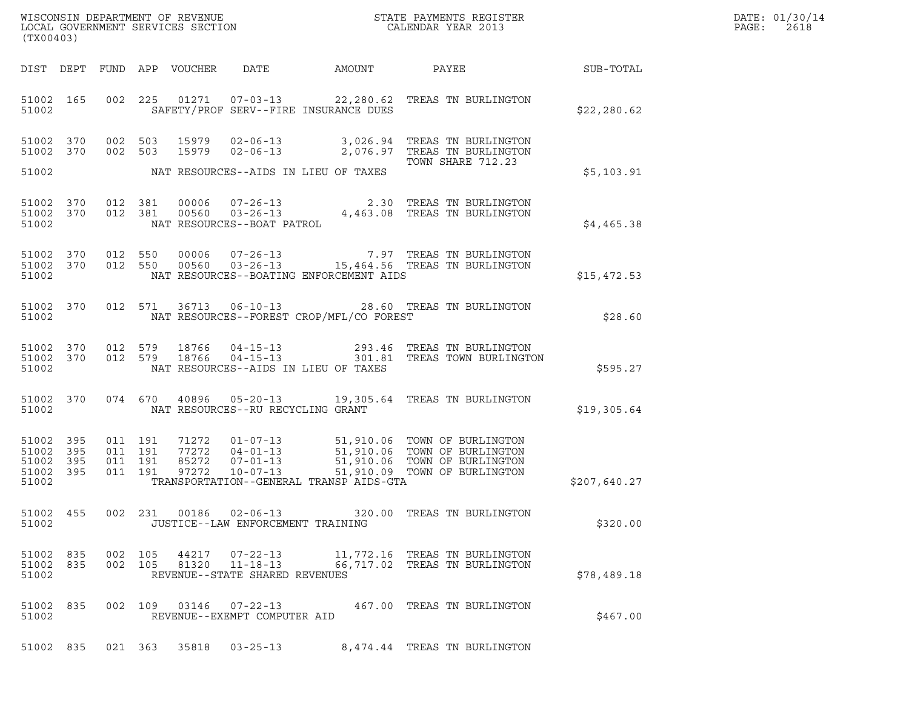WISCONSIN DEPARTMENT OF REVENUE
LOCAL GOVERNMENT SERVICES SECTION
(TX00403)

STATE PAYMENTS REGISTER
CALENDAR YEAR 2013

DATE: 01/30/14
PAGE: 2618

| DIST | DEPT | FUND | APP | VOUCHER | DATE | AMOUNT | PAYEE | SUB-TOTAL |
|---|---|---|---|---|---|---|---|---|
| 51002 | 165 | 002 | 225 | 01271 | 07-03-13 | 22,280.62 | TREAS TN BURLINGTON | |
| 51002 | | | | | SAFETY/PROF SERV--FIRE INSURANCE DUES | | | $22,280.62 |
| 51002 | 370 | 002 | 503 | 15979 | 02-06-13 | 3,026.94 | TREAS TN BURLINGTON | |
| 51002 | 370 | 002 | 503 | 15979 | 02-06-13 | 2,076.97 | TREAS TN BURLINGTON TOWN SHARE 712.23 | |
| 51002 | | | | | NAT RESOURCES--AIDS IN LIEU OF TAXES | | | $5,103.91 |
| 51002 | 370 | 012 | 381 | 00006 | 07-26-13 | 2.30 | TREAS TN BURLINGTON | |
| 51002 | 370 | 012 | 381 | 00560 | 03-26-13 | 4,463.08 | TREAS TN BURLINGTON | |
| 51002 | | | | | NAT RESOURCES--BOAT PATROL | | | $4,465.38 |
| 51002 | 370 | 012 | 550 | 00006 | 07-26-13 | 7.97 | TREAS TN BURLINGTON | |
| 51002 | 370 | 012 | 550 | 00560 | 03-26-13 | 15,464.56 | TREAS TN BURLINGTON | |
| 51002 | | | | | NAT RESOURCES--BOATING ENFORCEMENT AIDS | | | $15,472.53 |
| 51002 | 370 | 012 | 571 | 36713 | 06-10-13 | 28.60 | TREAS TN BURLINGTON | |
| 51002 | | | | | NAT RESOURCES--FOREST CROP/MFL/CO FOREST | | | $28.60 |
| 51002 | 370 | 012 | 579 | 18766 | 04-15-13 | 293.46 | TREAS TN BURLINGTON | |
| 51002 | 370 | 012 | 579 | 18766 | 04-15-13 | 301.81 | TREAS TOWN BURLINGTON | |
| 51002 | | | | | NAT RESOURCES--AIDS IN LIEU OF TAXES | | | $595.27 |
| 51002 | 370 | 074 | 670 | 40896 | 05-20-13 | 19,305.64 | TREAS TN BURLINGTON | |
| 51002 | | | | | NAT RESOURCES--RU RECYCLING GRANT | | | $19,305.64 |
| 51002 | 395 | 011 | 191 | 71272 | 01-07-13 | 51,910.06 | TOWN OF BURLINGTON | |
| 51002 | 395 | 011 | 191 | 77272 | 04-01-13 | 51,910.06 | TOWN OF BURLINGTON | |
| 51002 | 395 | 011 | 191 | 85272 | 07-01-13 | 51,910.06 | TOWN OF BURLINGTON | |
| 51002 | 395 | 011 | 191 | 97272 | 10-07-13 | 51,910.09 | TOWN OF BURLINGTON | |
| 51002 | | | | | TRANSPORTATION--GENERAL TRANSP AIDS-GTA | | | $207,640.27 |
| 51002 | 455 | 002 | 231 | 00186 | 02-06-13 | 320.00 | TREAS TN BURLINGTON | |
| 51002 | | | | | JUSTICE--LAW ENFORCEMENT TRAINING | | | $320.00 |
| 51002 | 835 | 002 | 105 | 44217 | 07-22-13 | 11,772.16 | TREAS TN BURLINGTON | |
| 51002 | 835 | 002 | 105 | 81320 | 11-18-13 | 66,717.02 | TREAS TN BURLINGTON | |
| 51002 | | | | | REVENUE--STATE SHARED REVENUES | | | $78,489.18 |
| 51002 | 835 | 002 | 109 | 03146 | 07-22-13 | 467.00 | TREAS TN BURLINGTON | |
| 51002 | | | | | REVENUE--EXEMPT COMPUTER AID | | | $467.00 |
| 51002 | 835 | 021 | 363 | 35818 | 03-25-13 | 8,474.44 | TREAS TN BURLINGTON | |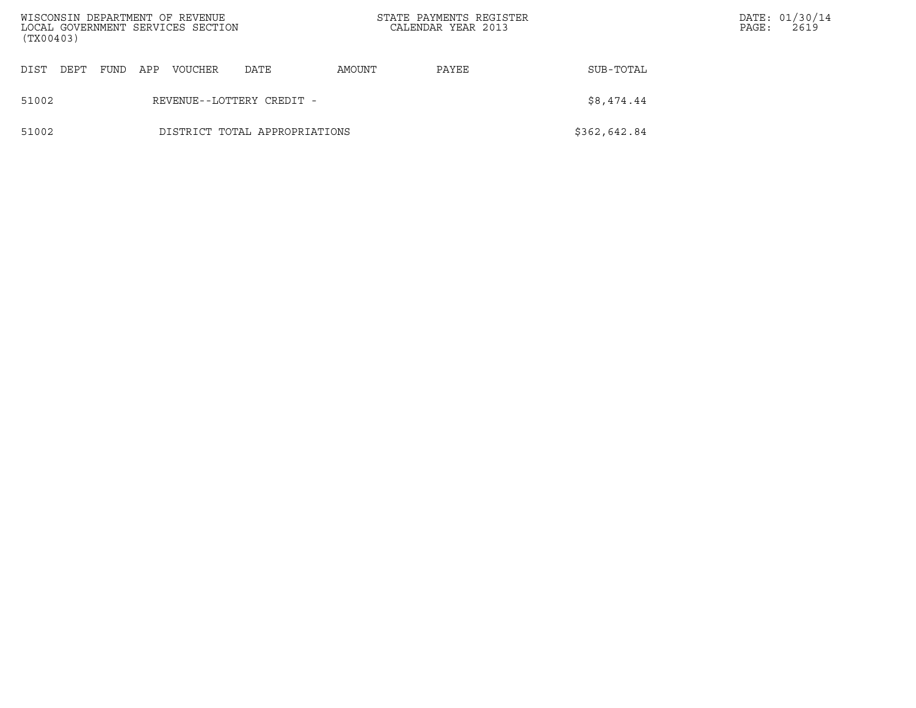| DIST | DEPT | FUND | APP | VOUCHER | DATE | AMOUNT | PAYEE | SUB-TOTAL |
|---|---|---|---|---|---|---|---|---|
| 51002 | | | | REVENUE--LOTTERY CREDIT - | | | | $8,474.44 |
| 51002 | | | | DISTRICT TOTAL APPROPRIATIONS | | | | $362,642.84 |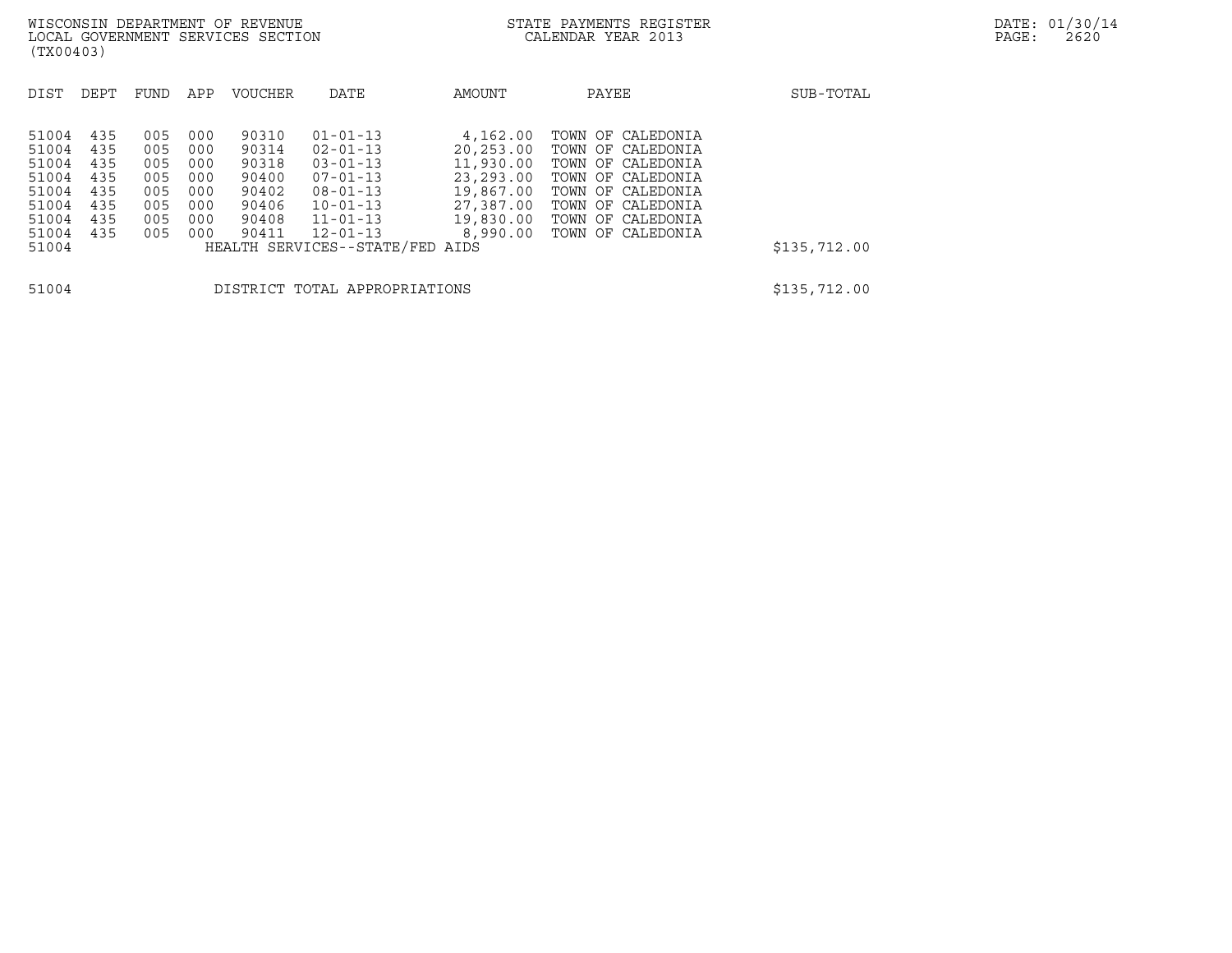WISCONSIN DEPARTMENT OF REVENUE
LOCAL GOVERNMENT SERVICES SECTION
(TX00403)

STATE PAYMENTS REGISTER
CALENDAR YEAR 2013

DATE: 01/30/14

| DIST | DEPT | FUND | APP | VOUCHER | DATE | AMOUNT | PAYEE | SUB-TOTAL |
|---|---|---|---|---|---|---|---|---|
| 51004 | 435 | 005 | 000 | 90310 | 01-01-13 | 4,162.00 | TOWN OF CALEDONIA | |
| 51004 | 435 | 005 | 000 | 90314 | 02-01-13 | 20,253.00 | TOWN OF CALEDONIA | |
| 51004 | 435 | 005 | 000 | 90318 | 03-01-13 | 11,930.00 | TOWN OF CALEDONIA | |
| 51004 | 435 | 005 | 000 | 90400 | 07-01-13 | 23,293.00 | TOWN OF CALEDONIA | |
| 51004 | 435 | 005 | 000 | 90402 | 08-01-13 | 19,867.00 | TOWN OF CALEDONIA | |
| 51004 | 435 | 005 | 000 | 90406 | 10-01-13 | 27,387.00 | TOWN OF CALEDONIA | |
| 51004 | 435 | 005 | 000 | 90408 | 11-01-13 | 19,830.00 | TOWN OF CALEDONIA | |
| 51004 | 435 | 005 | 000 | 90411 | 12-01-13 | 8,990.00 | TOWN OF CALEDONIA | |
| 51004 | | | | HEALTH SERVICES--STATE/FED AIDS | | | | $135,712.00 |
| | | | | | | | | |
| 51004 | | | | DISTRICT TOTAL APPROPRIATIONS | | | | $135,712.00 |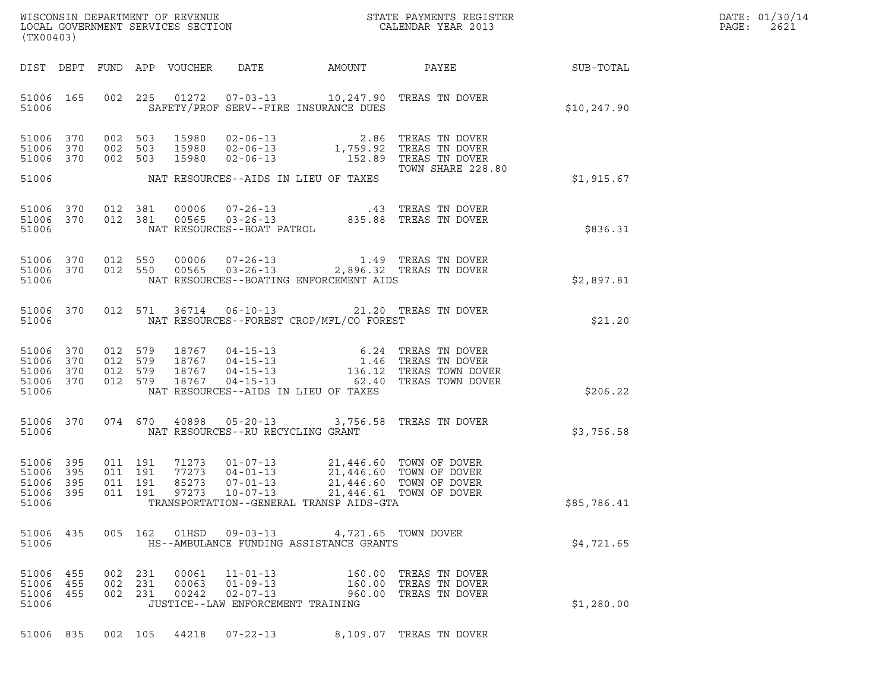WISCONSIN DEPARTMENT OF REVENUE
LOCAL GOVERNMENT SERVICES SECTION
(TX00403)

STATE PAYMENTS REGISTER
CALENDAR YEAR 2013

DATE: 01/30/14

| DIST | DEPT | FUND | APP | VOUCHER | DATE | AMOUNT | PAYEE | SUB-TOTAL |
|---|---|---|---|---|---|---|---|---|
| 51006 | 165 | 002 | 225 | 01272 | 07-03-13 | 10,247.90 | TREAS TN DOVER | |
| 51006 | | | | | SAFETY/PROF SERV--FIRE INSURANCE DUES | | | $10,247.90 |
| 51006 | 370 | 002 | 503 | 15980 | 02-06-13 | 2.86 | TREAS TN DOVER | |
| 51006 | 370 | 002 | 503 | 15980 | 02-06-13 | 1,759.92 | TREAS TN DOVER | |
| 51006 | 370 | 002 | 503 | 15980 | 02-06-13 | 152.89 | TREAS TN DOVER<br>TOWN SHARE 228.80 | |
| 51006 | | | | | NAT RESOURCES--AIDS IN LIEU OF TAXES | | | $1,915.67 |
| 51006 | 370 | 012 | 381 | 00006 | 07-26-13 | .43 | TREAS TN DOVER | |
| 51006 | 370 | 012 | 381 | 00565 | 03-26-13 | 835.88 | TREAS TN DOVER | |
| 51006 | | | | | NAT RESOURCES--BOAT PATROL | | | $836.31 |
| 51006 | 370 | 012 | 550 | 00006 | 07-26-13 | 1.49 | TREAS TN DOVER | |
| 51006 | 370 | 012 | 550 | 00565 | 03-26-13 | 2,896.32 | TREAS TN DOVER | |
| 51006 | | | | | NAT RESOURCES--BOATING ENFORCEMENT AIDS | | | $2,897.81 |
| 51006 | 370 | 012 | 571 | 36714 | 06-10-13 | 21.20 | TREAS TN DOVER | |
| 51006 | | | | | NAT RESOURCES--FOREST CROP/MFL/CO FOREST | | | $21.20 |
| 51006 | 370 | 012 | 579 | 18767 | 04-15-13 | 6.24 | TREAS TN DOVER | |
| 51006 | 370 | 012 | 579 | 18767 | 04-15-13 | 1.46 | TREAS TN DOVER | |
| 51006 | 370 | 012 | 579 | 18767 | 04-15-13 | 136.12 | TREAS TOWN DOVER | |
| 51006 | 370 | 012 | 579 | 18767 | 04-15-13 | 62.40 | TREAS TOWN DOVER | |
| 51006 | | | | | NAT RESOURCES--AIDS IN LIEU OF TAXES | | | $206.22 |
| 51006 | 370 | 074 | 670 | 40898 | 05-20-13 | 3,756.58 | TREAS TN DOVER | |
| 51006 | | | | | NAT RESOURCES--RU RECYCLING GRANT | | | $3,756.58 |
| 51006 | 395 | 011 | 191 | 71273 | 01-07-13 | 21,446.60 | TOWN OF DOVER | |
| 51006 | 395 | 011 | 191 | 77273 | 04-01-13 | 21,446.60 | TOWN OF DOVER | |
| 51006 | 395 | 011 | 191 | 85273 | 07-01-13 | 21,446.60 | TOWN OF DOVER | |
| 51006 | 395 | 011 | 191 | 97273 | 10-07-13 | 21,446.61 | TOWN OF DOVER | |
| 51006 | | | | | TRANSPORTATION--GENERAL TRANSP AIDS-GTA | | | $85,786.41 |
| 51006 | 435 | 005 | 162 | 01HSD | 09-03-13 | 4,721.65 | TOWN DOVER | |
| 51006 | | | | | HS--AMBULANCE FUNDING ASSISTANCE GRANTS | | | $4,721.65 |
| 51006 | 455 | 002 | 231 | 00061 | 11-01-13 | 160.00 | TREAS TN DOVER | |
| 51006 | 455 | 002 | 231 | 00063 | 01-09-13 | 160.00 | TREAS TN DOVER | |
| 51006 | 455 | 002 | 231 | 00242 | 02-07-13 | 960.00 | TREAS TN DOVER | |
| 51006 | | | | | JUSTICE--LAW ENFORCEMENT TRAINING | | | $1,280.00 |
| 51006 | 835 | 002 | 105 | 44218 | 07-22-13 | 8,109.07 | TREAS TN DOVER | |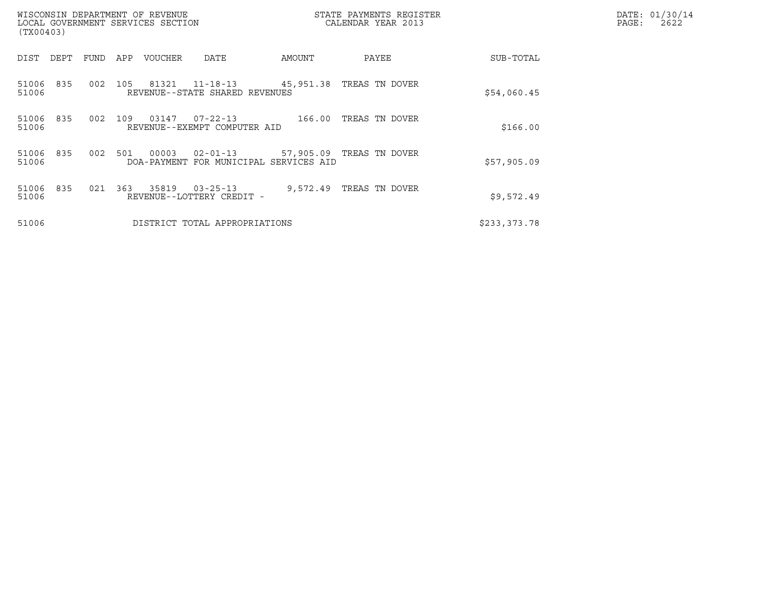WISCONSIN DEPARTMENT OF REVENUE
LOCAL GOVERNMENT SERVICES SECTION
(TX00403)

STATE PAYMENTS REGISTER
CALENDAR YEAR 2013

DATE: 01/30/14
PAGE: 2622

| DIST | DEPT | FUND | APP | VOUCHER | DATE | AMOUNT | PAYEE | SUB-TOTAL |
|---|---|---|---|---|---|---|---|---|
| 51006 | 835 | 002 | 105 | 81321 | 11-18-13 | 45,951.38 | TREAS TN DOVER | |
| 51006 | | | | REVENUE--STATE SHARED REVENUES | | | | $54,060.45 |
| 51006 | 835 | 002 | 109 | 03147 | 07-22-13 | 166.00 | TREAS TN DOVER | |
| 51006 | | | | REVENUE--EXEMPT COMPUTER AID | | | | $166.00 |
| 51006 | 835 | 002 | 501 | 00003 | 02-01-13 | 57,905.09 | TREAS TN DOVER | |
| 51006 | | | | DOA-PAYMENT FOR MUNICIPAL SERVICES AID | | | | $57,905.09 |
| 51006 | 835 | 021 | 363 | 35819 | 03-25-13 | 9,572.49 | TREAS TN DOVER | |
| 51006 | | | | REVENUE--LOTTERY CREDIT - | | | | $9,572.49 |
| 51006 | | | | DISTRICT TOTAL APPROPRIATIONS | | | | $233,373.78 |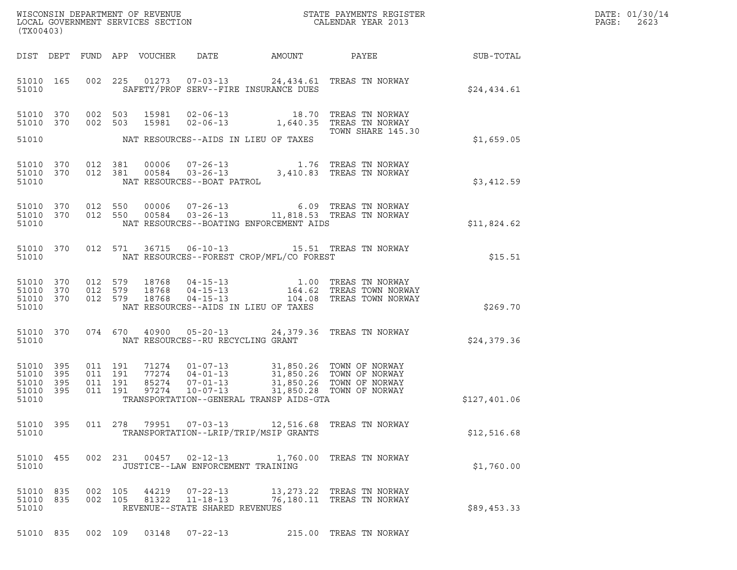WISCONSIN DEPARTMENT OF REVENUE
LOCAL GOVERNMENT SERVICES SECTION
(TX00403)

STATE PAYMENTS REGISTER
CALENDAR YEAR 2013

DATE: 01/30/14
PAGE: 2623

| DIST | DEPT | FUND | APP | VOUCHER | DATE | AMOUNT | PAYEE | SUB-TOTAL |
|---|---|---|---|---|---|---|---|---|
| 51010 | 165 | 002 | 225 | 01273 | 07-03-13 | 24,434.61 | TREAS TN NORWAY | |
| 51010 | | | | | SAFETY/PROF SERV--FIRE INSURANCE DUES | | | $24,434.61 |
| 51010 | 370 | 002 | 503 | 15981 | 02-06-13 | 18.70 | TREAS TN NORWAY | |
| 51010 | 370 | 002 | 503 | 15981 | 02-06-13 | 1,640.35 | TREAS TN NORWAY TOWN SHARE 145.30 | |
| 51010 | | | | | NAT RESOURCES--AIDS IN LIEU OF TAXES | | | $1,659.05 |
| 51010 | 370 | 012 | 381 | 00006 | 07-26-13 | 1.76 | TREAS TN NORWAY | |
| 51010 | 370 | 012 | 381 | 00584 | 03-26-13 | 3,410.83 | TREAS TN NORWAY | |
| 51010 | | | | | NAT RESOURCES--BOAT PATROL | | | $3,412.59 |
| 51010 | 370 | 012 | 550 | 00006 | 07-26-13 | 6.09 | TREAS TN NORWAY | |
| 51010 | 370 | 012 | 550 | 00584 | 03-26-13 | 11,818.53 | TREAS TN NORWAY | |
| 51010 | | | | | NAT RESOURCES--BOATING ENFORCEMENT AIDS | | | $11,824.62 |
| 51010 | 370 | 012 | 571 | 36715 | 06-10-13 | 15.51 | TREAS TN NORWAY | |
| 51010 | | | | | NAT RESOURCES--FOREST CROP/MFL/CO FOREST | | | $15.51 |
| 51010 | 370 | 012 | 579 | 18768 | 04-15-13 | 1.00 | TREAS TN NORWAY | |
| 51010 | 370 | 012 | 579 | 18768 | 04-15-13 | 164.62 | TREAS TOWN NORWAY | |
| 51010 | 370 | 012 | 579 | 18768 | 04-15-13 | 104.08 | TREAS TOWN NORWAY | |
| 51010 | | | | | NAT RESOURCES--AIDS IN LIEU OF TAXES | | | $269.70 |
| 51010 | 370 | 074 | 670 | 40900 | 05-20-13 | 24,379.36 | TREAS TN NORWAY | |
| 51010 | | | | | NAT RESOURCES--RU RECYCLING GRANT | | | $24,379.36 |
| 51010 | 395 | 011 | 191 | 71274 | 01-07-13 | 31,850.26 | TOWN OF NORWAY | |
| 51010 | 395 | 011 | 191 | 77274 | 04-01-13 | 31,850.26 | TOWN OF NORWAY | |
| 51010 | 395 | 011 | 191 | 85274 | 07-01-13 | 31,850.26 | TOWN OF NORWAY | |
| 51010 | 395 | 011 | 191 | 97274 | 10-07-13 | 31,850.28 | TOWN OF NORWAY | |
| 51010 | | | | | TRANSPORTATION--GENERAL TRANSP AIDS-GTA | | | $127,401.06 |
| 51010 | 395 | 011 | 278 | 79951 | 07-03-13 | 12,516.68 | TREAS TN NORWAY | |
| 51010 | | | | | TRANSPORTATION--LRIP/TRIP/MSIP GRANTS | | | $12,516.68 |
| 51010 | 455 | 002 | 231 | 00457 | 02-12-13 | 1,760.00 | TREAS TN NORWAY | |
| 51010 | | | | | JUSTICE--LAW ENFORCEMENT TRAINING | | | $1,760.00 |
| 51010 | 835 | 002 | 105 | 44219 | 07-22-13 | 13,273.22 | TREAS TN NORWAY | |
| 51010 | 835 | 002 | 105 | 81322 | 11-18-13 | 76,180.11 | TREAS TN NORWAY | |
| 51010 | | | | | REVENUE--STATE SHARED REVENUES | | | $89,453.33 |
| 51010 | 835 | 002 | 109 | 03148 | 07-22-13 | 215.00 | TREAS TN NORWAY | |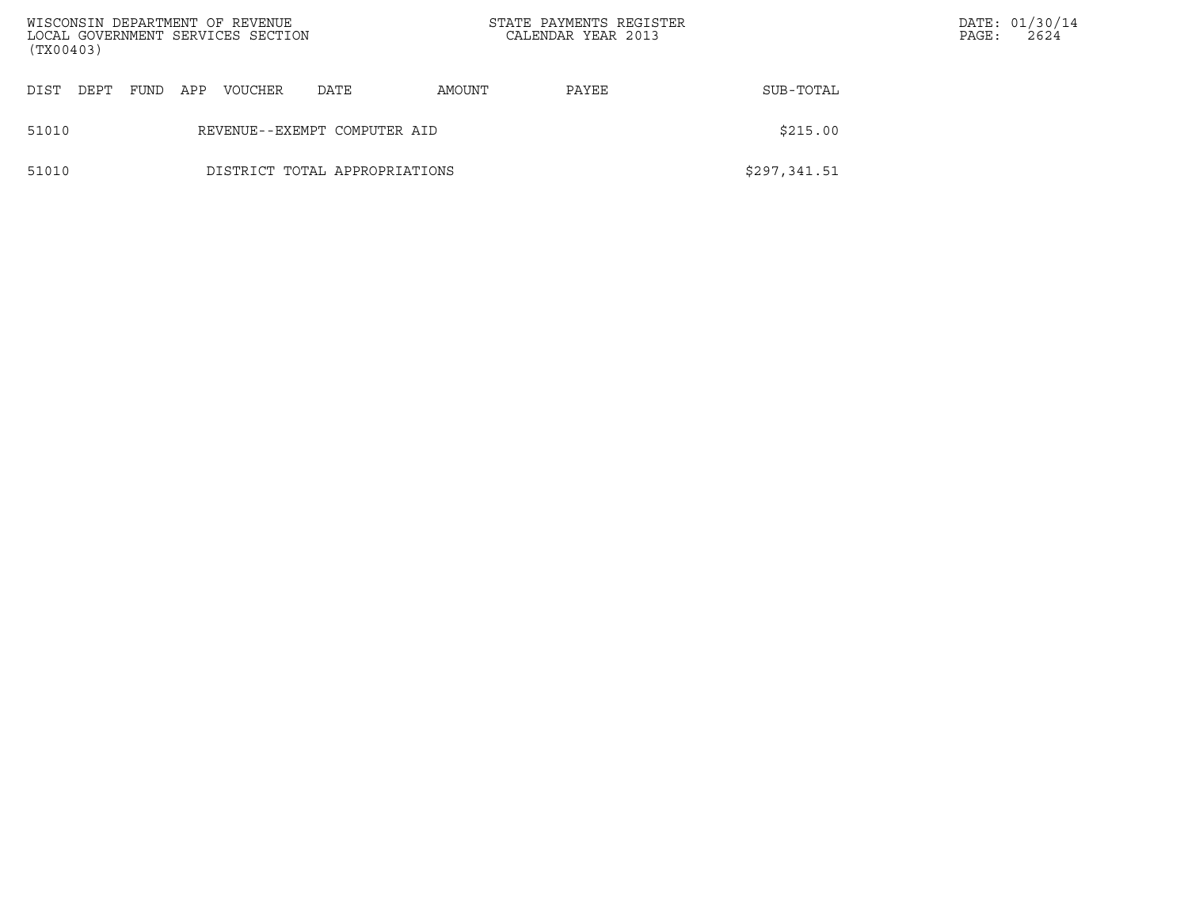| DIST | DEPT | FUND | APP | VOUCHER | DATE | AMOUNT | PAYEE | SUB-TOTAL |
|---|---|---|---|---|---|---|---|---|
| 51010 | | | REVENUE--EXEMPT COMPUTER AID | | | | | $215.00 |
| 51010 | | | DISTRICT TOTAL APPROPRIATIONS | | | | | $297,341.51 |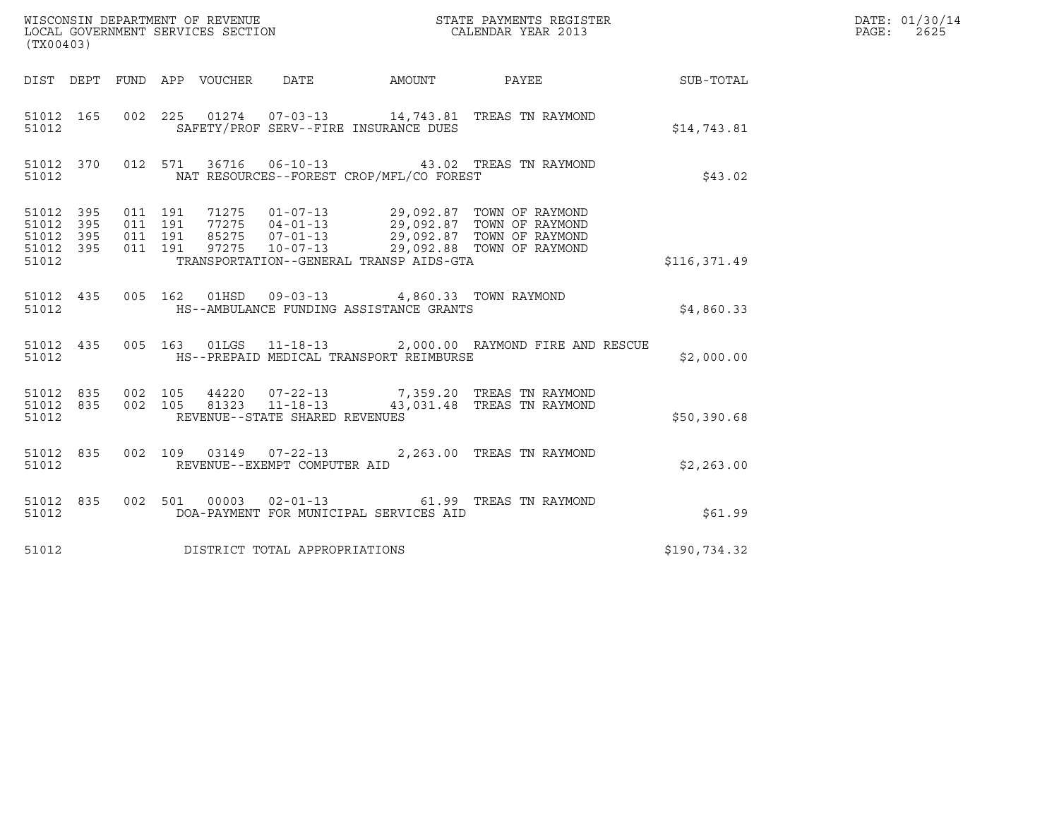WISCONSIN DEPARTMENT OF REVENUE
LOCAL GOVERNMENT SERVICES SECTION
(TX00403)

STATE PAYMENTS REGISTER
CALENDAR YEAR 2013

DATE: 01/30/14
PAGE: 2625

| DIST | DEPT | FUND | APP | VOUCHER | DATE | AMOUNT | PAYEE | SUB-TOTAL |
|---|---|---|---|---|---|---|---|---|
| 51012 | 165 | 002 | 225 | 01274 | 07-03-13 | 14,743.81 | TREAS TN RAYMOND | |
| 51012 | | | | SAFETY/PROF SERV--FIRE INSURANCE DUES | | | | $14,743.81 |
| 51012 | 370 | 012 | 571 | 36716 | 06-10-13 | 43.02 | TREAS TN RAYMOND | |
| 51012 | | | | NAT RESOURCES--FOREST CROP/MFL/CO FOREST | | | | $43.02 |
| 51012 | 395 | 011 | 191 | 71275 | 01-07-13 | 29,092.87 | TOWN OF RAYMOND | |
| 51012 | 395 | 011 | 191 | 77275 | 04-01-13 | 29,092.87 | TOWN OF RAYMOND | |
| 51012 | 395 | 011 | 191 | 85275 | 07-01-13 | 29,092.87 | TOWN OF RAYMOND | |
| 51012 | 395 | 011 | 191 | 97275 | 10-07-13 | 29,092.88 | TOWN OF RAYMOND | |
| 51012 | | | | TRANSPORTATION--GENERAL TRANSP AIDS-GTA | | | | $116,371.49 |
| 51012 | 435 | 005 | 162 | 01HSD | 09-03-13 | 4,860.33 | TOWN RAYMOND | |
| 51012 | | | | HS--AMBULANCE FUNDING ASSISTANCE GRANTS | | | | $4,860.33 |
| 51012 | 435 | 005 | 163 | 01LGS | 11-18-13 | 2,000.00 | RAYMOND FIRE AND RESCUE | |
| 51012 | | | | HS--PREPAID MEDICAL TRANSPORT REIMBURSE | | | | $2,000.00 |
| 51012 | 835 | 002 | 105 | 44220 | 07-22-13 | 7,359.20 | TREAS TN RAYMOND | |
| 51012 | 835 | 002 | 105 | 81323 | 11-18-13 | 43,031.48 | TREAS TN RAYMOND | |
| 51012 | | | | REVENUE--STATE SHARED REVENUES | | | | $50,390.68 |
| 51012 | 835 | 002 | 109 | 03149 | 07-22-13 | 2,263.00 | TREAS TN RAYMOND | |
| 51012 | | | | REVENUE--EXEMPT COMPUTER AID | | | | $2,263.00 |
| 51012 | 835 | 002 | 501 | 00003 | 02-01-13 | 61.99 | TREAS TN RAYMOND | |
| 51012 | | | | DOA-PAYMENT FOR MUNICIPAL SERVICES AID | | | | $61.99 |
| 51012 | | | | DISTRICT TOTAL APPROPRIATIONS | | | | $190,734.32 |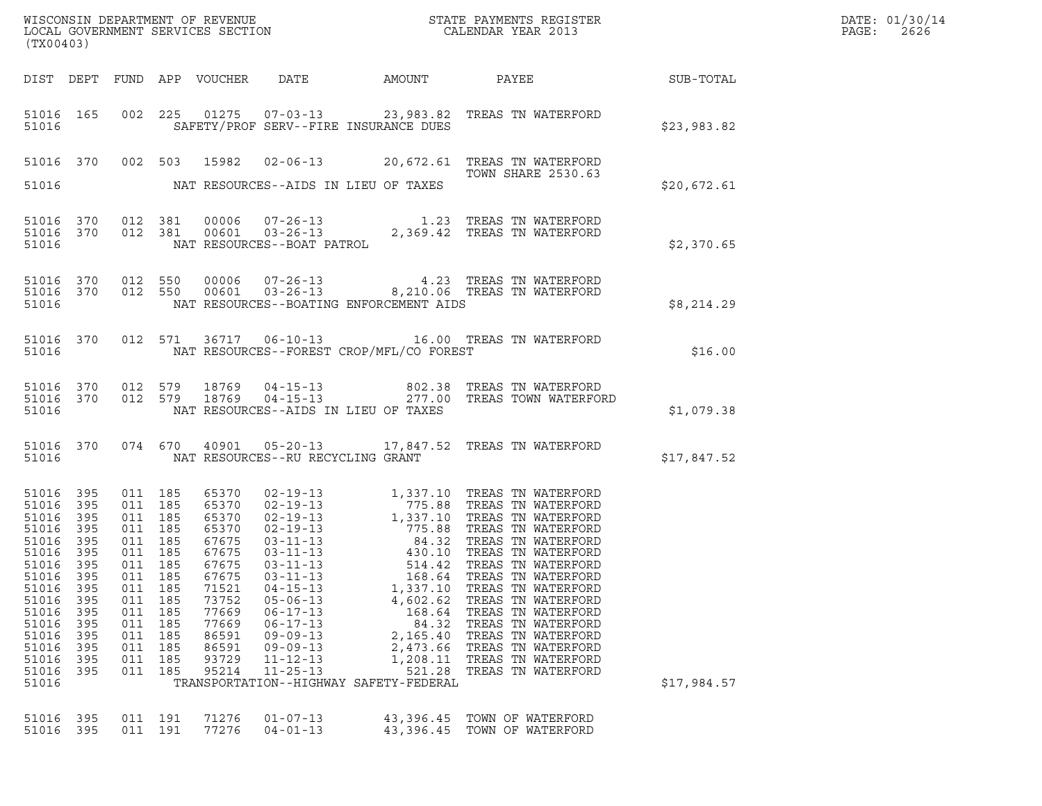WISCONSIN DEPARTMENT OF REVENUE
LOCAL GOVERNMENT SERVICES SECTION
(TX00403)

STATE PAYMENTS REGISTER
CALENDAR YEAR 2013

DATE: 01/30/14
PAGE: 2626

| DIST | DEPT | FUND | APP | VOUCHER | DATE | AMOUNT | PAYEE | SUB-TOTAL |
|---|---|---|---|---|---|---|---|---|
| 51016 | 165 | 002 | 225 | 01275 | 07-03-13 | 23,983.82 | TREAS TN WATERFORD | |
| 51016 | | | | | SAFETY/PROF SERV--FIRE INSURANCE DUES | | | $23,983.82 |
| 51016 | 370 | 002 | 503 | 15982 | 02-06-13 | 20,672.61 | TREAS TN WATERFORD TOWN SHARE 2530.63 | |
| 51016 | | | | | NAT RESOURCES--AIDS IN LIEU OF TAXES | | | $20,672.61 |
| 51016 | 370 | 012 | 381 | 00006 | 07-26-13 | 1.23 | TREAS TN WATERFORD | |
| 51016 | 370 | 012 | 381 | 00601 | 03-26-13 | 2,369.42 | TREAS TN WATERFORD | |
| 51016 | | | | | NAT RESOURCES--BOAT PATROL | | | $2,370.65 |
| 51016 | 370 | 012 | 550 | 00006 | 07-26-13 | 4.23 | TREAS TN WATERFORD | |
| 51016 | 370 | 012 | 550 | 00601 | 03-26-13 | 8,210.06 | TREAS TN WATERFORD | |
| 51016 | | | | | NAT RESOURCES--BOATING ENFORCEMENT AIDS | | | $8,214.29 |
| 51016 | 370 | 012 | 571 | 36717 | 06-10-13 | 16.00 | TREAS TN WATERFORD | |
| 51016 | | | | | NAT RESOURCES--FOREST CROP/MFL/CO FOREST | | | $16.00 |
| 51016 | 370 | 012 | 579 | 18769 | 04-15-13 | 802.38 | TREAS TN WATERFORD | |
| 51016 | 370 | 012 | 579 | 18769 | 04-15-13 | 277.00 | TREAS TOWN WATERFORD | |
| 51016 | | | | | NAT RESOURCES--AIDS IN LIEU OF TAXES | | | $1,079.38 |
| 51016 | 370 | 074 | 670 | 40901 | 05-20-13 | 17,847.52 | TREAS TN WATERFORD | |
| 51016 | | | | | NAT RESOURCES--RU RECYCLING GRANT | | | $17,847.52 |
| 51016 | 395 | 011 | 185 | 65370 | 02-19-13 | 1,337.10 | TREAS TN WATERFORD | |
| 51016 | 395 | 011 | 185 | 65370 | 02-19-13 | 775.88 | TREAS TN WATERFORD | |
| 51016 | 395 | 011 | 185 | 65370 | 02-19-13 | 1,337.10 | TREAS TN WATERFORD | |
| 51016 | 395 | 011 | 185 | 65370 | 02-19-13 | 775.88 | TREAS TN WATERFORD | |
| 51016 | 395 | 011 | 185 | 67675 | 03-11-13 | 84.32 | TREAS TN WATERFORD | |
| 51016 | 395 | 011 | 185 | 67675 | 03-11-13 | 430.10 | TREAS TN WATERFORD | |
| 51016 | 395 | 011 | 185 | 67675 | 03-11-13 | 514.42 | TREAS TN WATERFORD | |
| 51016 | 395 | 011 | 185 | 67675 | 03-11-13 | 168.64 | TREAS TN WATERFORD | |
| 51016 | 395 | 011 | 185 | 71521 | 04-15-13 | 1,337.10 | TREAS TN WATERFORD | |
| 51016 | 395 | 011 | 185 | 73752 | 05-06-13 | 4,602.62 | TREAS TN WATERFORD | |
| 51016 | 395 | 011 | 185 | 77669 | 06-17-13 | 168.64 | TREAS TN WATERFORD | |
| 51016 | 395 | 011 | 185 | 77669 | 06-17-13 | 84.32 | TREAS TN WATERFORD | |
| 51016 | 395 | 011 | 185 | 86591 | 09-09-13 | 2,165.40 | TREAS TN WATERFORD | |
| 51016 | 395 | 011 | 185 | 86591 | 09-09-13 | 2,473.66 | TREAS TN WATERFORD | |
| 51016 | 395 | 011 | 185 | 93729 | 11-12-13 | 1,208.11 | TREAS TN WATERFORD | |
| 51016 | 395 | 011 | 185 | 95214 | 11-25-13 | 521.28 | TREAS TN WATERFORD | |
| 51016 | | | | | TRANSPORTATION--HIGHWAY SAFETY-FEDERAL | | | $17,984.57 |
| 51016 | 395 | 011 | 191 | 71276 | 01-07-13 | 43,396.45 | TOWN OF WATERFORD | |
| 51016 | 395 | 011 | 191 | 77276 | 04-01-13 | 43,396.45 | TOWN OF WATERFORD | |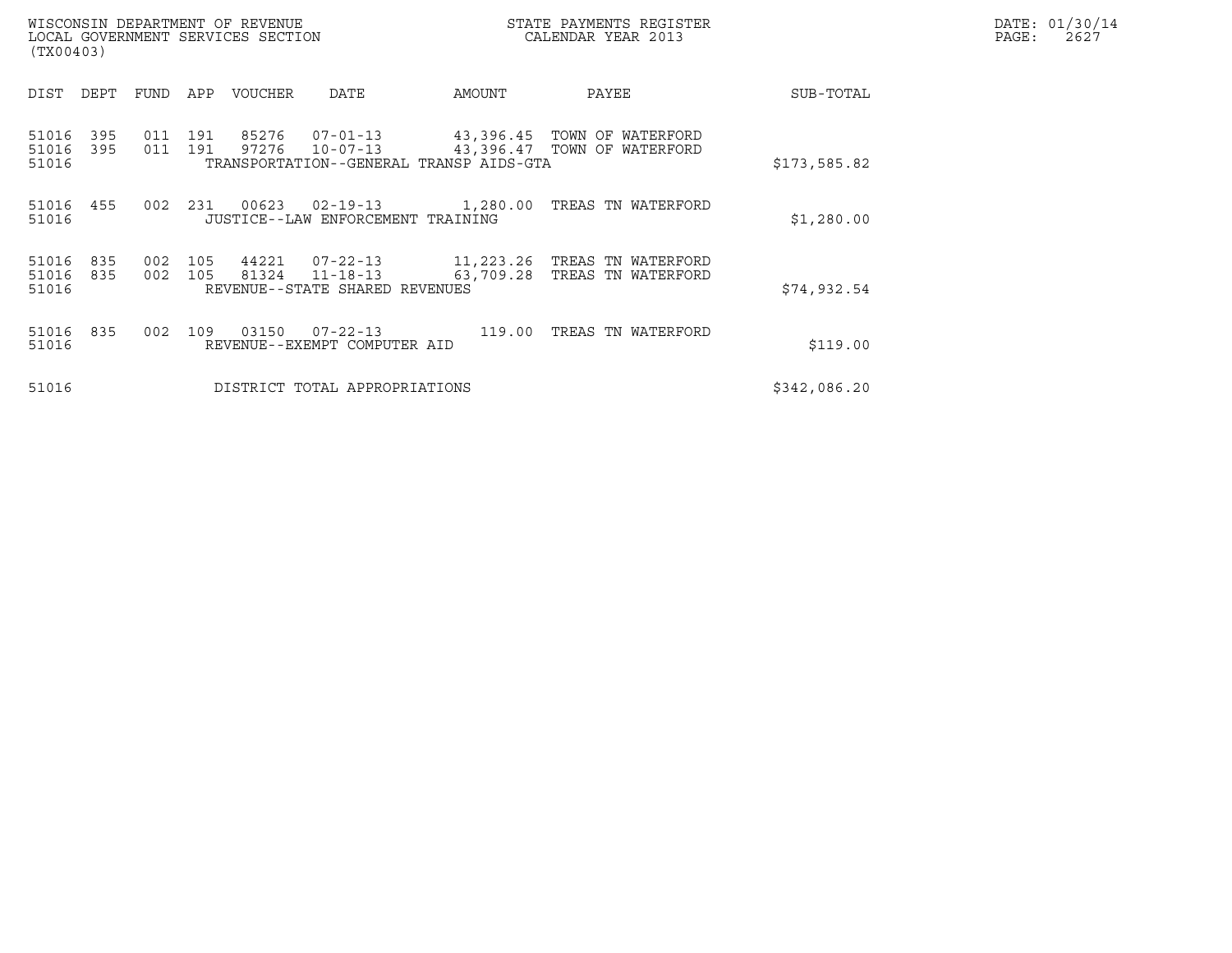WISCONSIN DEPARTMENT OF REVENUE
LOCAL GOVERNMENT SERVICES SECTION
(TX00403)

STATE PAYMENTS REGISTER
CALENDAR YEAR 2013

DATE: 01/30/14

| DIST | DEPT | FUND | APP | VOUCHER | DATE | AMOUNT | PAYEE | SUB-TOTAL |
|---|---|---|---|---|---|---|---|---|
| 51016 | 395 | 011 | 191 | 85276 | 07-01-13 | 43,396.45 | TOWN OF WATERFORD | |
| 51016 | 395 | 011 | 191 | 97276 | 10-07-13 | 43,396.47 | TOWN OF WATERFORD | |
| 51016 | | | | TRANSPORTATION--GENERAL TRANSP AIDS-GTA | | | | $173,585.82 |
| 51016 | 455 | 002 | 231 | 00623 | 02-19-13 | 1,280.00 | TREAS TN WATERFORD | |
| 51016 | | | | JUSTICE--LAW ENFORCEMENT TRAINING | | | | $1,280.00 |
| 51016 | 835 | 002 | 105 | 44221 | 07-22-13 | 11,223.26 | TREAS TN WATERFORD | |
| 51016 | 835 | 002 | 105 | 81324 | 11-18-13 | 63,709.28 | TREAS TN WATERFORD | |
| 51016 | | | | REVENUE--STATE SHARED REVENUES | | | | $74,932.54 |
| 51016 | 835 | 002 | 109 | 03150 | 07-22-13 | 119.00 | TREAS TN WATERFORD | |
| 51016 | | | | REVENUE--EXEMPT COMPUTER AID | | | | $119.00 |
| 51016 | | | | DISTRICT TOTAL APPROPRIATIONS | | | | $342,086.20 |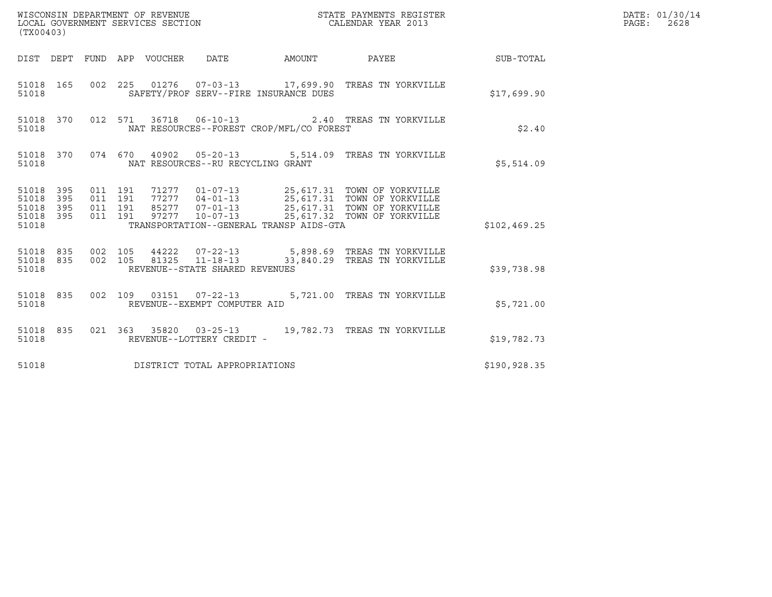WISCONSIN DEPARTMENT OF REVENUE
LOCAL GOVERNMENT SERVICES SECTION
(TX00403)

STATE PAYMENTS REGISTER
CALENDAR YEAR 2013

DATE: 01/30/14
PAGE: 2628

| DIST | DEPT | FUND | APP | VOUCHER | DATE | AMOUNT | PAYEE | SUB-TOTAL |
|---|---|---|---|---|---|---|---|---|
| 51018 | 165 | 002 | 225 | 01276 | 07-03-13 | 17,699.90 | TREAS TN YORKVILLE | |
| 51018 | | | | SAFETY/PROF SERV--FIRE INSURANCE DUES | | | | $17,699.90 |
| 51018 | 370 | 012 | 571 | 36718 | 06-10-13 | 2.40 | TREAS TN YORKVILLE | |
| 51018 | | | | NAT RESOURCES--FOREST CROP/MFL/CO FOREST | | | | $2.40 |
| 51018 | 370 | 074 | 670 | 40902 | 05-20-13 | 5,514.09 | TREAS TN YORKVILLE | |
| 51018 | | | | NAT RESOURCES--RU RECYCLING GRANT | | | | $5,514.09 |
| 51018 | 395 | 011 | 191 | 71277 | 01-07-13 | 25,617.31 | TOWN OF YORKVILLE | |
| 51018 | 395 | 011 | 191 | 77277 | 04-01-13 | 25,617.31 | TOWN OF YORKVILLE | |
| 51018 | 395 | 011 | 191 | 85277 | 07-01-13 | 25,617.31 | TOWN OF YORKVILLE | |
| 51018 | 395 | 011 | 191 | 97277 | 10-07-13 | 25,617.32 | TOWN OF YORKVILLE | |
| 51018 | | | | TRANSPORTATION--GENERAL TRANSP AIDS-GTA | | | | $102,469.25 |
| 51018 | 835 | 002 | 105 | 44222 | 07-22-13 | 5,898.69 | TREAS TN YORKVILLE | |
| 51018 | 835 | 002 | 105 | 81325 | 11-18-13 | 33,840.29 | TREAS TN YORKVILLE | |
| 51018 | | | | REVENUE--STATE SHARED REVENUES | | | | $39,738.98 |
| 51018 | 835 | 002 | 109 | 03151 | 07-22-13 | 5,721.00 | TREAS TN YORKVILLE | |
| 51018 | | | | REVENUE--EXEMPT COMPUTER AID | | | | $5,721.00 |
| 51018 | 835 | 021 | 363 | 35820 | 03-25-13 | 19,782.73 | TREAS TN YORKVILLE | |
| 51018 | | | | REVENUE--LOTTERY CREDIT - | | | | $19,782.73 |
| 51018 | | | | DISTRICT TOTAL APPROPRIATIONS | | | | $190,928.35 |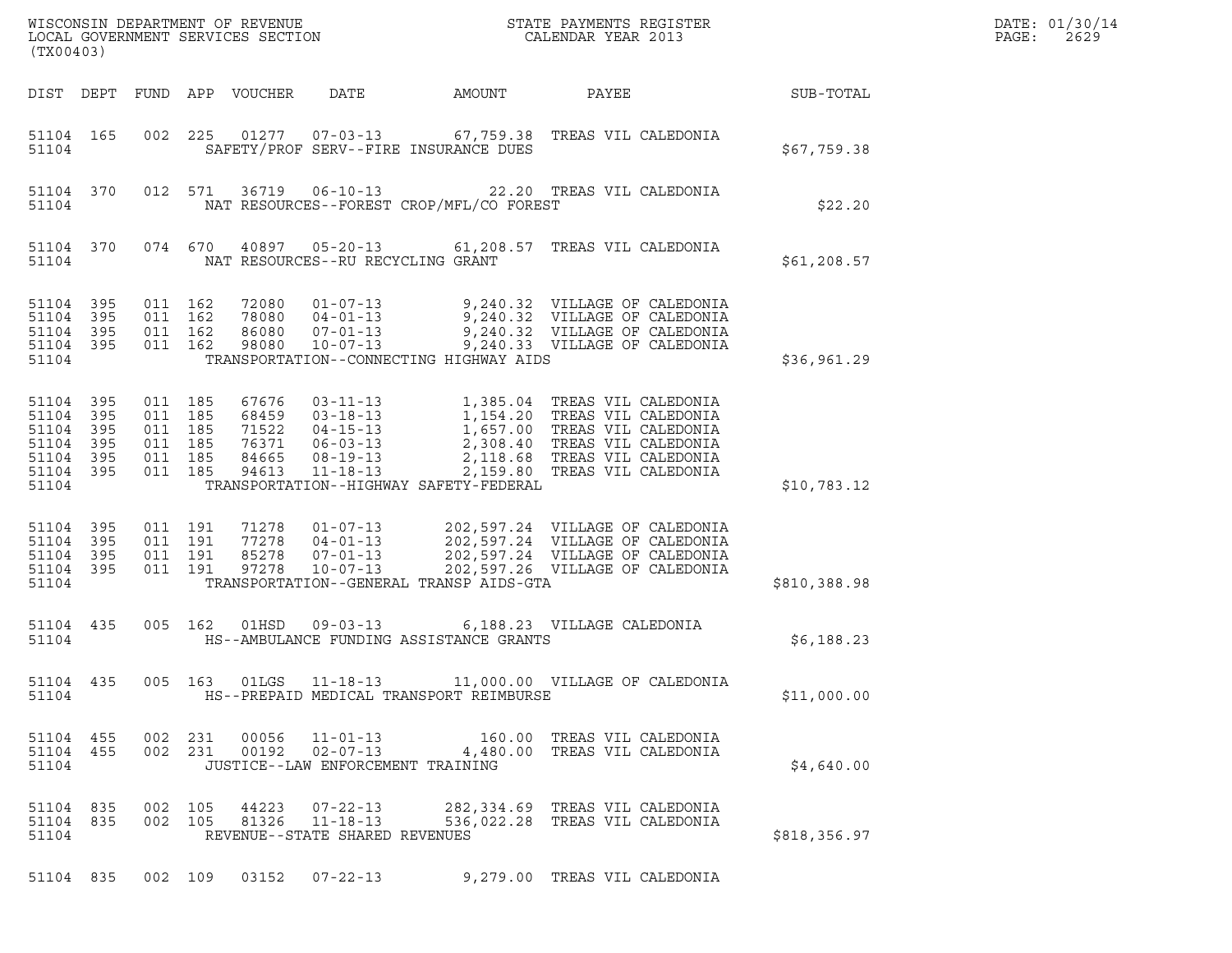WISCONSIN DEPARTMENT OF REVENUE
LOCAL GOVERNMENT SERVICES SECTION
(TX00403)

STATE PAYMENTS REGISTER
CALENDAR YEAR 2013

DATE: 01/30/14

| DIST | DEPT | FUND | APP | VOUCHER | DATE | AMOUNT | PAYEE | SUB-TOTAL |
|---|---|---|---|---|---|---|---|---|
| 51104 | 165 | 002 | 225 | 01277 | 07-03-13 | 67,759.38 | TREAS VIL CALEDONIA | |
| 51104 | | | | | SAFETY/PROF SERV--FIRE INSURANCE DUES | | | $67,759.38 |
| 51104 | 370 | 012 | 571 | 36719 | 06-10-13 | 22.20 | TREAS VIL CALEDONIA | |
| 51104 | | | | | NAT RESOURCES--FOREST CROP/MFL/CO FOREST | | | $22.20 |
| 51104 | 370 | 074 | 670 | 40897 | 05-20-13 | 61,208.57 | TREAS VIL CALEDONIA | |
| 51104 | | | | | NAT RESOURCES--RU RECYCLING GRANT | | | $61,208.57 |
| 51104 | 395 | 011 | 162 | 72080 | 01-07-13 | 9,240.32 | VILLAGE OF CALEDONIA | |
| 51104 | 395 | 011 | 162 | 78080 | 04-01-13 | 9,240.32 | VILLAGE OF CALEDONIA | |
| 51104 | 395 | 011 | 162 | 86080 | 07-01-13 | 9,240.32 | VILLAGE OF CALEDONIA | |
| 51104 | 395 | 011 | 162 | 98080 | 10-07-13 | 9,240.33 | VILLAGE OF CALEDONIA | |
| 51104 | | | | | TRANSPORTATION--CONNECTING HIGHWAY AIDS | | | $36,961.29 |
| 51104 | 395 | 011 | 185 | 67676 | 03-11-13 | 1,385.04 | TREAS VIL CALEDONIA | |
| 51104 | 395 | 011 | 185 | 68459 | 03-18-13 | 1,154.20 | TREAS VIL CALEDONIA | |
| 51104 | 395 | 011 | 185 | 71522 | 04-15-13 | 1,657.00 | TREAS VIL CALEDONIA | |
| 51104 | 395 | 011 | 185 | 76371 | 06-03-13 | 2,308.40 | TREAS VIL CALEDONIA | |
| 51104 | 395 | 011 | 185 | 84665 | 08-19-13 | 2,118.68 | TREAS VIL CALEDONIA | |
| 51104 | 395 | 011 | 185 | 94613 | 11-18-13 | 2,159.80 | TREAS VIL CALEDONIA | |
| 51104 | | | | | TRANSPORTATION--HIGHWAY SAFETY-FEDERAL | | | $10,783.12 |
| 51104 | 395 | 011 | 191 | 71278 | 01-07-13 | 202,597.24 | VILLAGE OF CALEDONIA | |
| 51104 | 395 | 011 | 191 | 77278 | 04-01-13 | 202,597.24 | VILLAGE OF CALEDONIA | |
| 51104 | 395 | 011 | 191 | 85278 | 07-01-13 | 202,597.24 | VILLAGE OF CALEDONIA | |
| 51104 | 395 | 011 | 191 | 97278 | 10-07-13 | 202,597.26 | VILLAGE OF CALEDONIA | |
| 51104 | | | | | TRANSPORTATION--GENERAL TRANSP AIDS-GTA | | | $810,388.98 |
| 51104 | 435 | 005 | 162 | 01HSD | 09-03-13 | 6,188.23 | VILLAGE CALEDONIA | |
| 51104 | | | | | HS--AMBULANCE FUNDING ASSISTANCE GRANTS | | | $6,188.23 |
| 51104 | 435 | 005 | 163 | 01LGS | 11-18-13 | 11,000.00 | VILLAGE OF CALEDONIA | |
| 51104 | | | | | HS--PREPAID MEDICAL TRANSPORT REIMBURSE | | | $11,000.00 |
| 51104 | 455 | 002 | 231 | 00056 | 11-01-13 | 160.00 | TREAS VIL CALEDONIA | |
| 51104 | 455 | 002 | 231 | 00192 | 02-07-13 | 4,480.00 | TREAS VIL CALEDONIA | |
| 51104 | | | | | JUSTICE--LAW ENFORCEMENT TRAINING | | | $4,640.00 |
| 51104 | 835 | 002 | 105 | 44223 | 07-22-13 | 282,334.69 | TREAS VIL CALEDONIA | |
| 51104 | 835 | 002 | 105 | 81326 | 11-18-13 | 536,022.28 | TREAS VIL CALEDONIA | |
| 51104 | | | | | REVENUE--STATE SHARED REVENUES | | | $818,356.97 |
| 51104 | 835 | 002 | 109 | 03152 | 07-22-13 | 9,279.00 | TREAS VIL CALEDONIA | |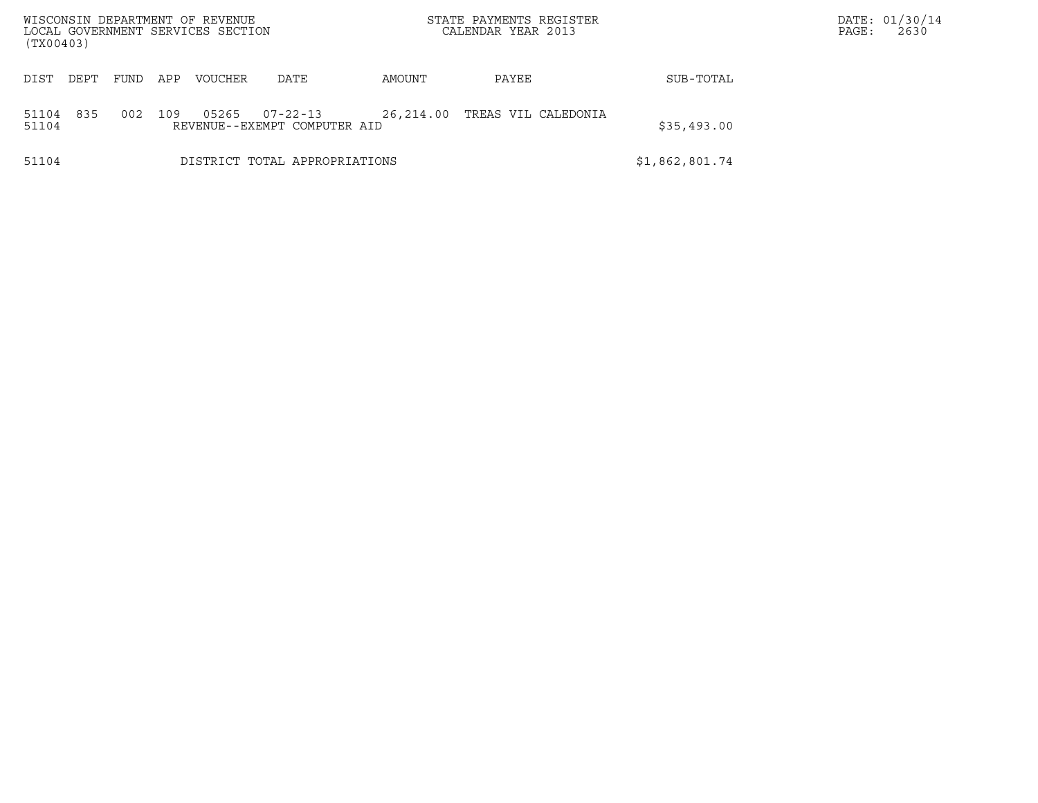WISCONSIN DEPARTMENT OF REVENUE
LOCAL GOVERNMENT SERVICES SECTION
(TX00403)

STATE PAYMENTS REGISTER
CALENDAR YEAR 2013

DATE: 01/30/14

| DIST | DEPT | FUND | APP | VOUCHER | DATE | AMOUNT | PAYEE | SUB-TOTAL |
|---|---|---|---|---|---|---|---|---|
| 51104 | 835 | 002 | 109 | 05265 | 07-22-13 | 26,214.00 | TREAS VIL CALEDONIA | |
| 51104 | | | | REVENUE--EXEMPT COMPUTER AID | | | | $35,493.00 |
| 51104 | | | | DISTRICT TOTAL APPROPRIATIONS | | | | $1,862,801.74 |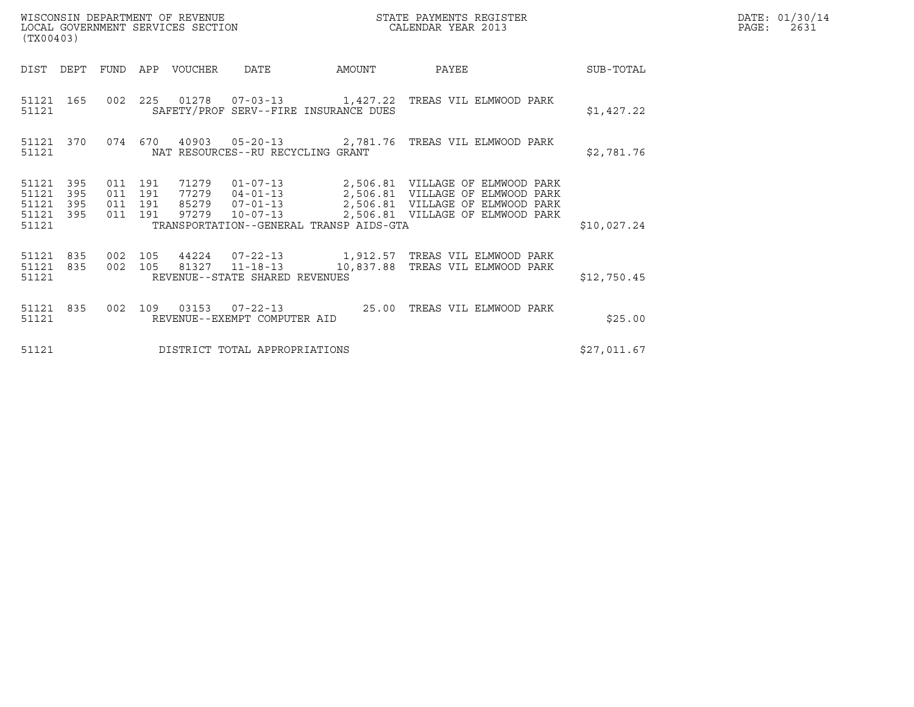WISCONSIN DEPARTMENT OF REVENUE
LOCAL GOVERNMENT SERVICES SECTION
(TX00403)

STATE PAYMENTS REGISTER
CALENDAR YEAR 2013

DATE: 01/30/14

| DIST | DEPT | FUND | APP | VOUCHER | DATE | AMOUNT | PAYEE | SUB-TOTAL |
|---|---|---|---|---|---|---|---|---|
| 51121 | 165 | 002 | 225 | 01278 | 07-03-13 | 1,427.22 | TREAS VIL ELMWOOD PARK | |
| 51121 | | | | SAFETY/PROF SERV--FIRE INSURANCE DUES | | | | $1,427.22 |
| 51121 | 370 | 074 | 670 | 40903 | 05-20-13 | 2,781.76 | TREAS VIL ELMWOOD PARK | |
| 51121 | | | | NAT RESOURCES--RU RECYCLING GRANT | | | | $2,781.76 |
| 51121 | 395 | 011 | 191 | 71279 | 01-07-13 | 2,506.81 | VILLAGE OF ELMWOOD PARK | |
| 51121 | 395 | 011 | 191 | 77279 | 04-01-13 | 2,506.81 | VILLAGE OF ELMWOOD PARK | |
| 51121 | 395 | 011 | 191 | 85279 | 07-01-13 | 2,506.81 | VILLAGE OF ELMWOOD PARK | |
| 51121 | 395 | 011 | 191 | 97279 | 10-07-13 | 2,506.81 | VILLAGE OF ELMWOOD PARK | |
| 51121 | | | | TRANSPORTATION--GENERAL TRANSP AIDS-GTA | | | | $10,027.24 |
| 51121 | 835 | 002 | 105 | 44224 | 07-22-13 | 1,912.57 | TREAS VIL ELMWOOD PARK | |
| 51121 | 835 | 002 | 105 | 81327 | 11-18-13 | 10,837.88 | TREAS VIL ELMWOOD PARK | |
| 51121 | | | | REVENUE--STATE SHARED REVENUES | | | | $12,750.45 |
| 51121 | 835 | 002 | 109 | 03153 | 07-22-13 | 25.00 | TREAS VIL ELMWOOD PARK | |
| 51121 | | | | REVENUE--EXEMPT COMPUTER AID | | | | $25.00 |
| 51121 | | | | DISTRICT TOTAL APPROPRIATIONS | | | | $27,011.67 |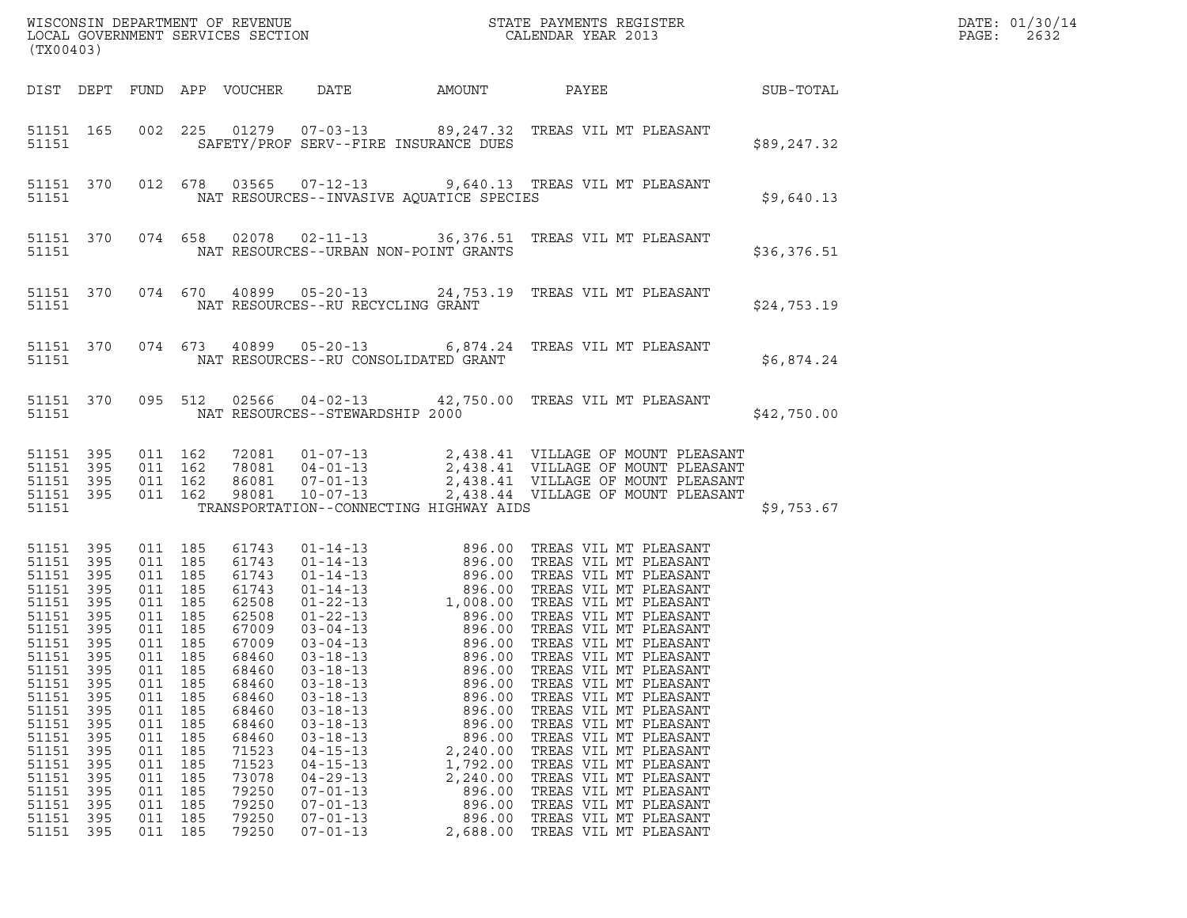WISCONSIN DEPARTMENT OF REVENUE
LOCAL GOVERNMENT SERVICES SECTION
(TX00403)

STATE PAYMENTS REGISTER
CALENDAR YEAR 2013

| DIST | DEPT | FUND | APP | VOUCHER | DATE | AMOUNT | PAYEE | SUB-TOTAL |
|---|---|---|---|---|---|---|---|---|
| 51151 | 165 | 002 | 225 | 01279 | 07-03-13 | 89,247.32 | TREAS VIL MT PLEASANT | |
| 51151 | | | | | SAFETY/PROF SERV--FIRE INSURANCE DUES | | | $89,247.32 |
| 51151 | 370 | 012 | 678 | 03565 | 07-12-13 | 9,640.13 | TREAS VIL MT PLEASANT | |
| 51151 | | | | | NAT RESOURCES--INVASIVE AQUATICE SPECIES | | | $9,640.13 |
| 51151 | 370 | 074 | 658 | 02078 | 02-11-13 | 36,376.51 | TREAS VIL MT PLEASANT | |
| 51151 | | | | | NAT RESOURCES--URBAN NON-POINT GRANTS | | | $36,376.51 |
| 51151 | 370 | 074 | 670 | 40899 | 05-20-13 | 24,753.19 | TREAS VIL MT PLEASANT | |
| 51151 | | | | | NAT RESOURCES--RU RECYCLING GRANT | | | $24,753.19 |
| 51151 | 370 | 074 | 673 | 40899 | 05-20-13 | 6,874.24 | TREAS VIL MT PLEASANT | |
| 51151 | | | | | NAT RESOURCES--RU CONSOLIDATED GRANT | | | $6,874.24 |
| 51151 | 370 | 095 | 512 | 02566 | 04-02-13 | 42,750.00 | TREAS VIL MT PLEASANT | |
| 51151 | | | | | NAT RESOURCES--STEWARDSHIP 2000 | | | $42,750.00 |
| 51151 | 395 | 011 | 162 | 72081 | 01-07-13 | 2,438.41 | VILLAGE OF MOUNT PLEASANT | |
| 51151 | 395 | 011 | 162 | 78081 | 04-01-13 | 2,438.41 | VILLAGE OF MOUNT PLEASANT | |
| 51151 | 395 | 011 | 162 | 86081 | 07-01-13 | 2,438.41 | VILLAGE OF MOUNT PLEASANT | |
| 51151 | 395 | 011 | 162 | 98081 | 10-07-13 | 2,438.44 | VILLAGE OF MOUNT PLEASANT | |
| 51151 | | | | | TRANSPORTATION--CONNECTING HIGHWAY AIDS | | | $9,753.67 |
| 51151 | 395 | 011 | 185 | 61743 | 01-14-13 | 896.00 | TREAS VIL MT PLEASANT | |
| 51151 | 395 | 011 | 185 | 61743 | 01-14-13 | 896.00 | TREAS VIL MT PLEASANT | |
| 51151 | 395 | 011 | 185 | 61743 | 01-14-13 | 896.00 | TREAS VIL MT PLEASANT | |
| 51151 | 395 | 011 | 185 | 61743 | 01-14-13 | 896.00 | TREAS VIL MT PLEASANT | |
| 51151 | 395 | 011 | 185 | 62508 | 01-22-13 | 1,008.00 | TREAS VIL MT PLEASANT | |
| 51151 | 395 | 011 | 185 | 62508 | 01-22-13 | 896.00 | TREAS VIL MT PLEASANT | |
| 51151 | 395 | 011 | 185 | 67009 | 03-04-13 | 896.00 | TREAS VIL MT PLEASANT | |
| 51151 | 395 | 011 | 185 | 67009 | 03-04-13 | 896.00 | TREAS VIL MT PLEASANT | |
| 51151 | 395 | 011 | 185 | 68460 | 03-18-13 | 896.00 | TREAS VIL MT PLEASANT | |
| 51151 | 395 | 011 | 185 | 68460 | 03-18-13 | 896.00 | TREAS VIL MT PLEASANT | |
| 51151 | 395 | 011 | 185 | 68460 | 03-18-13 | 896.00 | TREAS VIL MT PLEASANT | |
| 51151 | 395 | 011 | 185 | 68460 | 03-18-13 | 896.00 | TREAS VIL MT PLEASANT | |
| 51151 | 395 | 011 | 185 | 68460 | 03-18-13 | 896.00 | TREAS VIL MT PLEASANT | |
| 51151 | 395 | 011 | 185 | 68460 | 03-18-13 | 896.00 | TREAS VIL MT PLEASANT | |
| 51151 | 395 | 011 | 185 | 68460 | 03-18-13 | 896.00 | TREAS VIL MT PLEASANT | |
| 51151 | 395 | 011 | 185 | 71523 | 04-15-13 | 2,240.00 | TREAS VIL MT PLEASANT | |
| 51151 | 395 | 011 | 185 | 71523 | 04-15-13 | 1,792.00 | TREAS VIL MT PLEASANT | |
| 51151 | 395 | 011 | 185 | 73078 | 04-29-13 | 2,240.00 | TREAS VIL MT PLEASANT | |
| 51151 | 395 | 011 | 185 | 79250 | 07-01-13 | 896.00 | TREAS VIL MT PLEASANT | |
| 51151 | 395 | 011 | 185 | 79250 | 07-01-13 | 896.00 | TREAS VIL MT PLEASANT | |
| 51151 | 395 | 011 | 185 | 79250 | 07-01-13 | 896.00 | TREAS VIL MT PLEASANT | |
| 51151 | 395 | 011 | 185 | 79250 | 07-01-13 | 2,688.00 | TREAS VIL MT PLEASANT | |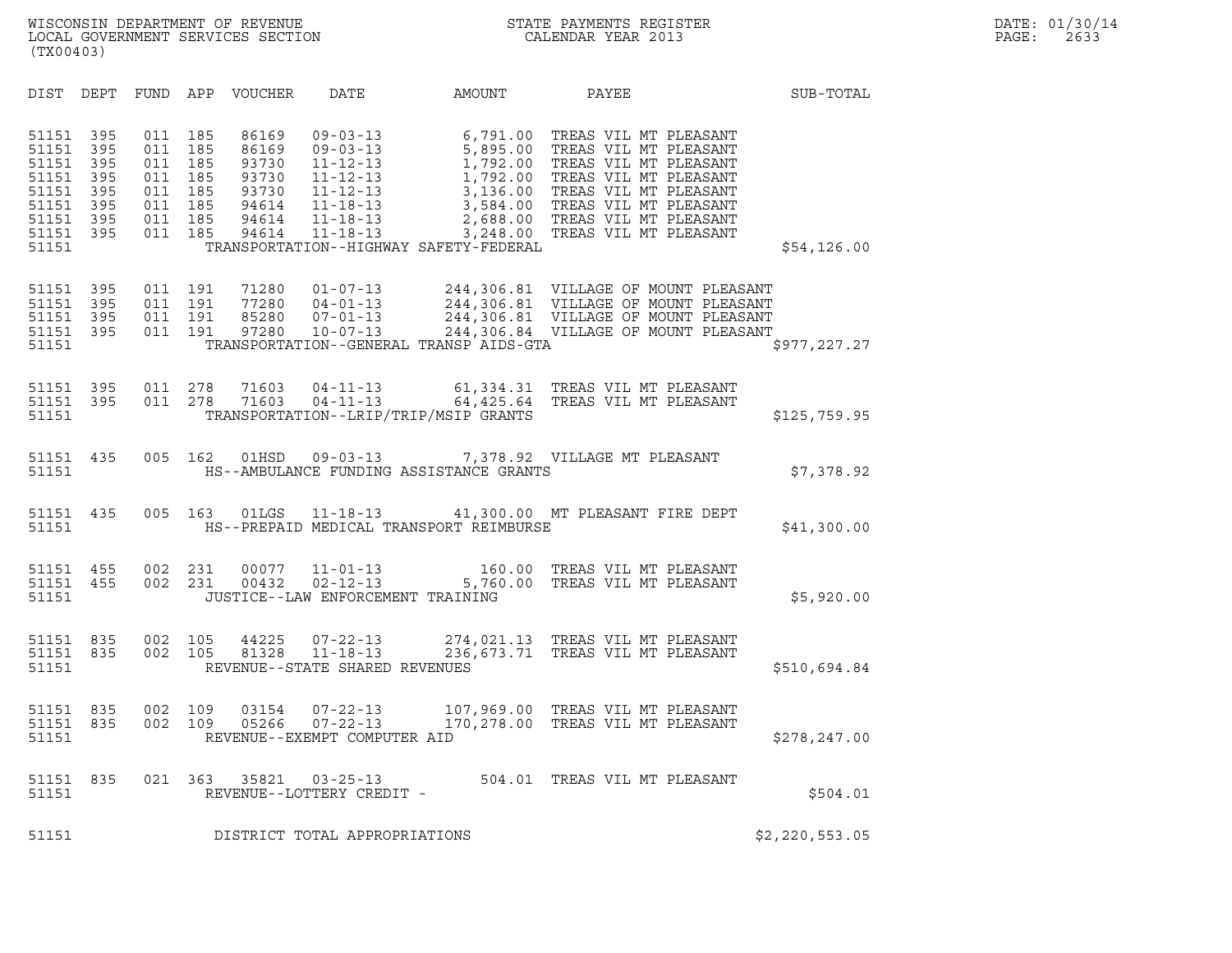WISCONSIN DEPARTMENT OF REVENUE
LOCAL GOVERNMENT SERVICES SECTION
(TX00403)

STATE PAYMENTS REGISTER
CALENDAR YEAR 2013

DATE: 01/30/14

| DIST | DEPT | FUND | APP | VOUCHER | DATE | AMOUNT | PAYEE | SUB-TOTAL |
|---|---|---|---|---|---|---|---|---|
| 51151 | 395 | 011 | 185 | 86169 | 09-03-13 | 6,791.00 | TREAS VIL MT PLEASANT | |
| 51151 | 395 | 011 | 185 | 86169 | 09-03-13 | 5,895.00 | TREAS VIL MT PLEASANT | |
| 51151 | 395 | 011 | 185 | 93730 | 11-12-13 | 1,792.00 | TREAS VIL MT PLEASANT | |
| 51151 | 395 | 011 | 185 | 93730 | 11-12-13 | 1,792.00 | TREAS VIL MT PLEASANT | |
| 51151 | 395 | 011 | 185 | 93730 | 11-12-13 | 3,136.00 | TREAS VIL MT PLEASANT | |
| 51151 | 395 | 011 | 185 | 94614 | 11-18-13 | 3,584.00 | TREAS VIL MT PLEASANT | |
| 51151 | 395 | 011 | 185 | 94614 | 11-18-13 | 2,688.00 | TREAS VIL MT PLEASANT | |
| 51151 | 395 | 011 | 185 | 94614 | 11-18-13 | 3,248.00 | TREAS VIL MT PLEASANT | |
| 51151 | | | | TRANSPORTATION--HIGHWAY SAFETY-FEDERAL | | | | $54,126.00 |
| 51151 | 395 | 011 | 191 | 71280 | 01-07-13 | 244,306.81 | VILLAGE OF MOUNT PLEASANT | |
| 51151 | 395 | 011 | 191 | 77280 | 04-01-13 | 244,306.81 | VILLAGE OF MOUNT PLEASANT | |
| 51151 | 395 | 011 | 191 | 85280 | 07-01-13 | 244,306.81 | VILLAGE OF MOUNT PLEASANT | |
| 51151 | 395 | 011 | 191 | 97280 | 10-07-13 | 244,306.84 | VILLAGE OF MOUNT PLEASANT | |
| 51151 | | | | TRANSPORTATION--GENERAL TRANSP AIDS-GTA | | | | $977,227.27 |
| 51151 | 395 | 011 | 278 | 71603 | 04-11-13 | 61,334.31 | TREAS VIL MT PLEASANT | |
| 51151 | 395 | 011 | 278 | 71603 | 04-11-13 | 64,425.64 | TREAS VIL MT PLEASANT | |
| 51151 | | | | TRANSPORTATION--LRIP/TRIP/MSIP GRANTS | | | | $125,759.95 |
| 51151 | 435 | 005 | 162 | 01HSD | 09-03-13 | 7,378.92 | VILLAGE MT PLEASANT | |
| 51151 | | | | HS--AMBULANCE FUNDING ASSISTANCE GRANTS | | | | $7,378.92 |
| 51151 | 435 | 005 | 163 | 01LGS | 11-18-13 | 41,300.00 | MT PLEASANT FIRE DEPT | |
| 51151 | | | | HS--PREPAID MEDICAL TRANSPORT REIMBURSE | | | | $41,300.00 |
| 51151 | 455 | 002 | 231 | 00077 | 11-01-13 | 160.00 | TREAS VIL MT PLEASANT | |
| 51151 | 455 | 002 | 231 | 00432 | 02-12-13 | 5,760.00 | TREAS VIL MT PLEASANT | |
| 51151 | | | | JUSTICE--LAW ENFORCEMENT TRAINING | | | | $5,920.00 |
| 51151 | 835 | 002 | 105 | 44225 | 07-22-13 | 274,021.13 | TREAS VIL MT PLEASANT | |
| 51151 | 835 | 002 | 105 | 81328 | 11-18-13 | 236,673.71 | TREAS VIL MT PLEASANT | |
| 51151 | | | | REVENUE--STATE SHARED REVENUES | | | | $510,694.84 |
| 51151 | 835 | 002 | 109 | 03154 | 07-22-13 | 107,969.00 | TREAS VIL MT PLEASANT | |
| 51151 | 835 | 002 | 109 | 05266 | 07-22-13 | 170,278.00 | TREAS VIL MT PLEASANT | |
| 51151 | | | | REVENUE--EXEMPT COMPUTER AID | | | | $278,247.00 |
| 51151 | 835 | 021 | 363 | 35821 | 03-25-13 | 504.01 | TREAS VIL MT PLEASANT | |
| 51151 | | | | REVENUE--LOTTERY CREDIT - | | | | $504.01 |
| 51151 | | | | DISTRICT TOTAL APPROPRIATIONS | | | | $2,220,553.05 |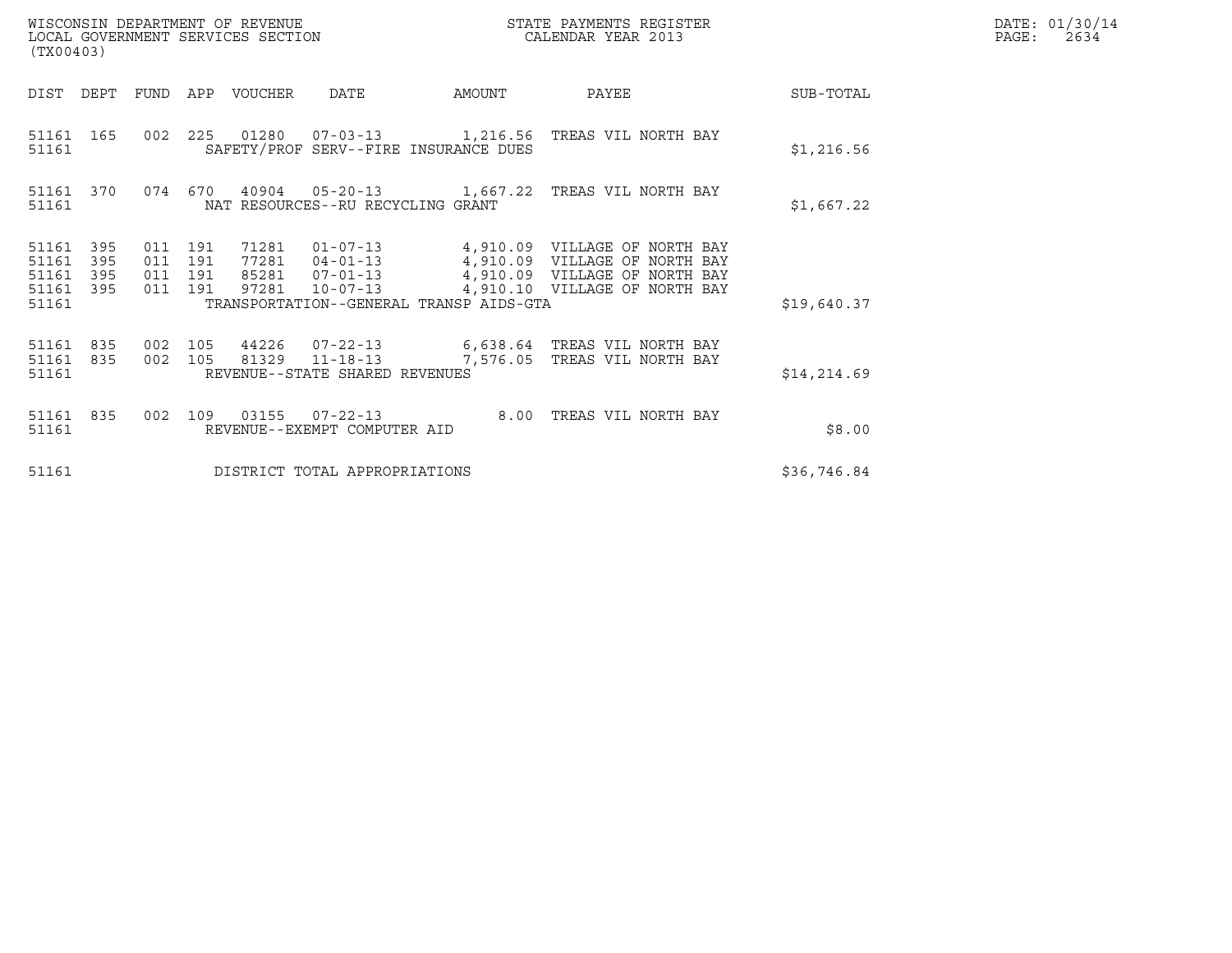WISCONSIN DEPARTMENT OF REVENUE
LOCAL GOVERNMENT SERVICES SECTION
(TX00403)

STATE PAYMENTS REGISTER
CALENDAR YEAR 2013

DATE: 01/30/14

| DIST | DEPT | FUND | APP | VOUCHER | DATE | AMOUNT | PAYEE | SUB-TOTAL |
|---|---|---|---|---|---|---|---|---|
| 51161 | 165 | 002 | 225 | 01280 | 07-03-13 | 1,216.56 | TREAS VIL NORTH BAY | |
| 51161 | | | | SAFETY/PROF SERV--FIRE INSURANCE DUES | | | | $1,216.56 |
| 51161 | 370 | 074 | 670 | 40904 | 05-20-13 | 1,667.22 | TREAS VIL NORTH BAY | |
| 51161 | | | | NAT RESOURCES--RU RECYCLING GRANT | | | | $1,667.22 |
| 51161 | 395 | 011 | 191 | 71281 | 01-07-13 | 4,910.09 | VILLAGE OF NORTH BAY | |
| 51161 | 395 | 011 | 191 | 77281 | 04-01-13 | 4,910.09 | VILLAGE OF NORTH BAY | |
| 51161 | 395 | 011 | 191 | 85281 | 07-01-13 | 4,910.09 | VILLAGE OF NORTH BAY | |
| 51161 | 395 | 011 | 191 | 97281 | 10-07-13 | 4,910.10 | VILLAGE OF NORTH BAY | |
| 51161 | | | | TRANSPORTATION--GENERAL TRANSP AIDS-GTA | | | | $19,640.37 |
| 51161 | 835 | 002 | 105 | 44226 | 07-22-13 | 6,638.64 | TREAS VIL NORTH BAY | |
| 51161 | 835 | 002 | 105 | 81329 | 11-18-13 | 7,576.05 | TREAS VIL NORTH BAY | |
| 51161 | | | | REVENUE--STATE SHARED REVENUES | | | | $14,214.69 |
| 51161 | 835 | 002 | 109 | 03155 | 07-22-13 | 8.00 | TREAS VIL NORTH BAY | |
| 51161 | | | | REVENUE--EXEMPT COMPUTER AID | | | | $8.00 |
| 51161 | | | | DISTRICT TOTAL APPROPRIATIONS | | | | $36,746.84 |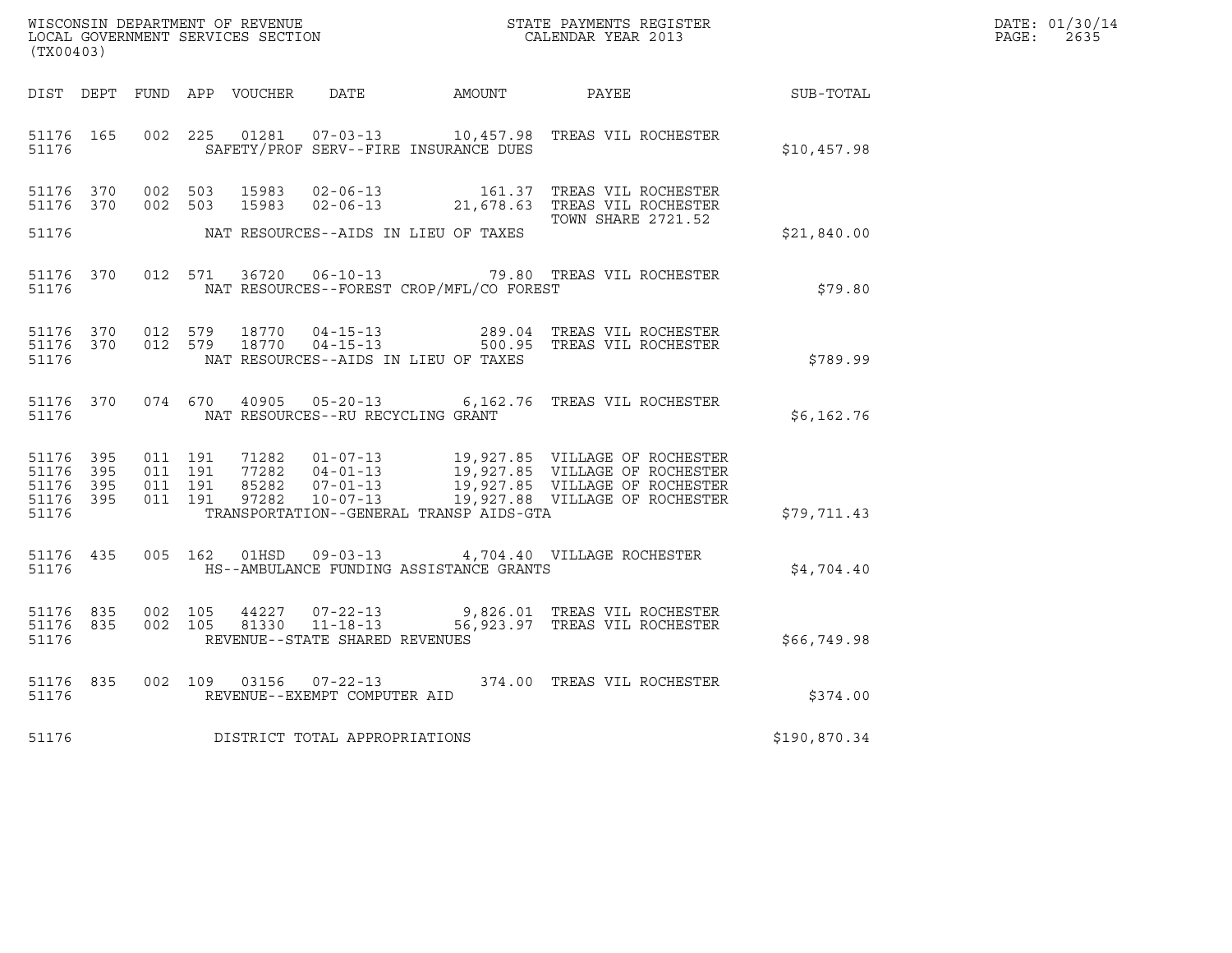WISCONSIN DEPARTMENT OF REVENUE
LOCAL GOVERNMENT SERVICES SECTION
(TX00403)

STATE PAYMENTS REGISTER
CALENDAR YEAR 2013

DATE: 01/30/14
PAGE: 2635

| DIST | DEPT | FUND | APP | VOUCHER | DATE | AMOUNT | PAYEE | SUB-TOTAL |
|---|---|---|---|---|---|---|---|---|
| 51176 | 165 | 002 | 225 | 01281 | 07-03-13 | 10,457.98 | TREAS VIL ROCHESTER | |
| 51176 | | | | | SAFETY/PROF SERV--FIRE INSURANCE DUES | | | $10,457.98 |
| 51176 | 370 | 002 | 503 | 15983 | 02-06-13 | 161.37 | TREAS VIL ROCHESTER | |
| 51176 | 370 | 002 | 503 | 15983 | 02-06-13 | 21,678.63 | TREAS VIL ROCHESTER TOWN SHARE 2721.52 | |
| 51176 | | | | | NAT RESOURCES--AIDS IN LIEU OF TAXES | | | $21,840.00 |
| 51176 | 370 | 012 | 571 | 36720 | 06-10-13 | 79.80 | TREAS VIL ROCHESTER | |
| 51176 | | | | | NAT RESOURCES--FOREST CROP/MFL/CO FOREST | | | $79.80 |
| 51176 | 370 | 012 | 579 | 18770 | 04-15-13 | 289.04 | TREAS VIL ROCHESTER | |
| 51176 | 370 | 012 | 579 | 18770 | 04-15-13 | 500.95 | TREAS VIL ROCHESTER | |
| 51176 | | | | | NAT RESOURCES--AIDS IN LIEU OF TAXES | | | $789.99 |
| 51176 | 370 | 074 | 670 | 40905 | 05-20-13 | 6,162.76 | TREAS VIL ROCHESTER | |
| 51176 | | | | | NAT RESOURCES--RU RECYCLING GRANT | | | $6,162.76 |
| 51176 | 395 | 011 | 191 | 71282 | 01-07-13 | 19,927.85 | VILLAGE OF ROCHESTER | |
| 51176 | 395 | 011 | 191 | 77282 | 04-01-13 | 19,927.85 | VILLAGE OF ROCHESTER | |
| 51176 | 395 | 011 | 191 | 85282 | 07-01-13 | 19,927.85 | VILLAGE OF ROCHESTER | |
| 51176 | 395 | 011 | 191 | 97282 | 10-07-13 | 19,927.88 | VILLAGE OF ROCHESTER | |
| 51176 | | | | | TRANSPORTATION--GENERAL TRANSP AIDS-GTA | | | $79,711.43 |
| 51176 | 435 | 005 | 162 | 01HSD | 09-03-13 | 4,704.40 | VILLAGE ROCHESTER | |
| 51176 | | | | | HS--AMBULANCE FUNDING ASSISTANCE GRANTS | | | $4,704.40 |
| 51176 | 835 | 002 | 105 | 44227 | 07-22-13 | 9,826.01 | TREAS VIL ROCHESTER | |
| 51176 | 835 | 002 | 105 | 81330 | 11-18-13 | 56,923.97 | TREAS VIL ROCHESTER | |
| 51176 | | | | | REVENUE--STATE SHARED REVENUES | | | $66,749.98 |
| 51176 | 835 | 002 | 109 | 03156 | 07-22-13 | 374.00 | TREAS VIL ROCHESTER | |
| 51176 | | | | | REVENUE--EXEMPT COMPUTER AID | | | $374.00 |
| 51176 | | | | | DISTRICT TOTAL APPROPRIATIONS | | | $190,870.34 |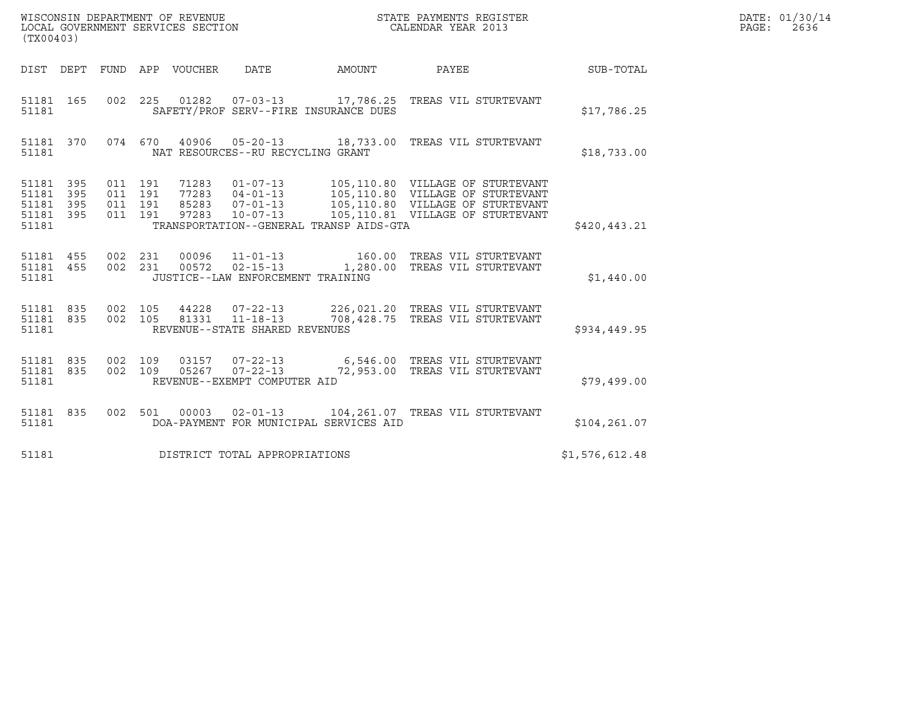WISCONSIN DEPARTMENT OF REVENUE
LOCAL GOVERNMENT SERVICES SECTION
(TX00403)

STATE PAYMENTS REGISTER
CALENDAR YEAR 2013

DATE: 01/30/14

| DIST | DEPT | FUND | APP | VOUCHER | DATE | AMOUNT | PAYEE | SUB-TOTAL |
|---|---|---|---|---|---|---|---|---|
| 51181 | 165 | 002 | 225 | 01282 | 07-03-13 | 17,786.25 | TREAS VIL STURTEVANT | |
| 51181 | | | | | SAFETY/PROF SERV--FIRE INSURANCE DUES | | | $17,786.25 |
| 51181 | 370 | 074 | 670 | 40906 | 05-20-13 | 18,733.00 | TREAS VIL STURTEVANT | |
| 51181 | | | | | NAT RESOURCES--RU RECYCLING GRANT | | | $18,733.00 |
| 51181 | 395 | 011 | 191 | 71283 | 01-07-13 | 105,110.80 | VILLAGE OF STURTEVANT | |
| 51181 | 395 | 011 | 191 | 77283 | 04-01-13 | 105,110.80 | VILLAGE OF STURTEVANT | |
| 51181 | 395 | 011 | 191 | 85283 | 07-01-13 | 105,110.80 | VILLAGE OF STURTEVANT | |
| 51181 | 395 | 011 | 191 | 97283 | 10-07-13 | 105,110.81 | VILLAGE OF STURTEVANT | |
| 51181 | | | | | TRANSPORTATION--GENERAL TRANSP AIDS-GTA | | | $420,443.21 |
| 51181 | 455 | 002 | 231 | 00096 | 11-01-13 | 160.00 | TREAS VIL STURTEVANT | |
| 51181 | 455 | 002 | 231 | 00572 | 02-15-13 | 1,280.00 | TREAS VIL STURTEVANT | |
| 51181 | | | | | JUSTICE--LAW ENFORCEMENT TRAINING | | | $1,440.00 |
| 51181 | 835 | 002 | 105 | 44228 | 07-22-13 | 226,021.20 | TREAS VIL STURTEVANT | |
| 51181 | 835 | 002 | 105 | 81331 | 11-18-13 | 708,428.75 | TREAS VIL STURTEVANT | |
| 51181 | | | | | REVENUE--STATE SHARED REVENUES | | | $934,449.95 |
| 51181 | 835 | 002 | 109 | 03157 | 07-22-13 | 6,546.00 | TREAS VIL STURTEVANT | |
| 51181 | 835 | 002 | 109 | 05267 | 07-22-13 | 72,953.00 | TREAS VIL STURTEVANT | |
| 51181 | | | | | REVENUE--EXEMPT COMPUTER AID | | | $79,499.00 |
| 51181 | 835 | 002 | 501 | 00003 | 02-01-13 | 104,261.07 | TREAS VIL STURTEVANT | |
| 51181 | | | | | DOA-PAYMENT FOR MUNICIPAL SERVICES AID | | | $104,261.07 |
| 51181 | | | | | DISTRICT TOTAL APPROPRIATIONS | | | $1,576,612.48 |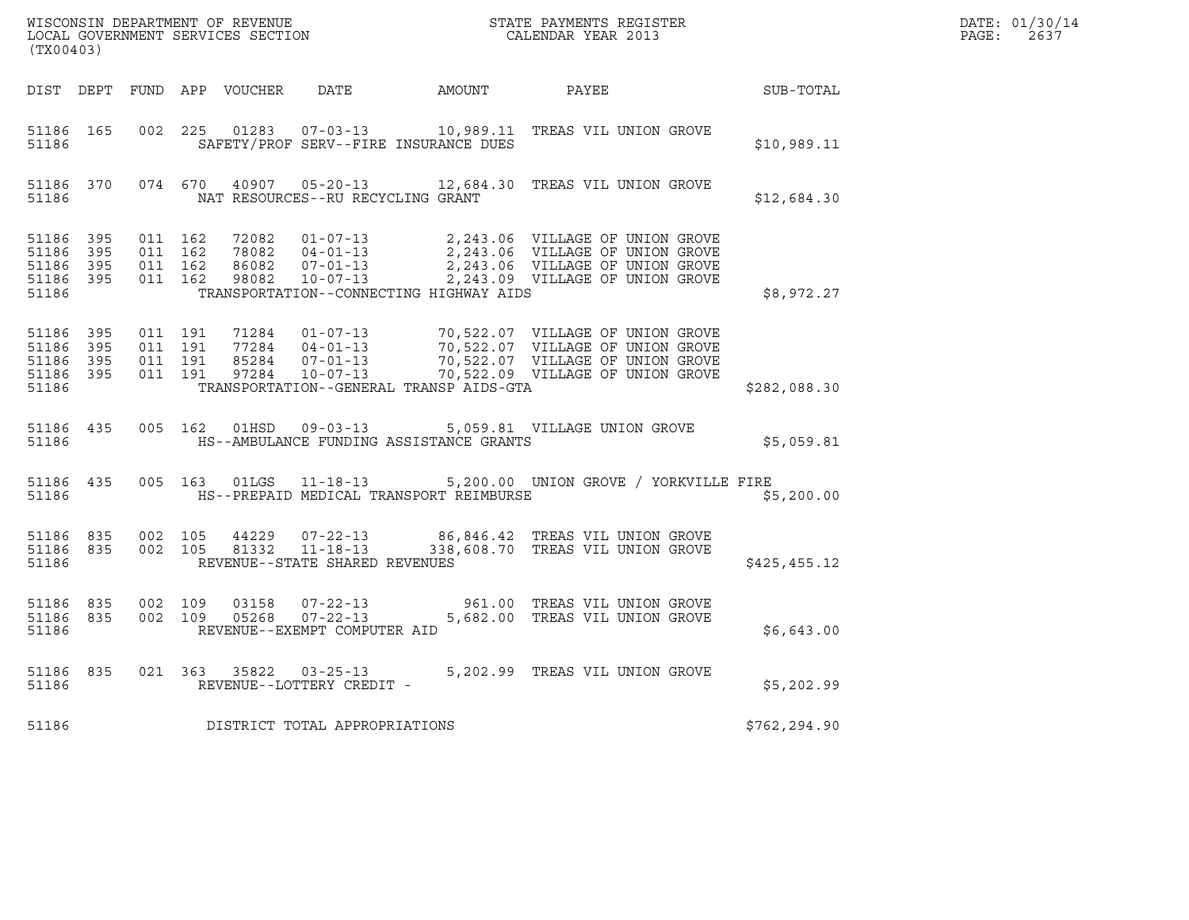WISCONSIN DEPARTMENT OF REVENUE
LOCAL GOVERNMENT SERVICES SECTION
(TX00403)

STATE PAYMENTS REGISTER
CALENDAR YEAR 2013

DATE: 01/30/14
PAGE: 2637

| DIST | DEPT | FUND | APP | VOUCHER | DATE | AMOUNT | PAYEE | SUB-TOTAL |
|---|---|---|---|---|---|---|---|---|
| 51186 | 165 | 002 | 225 | 01283 | 07-03-13 | 10,989.11 | TREAS VIL UNION GROVE | |
| 51186 | | | | SAFETY/PROF SERV--FIRE INSURANCE DUES | | | | $10,989.11 |
| 51186 | 370 | 074 | 670 | 40907 | 05-20-13 | 12,684.30 | TREAS VIL UNION GROVE | |
| 51186 | | | | NAT RESOURCES--RU RECYCLING GRANT | | | | $12,684.30 |
| 51186 | 395 | 011 | 162 | 72082 | 01-07-13 | 2,243.06 | VILLAGE OF UNION GROVE | |
| 51186 | 395 | 011 | 162 | 78082 | 04-01-13 | 2,243.06 | VILLAGE OF UNION GROVE | |
| 51186 | 395 | 011 | 162 | 86082 | 07-01-13 | 2,243.06 | VILLAGE OF UNION GROVE | |
| 51186 | 395 | 011 | 162 | 98082 | 10-07-13 | 2,243.09 | VILLAGE OF UNION GROVE | |
| 51186 | | | | TRANSPORTATION--CONNECTING HIGHWAY AIDS | | | | $8,972.27 |
| 51186 | 395 | 011 | 191 | 71284 | 01-07-13 | 70,522.07 | VILLAGE OF UNION GROVE | |
| 51186 | 395 | 011 | 191 | 77284 | 04-01-13 | 70,522.07 | VILLAGE OF UNION GROVE | |
| 51186 | 395 | 011 | 191 | 85284 | 07-01-13 | 70,522.07 | VILLAGE OF UNION GROVE | |
| 51186 | 395 | 011 | 191 | 97284 | 10-07-13 | 70,522.09 | VILLAGE OF UNION GROVE | |
| 51186 | | | | TRANSPORTATION--GENERAL TRANSP AIDS-GTA | | | | $282,088.30 |
| 51186 | 435 | 005 | 162 | 01HSD | 09-03-13 | 5,059.81 | VILLAGE UNION GROVE | |
| 51186 | | | | HS--AMBULANCE FUNDING ASSISTANCE GRANTS | | | | $5,059.81 |
| 51186 | 435 | 005 | 163 | 01LGS | 11-18-13 | 5,200.00 | UNION GROVE / YORKVILLE FIRE | |
| 51186 | | | | HS--PREPAID MEDICAL TRANSPORT REIMBURSE | | | | $5,200.00 |
| 51186 | 835 | 002 | 105 | 44229 | 07-22-13 | 86,846.42 | TREAS VIL UNION GROVE | |
| 51186 | 835 | 002 | 105 | 81332 | 11-18-13 | 338,608.70 | TREAS VIL UNION GROVE | |
| 51186 | | | | REVENUE--STATE SHARED REVENUES | | | | $425,455.12 |
| 51186 | 835 | 002 | 109 | 03158 | 07-22-13 | 961.00 | TREAS VIL UNION GROVE | |
| 51186 | 835 | 002 | 109 | 05268 | 07-22-13 | 5,682.00 | TREAS VIL UNION GROVE | |
| 51186 | | | | REVENUE--EXEMPT COMPUTER AID | | | | $6,643.00 |
| 51186 | 835 | 021 | 363 | 35822 | 03-25-13 | 5,202.99 | TREAS VIL UNION GROVE | |
| 51186 | | | | REVENUE--LOTTERY CREDIT - | | | | $5,202.99 |
| 51186 | | | | DISTRICT TOTAL APPROPRIATIONS | | | | $762,294.90 |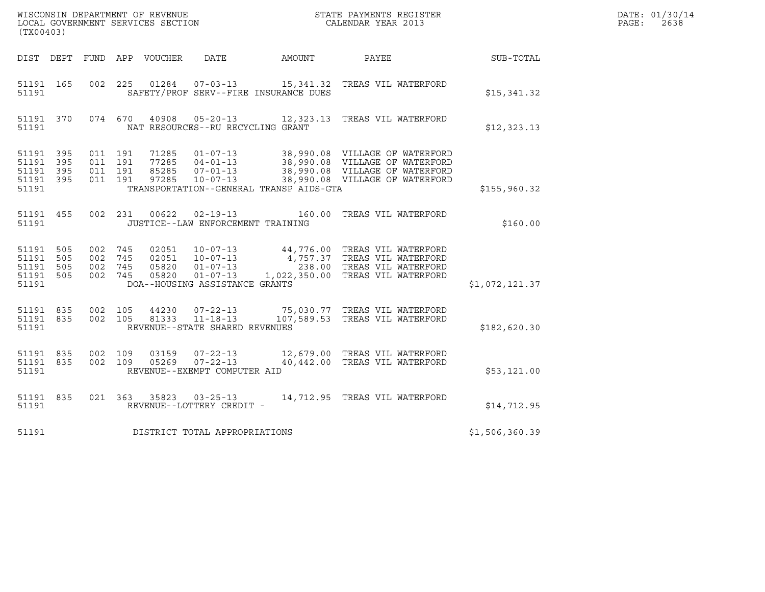WISCONSIN DEPARTMENT OF REVENUE
LOCAL GOVERNMENT SERVICES SECTION
(TX00403)

STATE PAYMENTS REGISTER
CALENDAR YEAR 2013

DATE: 01/30/14

| DIST | DEPT | FUND | APP | VOUCHER | DATE | AMOUNT | PAYEE | SUB-TOTAL |
|---|---|---|---|---|---|---|---|---|
| 51191 | 165 | 002 | 225 | 01284 | 07-03-13 | 15,341.32 | TREAS VIL WATERFORD | |
| 51191 | | | | | SAFETY/PROF SERV--FIRE INSURANCE DUES | | | $15,341.32 |
| 51191 | 370 | 074 | 670 | 40908 | 05-20-13 | 12,323.13 | TREAS VIL WATERFORD | |
| 51191 | | | | | NAT RESOURCES--RU RECYCLING GRANT | | | $12,323.13 |
| 51191 | 395 | 011 | 191 | 71285 | 01-07-13 | 38,990.08 | VILLAGE OF WATERFORD | |
| 51191 | 395 | 011 | 191 | 77285 | 04-01-13 | 38,990.08 | VILLAGE OF WATERFORD | |
| 51191 | 395 | 011 | 191 | 85285 | 07-01-13 | 38,990.08 | VILLAGE OF WATERFORD | |
| 51191 | 395 | 011 | 191 | 97285 | 10-07-13 | 38,990.08 | VILLAGE OF WATERFORD | |
| 51191 | | | | | TRANSPORTATION--GENERAL TRANSP AIDS-GTA | | | $155,960.32 |
| 51191 | 455 | 002 | 231 | 00622 | 02-19-13 | 160.00 | TREAS VIL WATERFORD | |
| 51191 | | | | | JUSTICE--LAW ENFORCEMENT TRAINING | | | $160.00 |
| 51191 | 505 | 002 | 745 | 02051 | 10-07-13 | 44,776.00 | TREAS VIL WATERFORD | |
| 51191 | 505 | 002 | 745 | 02051 | 10-07-13 | 4,757.37 | TREAS VIL WATERFORD | |
| 51191 | 505 | 002 | 745 | 05820 | 01-07-13 | 238.00 | TREAS VIL WATERFORD | |
| 51191 | 505 | 002 | 745 | 05820 | 01-07-13 | 1,022,350.00 | TREAS VIL WATERFORD | |
| 51191 | | | | | DOA--HOUSING ASSISTANCE GRANTS | | | $1,072,121.37 |
| 51191 | 835 | 002 | 105 | 44230 | 07-22-13 | 75,030.77 | TREAS VIL WATERFORD | |
| 51191 | 835 | 002 | 105 | 81333 | 11-18-13 | 107,589.53 | TREAS VIL WATERFORD | |
| 51191 | | | | | REVENUE--STATE SHARED REVENUES | | | $182,620.30 |
| 51191 | 835 | 002 | 109 | 03159 | 07-22-13 | 12,679.00 | TREAS VIL WATERFORD | |
| 51191 | 835 | 002 | 109 | 05269 | 07-22-13 | 40,442.00 | TREAS VIL WATERFORD | |
| 51191 | | | | | REVENUE--EXEMPT COMPUTER AID | | | $53,121.00 |
| 51191 | 835 | 021 | 363 | 35823 | 03-25-13 | 14,712.95 | TREAS VIL WATERFORD | |
| 51191 | | | | | REVENUE--LOTTERY CREDIT - | | | $14,712.95 |
| 51191 | | | | | DISTRICT TOTAL APPROPRIATIONS | | | $1,506,360.39 |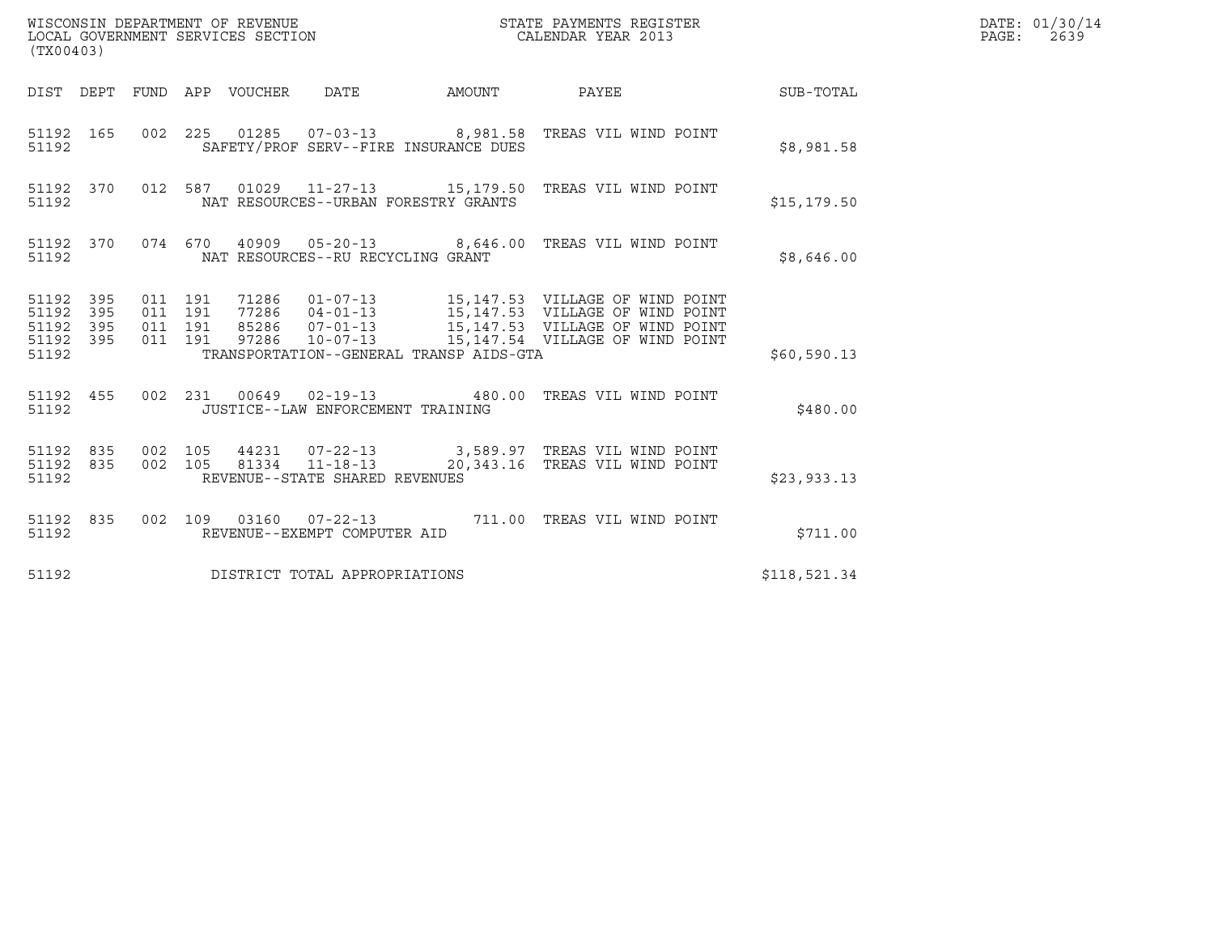WISCONSIN DEPARTMENT OF REVENUE
LOCAL GOVERNMENT SERVICES SECTION
(TX00403)

STATE PAYMENTS REGISTER
CALENDAR YEAR 2013

| DIST | DEPT | FUND | APP | VOUCHER | DATE | AMOUNT | PAYEE | SUB-TOTAL |
|---|---|---|---|---|---|---|---|---|
| 51192 | 165 | 002 | 225 | 01285 | 07-03-13 | 8,981.58 | TREAS VIL WIND POINT | |
| 51192 | | | | SAFETY/PROF SERV--FIRE INSURANCE DUES | | | | $8,981.58 |
| 51192 | 370 | 012 | 587 | 01029 | 11-27-13 | 15,179.50 | TREAS VIL WIND POINT | |
| 51192 | | | | NAT RESOURCES--URBAN FORESTRY GRANTS | | | | $15,179.50 |
| 51192 | 370 | 074 | 670 | 40909 | 05-20-13 | 8,646.00 | TREAS VIL WIND POINT | |
| 51192 | | | | NAT RESOURCES--RU RECYCLING GRANT | | | | $8,646.00 |
| 51192 | 395 | 011 | 191 | 71286 | 01-07-13 | 15,147.53 | VILLAGE OF WIND POINT | |
| 51192 | 395 | 011 | 191 | 77286 | 04-01-13 | 15,147.53 | VILLAGE OF WIND POINT | |
| 51192 | 395 | 011 | 191 | 85286 | 07-01-13 | 15,147.53 | VILLAGE OF WIND POINT | |
| 51192 | 395 | 011 | 191 | 97286 | 10-07-13 | 15,147.54 | VILLAGE OF WIND POINT | |
| 51192 | | | | TRANSPORTATION--GENERAL TRANSP AIDS-GTA | | | | $60,590.13 |
| 51192 | 455 | 002 | 231 | 00649 | 02-19-13 | 480.00 | TREAS VIL WIND POINT | |
| 51192 | | | | JUSTICE--LAW ENFORCEMENT TRAINING | | | | $480.00 |
| 51192 | 835 | 002 | 105 | 44231 | 07-22-13 | 3,589.97 | TREAS VIL WIND POINT | |
| 51192 | 835 | 002 | 105 | 81334 | 11-18-13 | 20,343.16 | TREAS VIL WIND POINT | |
| 51192 | | | | REVENUE--STATE SHARED REVENUES | | | | $23,933.13 |
| 51192 | 835 | 002 | 109 | 03160 | 07-22-13 | 711.00 | TREAS VIL WIND POINT | |
| 51192 | | | | REVENUE--EXEMPT COMPUTER AID | | | | $711.00 |
| 51192 | | | | DISTRICT TOTAL APPROPRIATIONS | | | | $118,521.34 |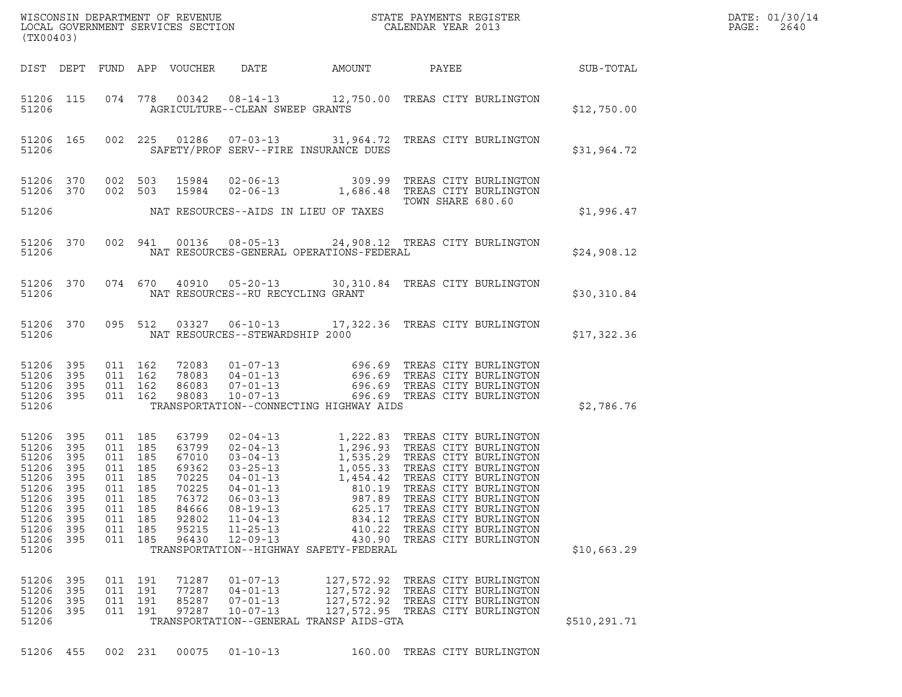| DIST | DEPT | FUND | APP | VOUCHER | DATE | AMOUNT | PAYEE | SUB-TOTAL |
|---|---|---|---|---|---|---|---|---|
| 51206 | 115 | 074 | 778 | 00342 | 08-14-13 | 12,750.00 | TREAS CITY BURLINGTON | |
| 51206 | | | | | AGRICULTURE--CLEAN SWEEP GRANTS | | | $12,750.00 |
| 51206 | 165 | 002 | 225 | 01286 | 07-03-13 | 31,964.72 | TREAS CITY BURLINGTON | |
| 51206 | | | | | SAFETY/PROF SERV--FIRE INSURANCE DUES | | | $31,964.72 |
| 51206 | 370 | 002 | 503 | 15984 | 02-06-13 | 309.99 | TREAS CITY BURLINGTON | |
| 51206 | 370 | 002 | 503 | 15984 | 02-06-13 | 1,686.48 | TREAS CITY BURLINGTON | |
| | | | | | | | TOWN SHARE 680.60 | |
| 51206 | | | | | NAT RESOURCES--AIDS IN LIEU OF TAXES | | | $1,996.47 |
| 51206 | 370 | 002 | 941 | 00136 | 08-05-13 | 24,908.12 | TREAS CITY BURLINGTON | |
| 51206 | | | | | NAT RESOURCES-GENERAL OPERATIONS-FEDERAL | | | $24,908.12 |
| 51206 | 370 | 074 | 670 | 40910 | 05-20-13 | 30,310.84 | TREAS CITY BURLINGTON | |
| 51206 | | | | | NAT RESOURCES--RU RECYCLING GRANT | | | $30,310.84 |
| 51206 | 370 | 095 | 512 | 03327 | 06-10-13 | 17,322.36 | TREAS CITY BURLINGTON | |
| 51206 | | | | | NAT RESOURCES--STEWARDSHIP 2000 | | | $17,322.36 |
| 51206 | 395 | 011 | 162 | 72083 | 01-07-13 | 696.69 | TREAS CITY BURLINGTON | |
| 51206 | 395 | 011 | 162 | 78083 | 04-01-13 | 696.69 | TREAS CITY BURLINGTON | |
| 51206 | 395 | 011 | 162 | 86083 | 07-01-13 | 696.69 | TREAS CITY BURLINGTON | |
| 51206 | 395 | 011 | 162 | 98083 | 10-07-13 | 696.69 | TREAS CITY BURLINGTON | |
| 51206 | | | | | TRANSPORTATION--CONNECTING HIGHWAY AIDS | | | $2,786.76 |
| 51206 | 395 | 011 | 185 | 63799 | 02-04-13 | 1,222.83 | TREAS CITY BURLINGTON | |
| 51206 | 395 | 011 | 185 | 63799 | 02-04-13 | 1,296.93 | TREAS CITY BURLINGTON | |
| 51206 | 395 | 011 | 185 | 67010 | 03-04-13 | 1,535.29 | TREAS CITY BURLINGTON | |
| 51206 | 395 | 011 | 185 | 69362 | 03-25-13 | 1,055.33 | TREAS CITY BURLINGTON | |
| 51206 | 395 | 011 | 185 | 70225 | 04-01-13 | 1,454.42 | TREAS CITY BURLINGTON | |
| 51206 | 395 | 011 | 185 | 70225 | 04-01-13 | 810.19 | TREAS CITY BURLINGTON | |
| 51206 | 395 | 011 | 185 | 76372 | 06-03-13 | 987.89 | TREAS CITY BURLINGTON | |
| 51206 | 395 | 011 | 185 | 84666 | 08-19-13 | 625.17 | TREAS CITY BURLINGTON | |
| 51206 | 395 | 011 | 185 | 92802 | 11-04-13 | 834.12 | TREAS CITY BURLINGTON | |
| 51206 | 395 | 011 | 185 | 95215 | 11-25-13 | 410.22 | TREAS CITY BURLINGTON | |
| 51206 | 395 | 011 | 185 | 96430 | 12-09-13 | 430.90 | TREAS CITY BURLINGTON | |
| 51206 | | | | | TRANSPORTATION--HIGHWAY SAFETY-FEDERAL | | | $10,663.29 |
| 51206 | 395 | 011 | 191 | 71287 | 01-07-13 | 127,572.92 | TREAS CITY BURLINGTON | |
| 51206 | 395 | 011 | 191 | 77287 | 04-01-13 | 127,572.92 | TREAS CITY BURLINGTON | |
| 51206 | 395 | 011 | 191 | 85287 | 07-01-13 | 127,572.92 | TREAS CITY BURLINGTON | |
| 51206 | 395 | 011 | 191 | 97287 | 10-07-13 | 127,572.95 | TREAS CITY BURLINGTON | |
| 51206 | | | | | TRANSPORTATION--GENERAL TRANSP AIDS-GTA | | | $510,291.71 |
| 51206 | 455 | 002 | 231 | 00075 | 01-10-13 | 160.00 | TREAS CITY BURLINGTON | |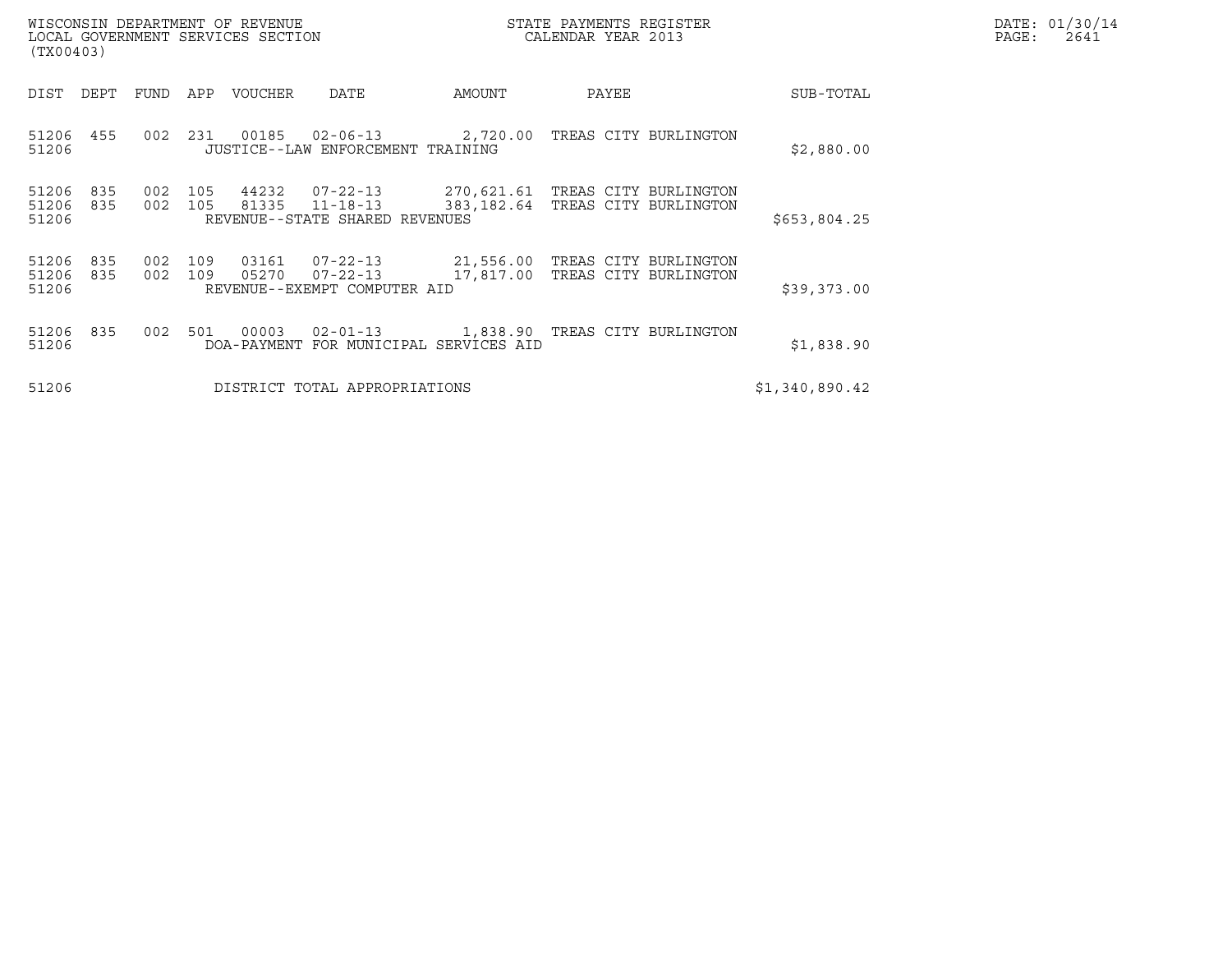| DIST | DEPT | FUND | APP | VOUCHER | DATE | AMOUNT | PAYEE | SUB-TOTAL |
|---|---|---|---|---|---|---|---|---|
| 51206 | 455 | 002 | 231 | 00185 | 02-06-13 | 2,720.00 | TREAS CITY BURLINGTON | |
| 51206 | | | | JUSTICE--LAW ENFORCEMENT TRAINING | | | | $2,880.00 |
| 51206 | 835 | 002 | 105 | 44232 | 07-22-13 | 270,621.61 | TREAS CITY BURLINGTON | |
| 51206 | 835 | 002 | 105 | 81335 | 11-18-13 | 383,182.64 | TREAS CITY BURLINGTON | |
| 51206 | | | | REVENUE--STATE SHARED REVENUES | | | | $653,804.25 |
| 51206 | 835 | 002 | 109 | 03161 | 07-22-13 | 21,556.00 | TREAS CITY BURLINGTON | |
| 51206 | 835 | 002 | 109 | 05270 | 07-22-13 | 17,817.00 | TREAS CITY BURLINGTON | |
| 51206 | | | | REVENUE--EXEMPT COMPUTER AID | | | | $39,373.00 |
| 51206 | 835 | 002 | 501 | 00003 | 02-01-13 | 1,838.90 | TREAS CITY BURLINGTON | |
| 51206 | | | | DOA-PAYMENT FOR MUNICIPAL SERVICES AID | | | | $1,838.90 |
| 51206 | | | | DISTRICT TOTAL APPROPRIATIONS | | | | $1,340,890.42 |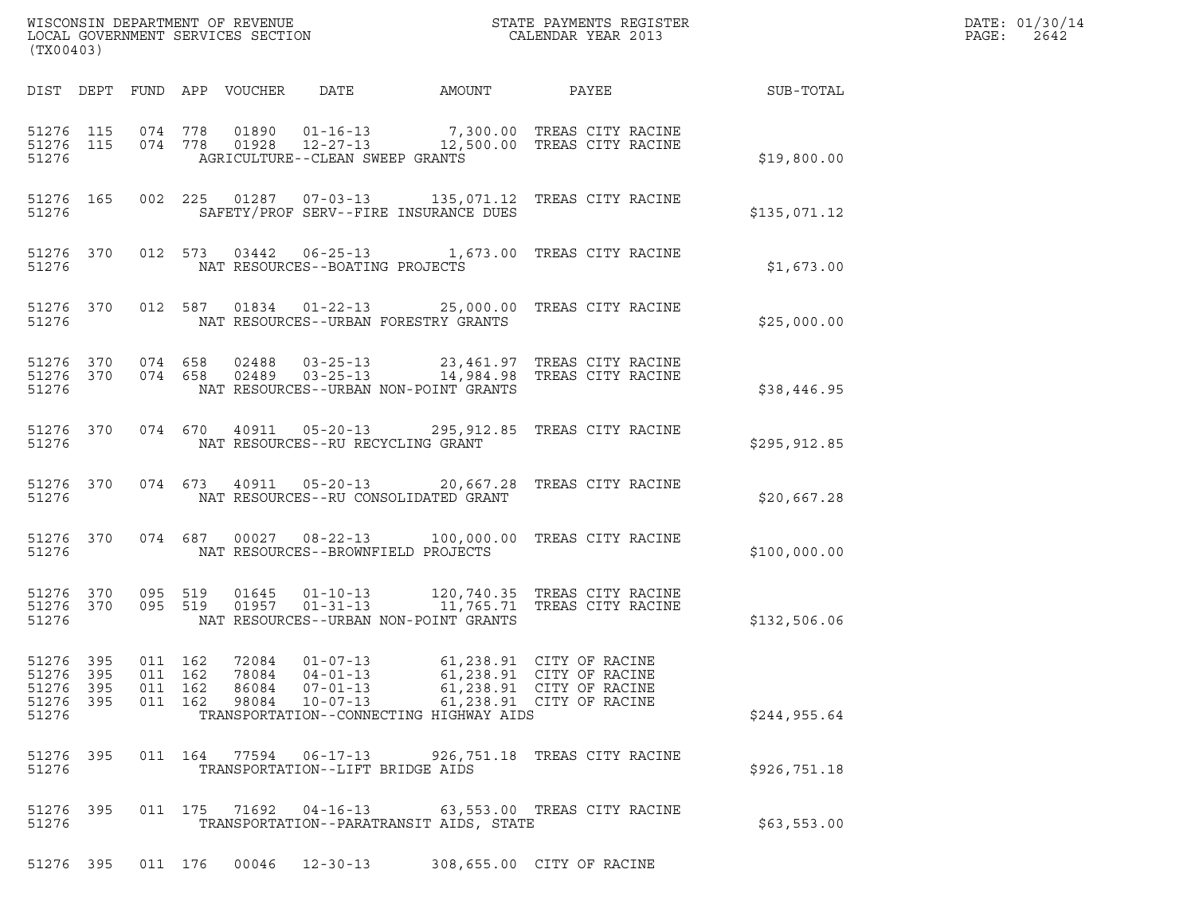WISCONSIN DEPARTMENT OF REVENUE
LOCAL GOVERNMENT SERVICES SECTION
(TX00403)

STATE PAYMENTS REGISTER
CALENDAR YEAR 2013

DATE: 01/30/14
PAGE: 2642

| DIST | DEPT | FUND | APP | VOUCHER | DATE | AMOUNT | PAYEE | SUB-TOTAL |
|---|---|---|---|---|---|---|---|---|
| 51276 | 115 | 074 | 778 | 01890 | 01-16-13 | 7,300.00 | TREAS CITY RACINE | |
| 51276 | 115 | 074 | 778 | 01928 | 12-27-13 | 12,500.00 | TREAS CITY RACINE | |
| 51276 | | | | | AGRICULTURE--CLEAN SWEEP GRANTS | | | $19,800.00 |
| 51276 | 165 | 002 | 225 | 01287 | 07-03-13 | 135,071.12 | TREAS CITY RACINE | |
| 51276 | | | | | SAFETY/PROF SERV--FIRE INSURANCE DUES | | | $135,071.12 |
| 51276 | 370 | 012 | 573 | 03442 | 06-25-13 | 1,673.00 | TREAS CITY RACINE | |
| 51276 | | | | | NAT RESOURCES--BOATING PROJECTS | | | $1,673.00 |
| 51276 | 370 | 012 | 587 | 01834 | 01-22-13 | 25,000.00 | TREAS CITY RACINE | |
| 51276 | | | | | NAT RESOURCES--URBAN FORESTRY GRANTS | | | $25,000.00 |
| 51276 | 370 | 074 | 658 | 02488 | 03-25-13 | 23,461.97 | TREAS CITY RACINE | |
| 51276 | 370 | 074 | 658 | 02489 | 03-25-13 | 14,984.98 | TREAS CITY RACINE | |
| 51276 | | | | | NAT RESOURCES--URBAN NON-POINT GRANTS | | | $38,446.95 |
| 51276 | 370 | 074 | 670 | 40911 | 05-20-13 | 295,912.85 | TREAS CITY RACINE | |
| 51276 | | | | | NAT RESOURCES--RU RECYCLING GRANT | | | $295,912.85 |
| 51276 | 370 | 074 | 673 | 40911 | 05-20-13 | 20,667.28 | TREAS CITY RACINE | |
| 51276 | | | | | NAT RESOURCES--RU CONSOLIDATED GRANT | | | $20,667.28 |
| 51276 | 370 | 074 | 687 | 00027 | 08-22-13 | 100,000.00 | TREAS CITY RACINE | |
| 51276 | | | | | NAT RESOURCES--BROWNFIELD PROJECTS | | | $100,000.00 |
| 51276 | 370 | 095 | 519 | 01645 | 01-10-13 | 120,740.35 | TREAS CITY RACINE | |
| 51276 | 370 | 095 | 519 | 01957 | 01-31-13 | 11,765.71 | TREAS CITY RACINE | |
| 51276 | | | | | NAT RESOURCES--URBAN NON-POINT GRANTS | | | $132,506.06 |
| 51276 | 395 | 011 | 162 | 72084 | 01-07-13 | 61,238.91 | CITY OF RACINE | |
| 51276 | 395 | 011 | 162 | 78084 | 04-01-13 | 61,238.91 | CITY OF RACINE | |
| 51276 | 395 | 011 | 162 | 86084 | 07-01-13 | 61,238.91 | CITY OF RACINE | |
| 51276 | 395 | 011 | 162 | 98084 | 10-07-13 | 61,238.91 | CITY OF RACINE | |
| 51276 | | | | | TRANSPORTATION--CONNECTING HIGHWAY AIDS | | | $244,955.64 |
| 51276 | 395 | 011 | 164 | 77594 | 06-17-13 | 926,751.18 | TREAS CITY RACINE | |
| 51276 | | | | | TRANSPORTATION--LIFT BRIDGE AIDS | | | $926,751.18 |
| 51276 | 395 | 011 | 175 | 71692 | 04-16-13 | 63,553.00 | TREAS CITY RACINE | |
| 51276 | | | | | TRANSPORTATION--PARATRANSIT AIDS, STATE | | | $63,553.00 |
| 51276 | 395 | 011 | 176 | 00046 | 12-30-13 | 308,655.00 | CITY OF RACINE | |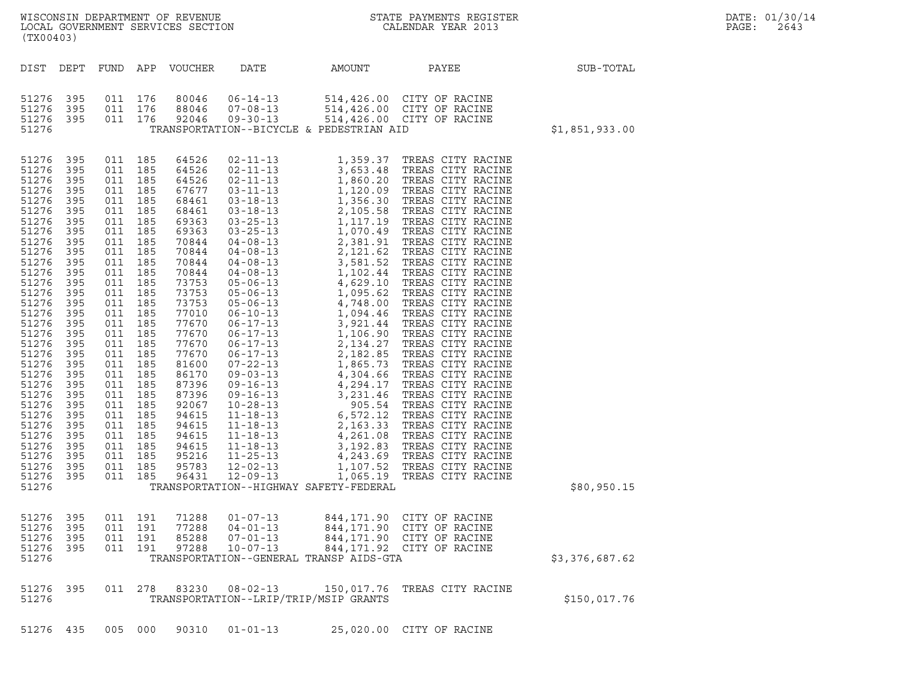WISCONSIN DEPARTMENT OF REVENUE
LOCAL GOVERNMENT SERVICES SECTION
(TX00403)

STATE PAYMENTS REGISTER
CALENDAR YEAR 2013

| DIST | DEPT | FUND | APP | VOUCHER | DATE | AMOUNT | PAYEE | SUB-TOTAL |
|---|---|---|---|---|---|---|---|---|
| 51276 | 395 | 011 | 176 | 80046 | 06-14-13 | 514,426.00 | CITY OF RACINE | |
| 51276 | 395 | 011 | 176 | 88046 | 07-08-13 | 514,426.00 | CITY OF RACINE | |
| 51276 | 395 | 011 | 176 | 92046 | 09-30-13 | 514,426.00 | CITY OF RACINE | |
| 51276 | | | | | TRANSPORTATION--BICYCLE & PEDESTRIAN AID | | | $1,851,933.00 |
| 51276 | 395 | 011 | 185 | 64526 | 02-11-13 | 1,359.37 | TREAS CITY RACINE | |
| 51276 | 395 | 011 | 185 | 64526 | 02-11-13 | 3,653.48 | TREAS CITY RACINE | |
| 51276 | 395 | 011 | 185 | 64526 | 02-11-13 | 1,860.20 | TREAS CITY RACINE | |
| 51276 | 395 | 011 | 185 | 67677 | 03-11-13 | 1,120.09 | TREAS CITY RACINE | |
| 51276 | 395 | 011 | 185 | 68461 | 03-18-13 | 1,356.30 | TREAS CITY RACINE | |
| 51276 | 395 | 011 | 185 | 68461 | 03-18-13 | 2,105.58 | TREAS CITY RACINE | |
| 51276 | 395 | 011 | 185 | 69363 | 03-25-13 | 1,117.19 | TREAS CITY RACINE | |
| 51276 | 395 | 011 | 185 | 69363 | 03-25-13 | 1,070.49 | TREAS CITY RACINE | |
| 51276 | 395 | 011 | 185 | 70844 | 04-08-13 | 2,381.91 | TREAS CITY RACINE | |
| 51276 | 395 | 011 | 185 | 70844 | 04-08-13 | 2,121.62 | TREAS CITY RACINE | |
| 51276 | 395 | 011 | 185 | 70844 | 04-08-13 | 3,581.52 | TREAS CITY RACINE | |
| 51276 | 395 | 011 | 185 | 70844 | 04-08-13 | 1,102.44 | TREAS CITY RACINE | |
| 51276 | 395 | 011 | 185 | 73753 | 05-06-13 | 4,629.10 | TREAS CITY RACINE | |
| 51276 | 395 | 011 | 185 | 73753 | 05-06-13 | 1,095.62 | TREAS CITY RACINE | |
| 51276 | 395 | 011 | 185 | 73753 | 05-06-13 | 4,748.00 | TREAS CITY RACINE | |
| 51276 | 395 | 011 | 185 | 77010 | 06-10-13 | 1,094.46 | TREAS CITY RACINE | |
| 51276 | 395 | 011 | 185 | 77670 | 06-17-13 | 3,921.44 | TREAS CITY RACINE | |
| 51276 | 395 | 011 | 185 | 77670 | 06-17-13 | 1,106.90 | TREAS CITY RACINE | |
| 51276 | 395 | 011 | 185 | 77670 | 06-17-13 | 2,134.27 | TREAS CITY RACINE | |
| 51276 | 395 | 011 | 185 | 77670 | 06-17-13 | 2,182.85 | TREAS CITY RACINE | |
| 51276 | 395 | 011 | 185 | 81600 | 07-22-13 | 1,865.73 | TREAS CITY RACINE | |
| 51276 | 395 | 011 | 185 | 86170 | 09-03-13 | 4,304.66 | TREAS CITY RACINE | |
| 51276 | 395 | 011 | 185 | 87396 | 09-16-13 | 4,294.17 | TREAS CITY RACINE | |
| 51276 | 395 | 011 | 185 | 87396 | 09-16-13 | 3,231.46 | TREAS CITY RACINE | |
| 51276 | 395 | 011 | 185 | 92067 | 10-28-13 | 905.54 | TREAS CITY RACINE | |
| 51276 | 395 | 011 | 185 | 94615 | 11-18-13 | 6,572.12 | TREAS CITY RACINE | |
| 51276 | 395 | 011 | 185 | 94615 | 11-18-13 | 2,163.33 | TREAS CITY RACINE | |
| 51276 | 395 | 011 | 185 | 94615 | 11-18-13 | 4,261.08 | TREAS CITY RACINE | |
| 51276 | 395 | 011 | 185 | 94615 | 11-18-13 | 3,192.83 | TREAS CITY RACINE | |
| 51276 | 395 | 011 | 185 | 95216 | 11-25-13 | 4,243.69 | TREAS CITY RACINE | |
| 51276 | 395 | 011 | 185 | 95783 | 12-02-13 | 1,107.52 | TREAS CITY RACINE | |
| 51276 | 395 | 011 | 185 | 96431 | 12-09-13 | 1,065.19 | TREAS CITY RACINE | |
| 51276 | | | | | TRANSPORTATION--HIGHWAY SAFETY-FEDERAL | | | $80,950.15 |
| 51276 | 395 | 011 | 191 | 71288 | 01-07-13 | 844,171.90 | CITY OF RACINE | |
| 51276 | 395 | 011 | 191 | 77288 | 04-01-13 | 844,171.90 | CITY OF RACINE | |
| 51276 | 395 | 011 | 191 | 85288 | 07-01-13 | 844,171.90 | CITY OF RACINE | |
| 51276 | 395 | 011 | 191 | 97288 | 10-07-13 | 844,171.92 | CITY OF RACINE | |
| 51276 | | | | | TRANSPORTATION--GENERAL TRANSP AIDS-GTA | | | $3,376,687.62 |
| 51276 | 395 | 011 | 278 | 83230 | 08-02-13 | 150,017.76 | TREAS CITY RACINE | |
| 51276 | | | | | TRANSPORTATION--LRIP/TRIP/MSIP GRANTS | | | $150,017.76 |
| 51276 | 435 | 005 | 000 | 90310 | 01-01-13 | 25,020.00 | CITY OF RACINE | |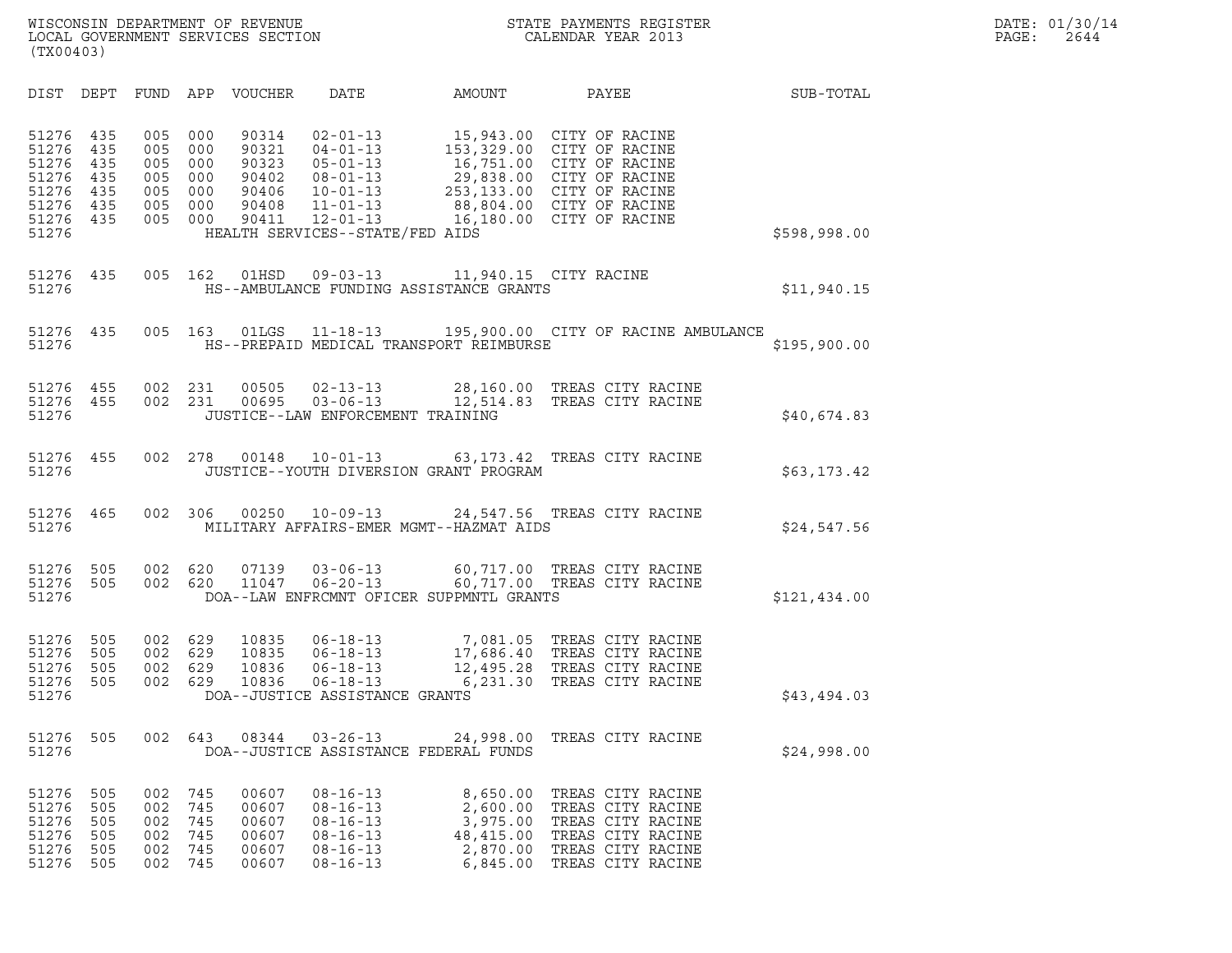WISCONSIN DEPARTMENT OF REVENUE
LOCAL GOVERNMENT SERVICES SECTION
(TX00403)

STATE PAYMENTS REGISTER
CALENDAR YEAR 2013

DATE: 01/30/14
PAGE: 2644

| DIST | DEPT | FUND | APP | VOUCHER | DATE | AMOUNT | PAYEE | SUB-TOTAL |
|---|---|---|---|---|---|---|---|---|
| 51276 | 435 | 005 | 000 | 90314 | 02-01-13 | 15,943.00 | CITY OF RACINE | |
| 51276 | 435 | 005 | 000 | 90321 | 04-01-13 | 153,329.00 | CITY OF RACINE | |
| 51276 | 435 | 005 | 000 | 90323 | 05-01-13 | 16,751.00 | CITY OF RACINE | |
| 51276 | 435 | 005 | 000 | 90402 | 08-01-13 | 29,838.00 | CITY OF RACINE | |
| 51276 | 435 | 005 | 000 | 90406 | 10-01-13 | 253,133.00 | CITY OF RACINE | |
| 51276 | 435 | 005 | 000 | 90408 | 11-01-13 | 88,804.00 | CITY OF RACINE | |
| 51276 | 435 | 005 | 000 | 90411 | 12-01-13 | 16,180.00 | CITY OF RACINE | |
| 51276 | | | | HEALTH SERVICES--STATE/FED AIDS | | | | $598,998.00 |
| 51276 | 435 | 005 | 162 | 01HSD | 09-03-13 | 11,940.15 | CITY RACINE | |
| 51276 | | | | HS--AMBULANCE FUNDING ASSISTANCE GRANTS | | | | $11,940.15 |
| 51276 | 435 | 005 | 163 | 01LGS | 11-18-13 | 195,900.00 | CITY OF RACINE AMBULANCE | |
| 51276 | | | | HS--PREPAID MEDICAL TRANSPORT REIMBURSE | | | | $195,900.00 |
| 51276 | 455 | 002 | 231 | 00505 | 02-13-13 | 28,160.00 | TREAS CITY RACINE | |
| 51276 | 455 | 002 | 231 | 00695 | 03-06-13 | 12,514.83 | TREAS CITY RACINE | |
| 51276 | | | | JUSTICE--LAW ENFORCEMENT TRAINING | | | | $40,674.83 |
| 51276 | 455 | 002 | 278 | 00148 | 10-01-13 | 63,173.42 | TREAS CITY RACINE | |
| 51276 | | | | JUSTICE--YOUTH DIVERSION GRANT PROGRAM | | | | $63,173.42 |
| 51276 | 465 | 002 | 306 | 00250 | 10-09-13 | 24,547.56 | TREAS CITY RACINE | |
| 51276 | | | | MILITARY AFFAIRS-EMER MGMT--HAZMAT AIDS | | | | $24,547.56 |
| 51276 | 505 | 002 | 620 | 07139 | 03-06-13 | 60,717.00 | TREAS CITY RACINE | |
| 51276 | 505 | 002 | 620 | 11047 | 06-20-13 | 60,717.00 | TREAS CITY RACINE | |
| 51276 | | | | DOA--LAW ENFRCMNT OFICER SUPPMNTL GRANTS | | | | $121,434.00 |
| 51276 | 505 | 002 | 629 | 10835 | 06-18-13 | 7,081.05 | TREAS CITY RACINE | |
| 51276 | 505 | 002 | 629 | 10835 | 06-18-13 | 17,686.40 | TREAS CITY RACINE | |
| 51276 | 505 | 002 | 629 | 10836 | 06-18-13 | 12,495.28 | TREAS CITY RACINE | |
| 51276 | 505 | 002 | 629 | 10836 | 06-18-13 | 6,231.30 | TREAS CITY RACINE | |
| 51276 | | | | DOA--JUSTICE ASSISTANCE GRANTS | | | | $43,494.03 |
| 51276 | 505 | 002 | 643 | 08344 | 03-26-13 | 24,998.00 | TREAS CITY RACINE | |
| 51276 | | | | DOA--JUSTICE ASSISTANCE FEDERAL FUNDS | | | | $24,998.00 |
| 51276 | 505 | 002 | 745 | 00607 | 08-16-13 | 8,650.00 | TREAS CITY RACINE | |
| 51276 | 505 | 002 | 745 | 00607 | 08-16-13 | 2,600.00 | TREAS CITY RACINE | |
| 51276 | 505 | 002 | 745 | 00607 | 08-16-13 | 3,975.00 | TREAS CITY RACINE | |
| 51276 | 505 | 002 | 745 | 00607 | 08-16-13 | 48,415.00 | TREAS CITY RACINE | |
| 51276 | 505 | 002 | 745 | 00607 | 08-16-13 | 2,870.00 | TREAS CITY RACINE | |
| 51276 | 505 | 002 | 745 | 00607 | 08-16-13 | 6,845.00 | TREAS CITY RACINE | |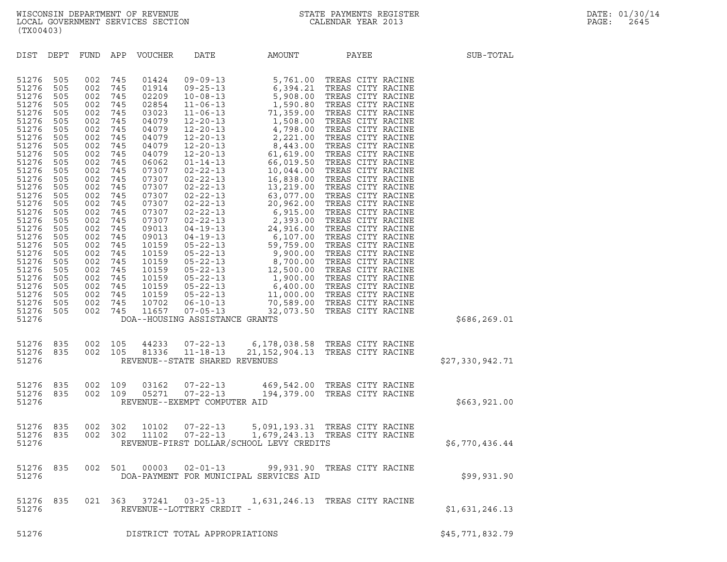WISCONSIN DEPARTMENT OF REVENUE
LOCAL GOVERNMENT SERVICES SECTION
(TX00403)

STATE PAYMENTS REGISTER
CALENDAR YEAR 2013

DATE: 01/30/14
PAGE: 2645

| DIST | DEPT | FUND | APP | VOUCHER | DATE | AMOUNT | PAYEE | SUB-TOTAL |
|---|---|---|---|---|---|---|---|---|
| 51276 | 505 | 002 | 745 | 01424 | 09-09-13 | 5,761.00 | TREAS CITY RACINE | |
| 51276 | 505 | 002 | 745 | 01914 | 09-25-13 | 6,394.21 | TREAS CITY RACINE | |
| 51276 | 505 | 002 | 745 | 02209 | 10-08-13 | 5,908.00 | TREAS CITY RACINE | |
| 51276 | 505 | 002 | 745 | 02854 | 11-06-13 | 1,590.80 | TREAS CITY RACINE | |
| 51276 | 505 | 002 | 745 | 03023 | 11-06-13 | 71,359.00 | TREAS CITY RACINE | |
| 51276 | 505 | 002 | 745 | 04079 | 12-20-13 | 1,508.00 | TREAS CITY RACINE | |
| 51276 | 505 | 002 | 745 | 04079 | 12-20-13 | 4,798.00 | TREAS CITY RACINE | |
| 51276 | 505 | 002 | 745 | 04079 | 12-20-13 | 2,221.00 | TREAS CITY RACINE | |
| 51276 | 505 | 002 | 745 | 04079 | 12-20-13 | 8,443.00 | TREAS CITY RACINE | |
| 51276 | 505 | 002 | 745 | 04079 | 12-20-13 | 61,619.00 | TREAS CITY RACINE | |
| 51276 | 505 | 002 | 745 | 06062 | 01-14-13 | 66,019.50 | TREAS CITY RACINE | |
| 51276 | 505 | 002 | 745 | 07307 | 02-22-13 | 10,044.00 | TREAS CITY RACINE | |
| 51276 | 505 | 002 | 745 | 07307 | 02-22-13 | 16,838.00 | TREAS CITY RACINE | |
| 51276 | 505 | 002 | 745 | 07307 | 02-22-13 | 13,219.00 | TREAS CITY RACINE | |
| 51276 | 505 | 002 | 745 | 07307 | 02-22-13 | 63,077.00 | TREAS CITY RACINE | |
| 51276 | 505 | 002 | 745 | 07307 | 02-22-13 | 20,962.00 | TREAS CITY RACINE | |
| 51276 | 505 | 002 | 745 | 07307 | 02-22-13 | 6,915.00 | TREAS CITY RACINE | |
| 51276 | 505 | 002 | 745 | 07307 | 02-22-13 | 2,393.00 | TREAS CITY RACINE | |
| 51276 | 505 | 002 | 745 | 09013 | 04-19-13 | 24,916.00 | TREAS CITY RACINE | |
| 51276 | 505 | 002 | 745 | 09013 | 04-19-13 | 6,107.00 | TREAS CITY RACINE | |
| 51276 | 505 | 002 | 745 | 10159 | 05-22-13 | 59,759.00 | TREAS CITY RACINE | |
| 51276 | 505 | 002 | 745 | 10159 | 05-22-13 | 9,900.00 | TREAS CITY RACINE | |
| 51276 | 505 | 002 | 745 | 10159 | 05-22-13 | 8,700.00 | TREAS CITY RACINE | |
| 51276 | 505 | 002 | 745 | 10159 | 05-22-13 | 12,500.00 | TREAS CITY RACINE | |
| 51276 | 505 | 002 | 745 | 10159 | 05-22-13 | 1,900.00 | TREAS CITY RACINE | |
| 51276 | 505 | 002 | 745 | 10159 | 05-22-13 | 6,400.00 | TREAS CITY RACINE | |
| 51276 | 505 | 002 | 745 | 10159 | 05-22-13 | 11,000.00 | TREAS CITY RACINE | |
| 51276 | 505 | 002 | 745 | 10702 | 06-10-13 | 70,589.00 | TREAS CITY RACINE | |
| 51276 | 505 | 002 | 745 | 11657 | 07-05-13 | 32,073.50 | TREAS CITY RACINE | |
| 51276 | | | | DOA--HOUSING ASSISTANCE GRANTS | | | | $686,269.01 |
| 51276 | 835 | 002 | 105 | 44233 | 07-22-13 | 6,178,038.58 | TREAS CITY RACINE | |
| 51276 | 835 | 002 | 105 | 81336 | 11-18-13 | 21,152,904.13 | TREAS CITY RACINE | |
| 51276 | | | | REVENUE--STATE SHARED REVENUES | | | | $27,330,942.71 |
| 51276 | 835 | 002 | 109 | 03162 | 07-22-13 | 469,542.00 | TREAS CITY RACINE | |
| 51276 | 835 | 002 | 109 | 05271 | 07-22-13 | 194,379.00 | TREAS CITY RACINE | |
| 51276 | | | | REVENUE--EXEMPT COMPUTER AID | | | | $663,921.00 |
| 51276 | 835 | 002 | 302 | 10102 | 07-22-13 | 5,091,193.31 | TREAS CITY RACINE | |
| 51276 | 835 | 002 | 302 | 11102 | 07-22-13 | 1,679,243.13 | TREAS CITY RACINE | |
| 51276 | | | | REVENUE-FIRST DOLLAR/SCHOOL LEVY CREDITS | | | | $6,770,436.44 |
| 51276 | 835 | 002 | 501 | 00003 | 02-01-13 | 99,931.90 | TREAS CITY RACINE | |
| 51276 | | | | DOA-PAYMENT FOR MUNICIPAL SERVICES AID | | | | $99,931.90 |
| 51276 | 835 | 021 | 363 | 37241 | 03-25-13 | 1,631,246.13 | TREAS CITY RACINE | |
| 51276 | | | | REVENUE--LOTTERY CREDIT - | | | | $1,631,246.13 |
| 51276 | | | | DISTRICT TOTAL APPROPRIATIONS | | | | $45,771,832.79 |